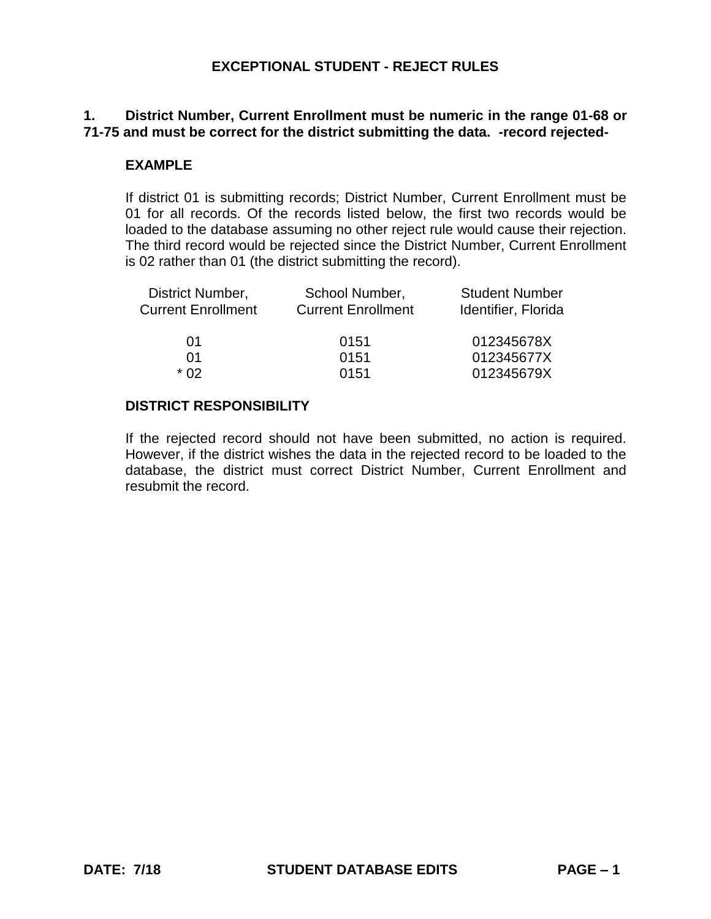# EXCEPTIONAL STUDENT - REJECT RULES

**1. District Number, Current Enrollment must be numeric in the range 01-68 or 71-75 and must be correct for the district submitting the data. -record rejected-**

**EXAMPLE**

If district 01 is submitting records; District Number, Current Enrollment must be 01 for all records. Of the records listed below, the first two records would be loaded to the database assuming no other reject rule would cause their rejection. The third record would be rejected since the District Number, Current Enrollment is 02 rather than 01 (the district submitting the record).

| District Number, Current Enrollment | School Number, Current Enrollment | Student Number Identifier, Florida |
|---|---|---|
| 01 | 0151 | 012345678X |
| 01 | 0151 | 012345677X |
| * 02 | 0151 | 012345679X |

**DISTRICT RESPONSIBILITY**

If the rejected record should not have been submitted, no action is required. However, if the district wishes the data in the rejected record to be loaded to the database, the district must correct District Number, Current Enrollment and resubmit the record.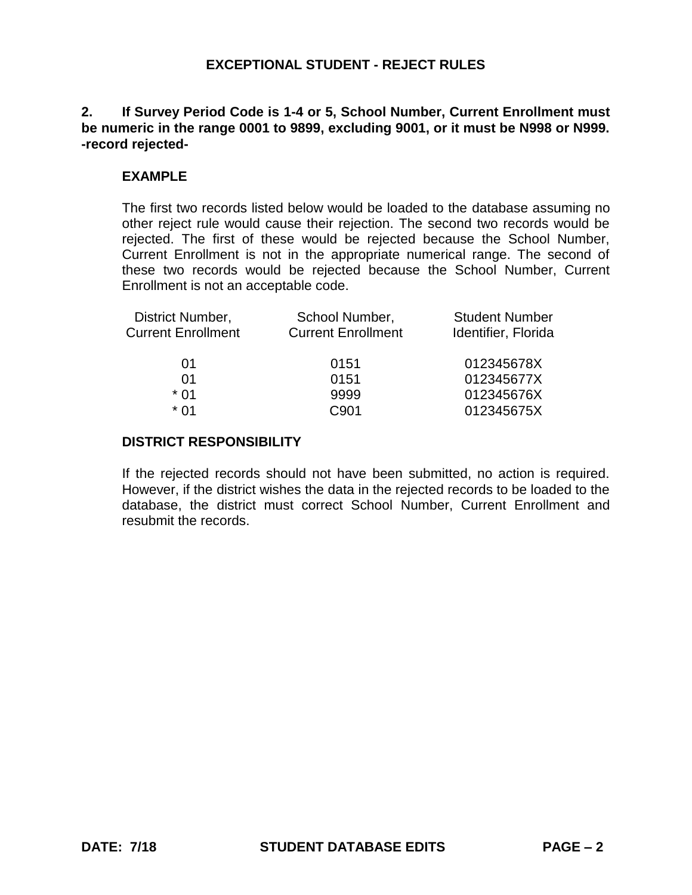## EXCEPTIONAL STUDENT - REJECT RULES

**2. If Survey Period Code is 1-4 or 5, School Number, Current Enrollment must be numeric in the range 0001 to 9899, excluding 9001, or it must be N998 or N999. -record rejected-**

### EXAMPLE

The first two records listed below would be loaded to the database assuming no other reject rule would cause their rejection. The second two records would be rejected. The first of these would be rejected because the School Number, Current Enrollment is not in the appropriate numerical range. The second of these two records would be rejected because the School Number, Current Enrollment is not an acceptable code.

| District Number, Current Enrollment | School Number, Current Enrollment | Student Number Identifier, Florida |
|---|---|---|
| 01 | 0151 | 012345678X |
| 01 | 0151 | 012345677X |
| * 01 | 9999 | 012345676X |
| * 01 | C901 | 012345675X |

### DISTRICT RESPONSIBILITY

If the rejected records should not have been submitted, no action is required. However, if the district wishes the data in the rejected records to be loaded to the database, the district must correct School Number, Current Enrollment and resubmit the records.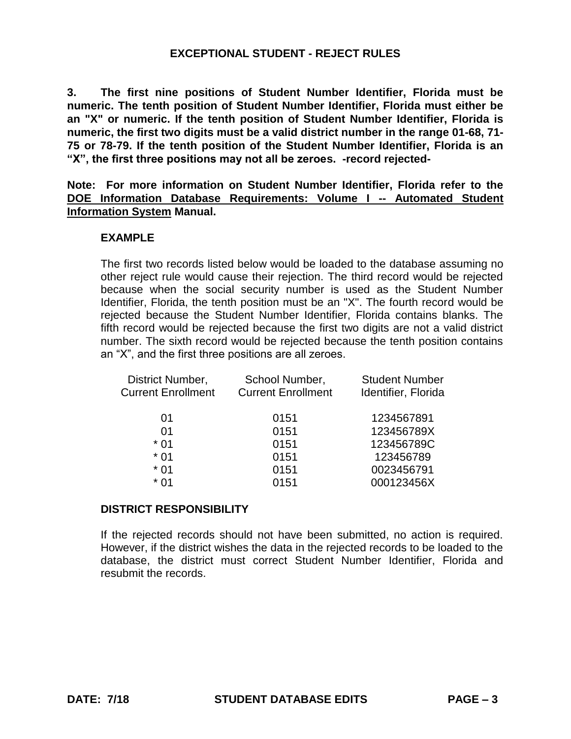## EXCEPTIONAL STUDENT - REJECT RULES

**3. The first nine positions of Student Number Identifier, Florida must be numeric. The tenth position of Student Number Identifier, Florida must either be an "X" or numeric. If the tenth position of Student Number Identifier, Florida is numeric, the first two digits must be a valid district number in the range 01-68, 71-75 or 78-79. If the tenth position of the Student Number Identifier, Florida is an "X", the first three positions may not all be zeroes. -record rejected-**

**Note: For more information on Student Number Identifier, Florida refer to the <u>DOE Information Database Requirements: Volume I -- Automated Student Information System</u> Manual.**

### EXAMPLE

The first two records listed below would be loaded to the database assuming no other reject rule would cause their rejection. The third record would be rejected because when the social security number is used as the Student Number Identifier, Florida, the tenth position must be an "X". The fourth record would be rejected because the Student Number Identifier, Florida contains blanks. The fifth record would be rejected because the first two digits are not a valid district number. The sixth record would be rejected because the tenth position contains an "X", and the first three positions are all zeroes.

| District Number, Current Enrollment | School Number, Current Enrollment | Student Number Identifier, Florida |
|---|---|---|
| 01 | 0151 | 1234567891 |
| 01 | 0151 | 123456789X |
| * 01 | 0151 | 123456789C |
| * 01 | 0151 | 123456789 |
| * 01 | 0151 | 0023456791 |
| * 01 | 0151 | 000123456X |

### DISTRICT RESPONSIBILITY

If the rejected records should not have been submitted, no action is required. However, if the district wishes the data in the rejected records to be loaded to the database, the district must correct Student Number Identifier, Florida and resubmit the records.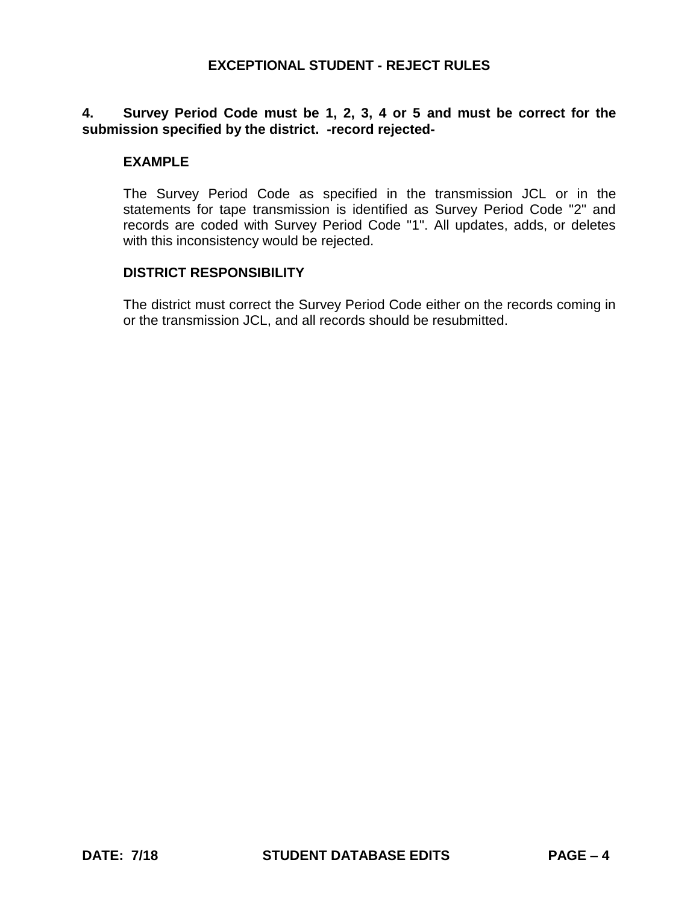# EXCEPTIONAL STUDENT - REJECT RULES

**4. Survey Period Code must be 1, 2, 3, 4 or 5 and must be correct for the submission specified by the district. -record rejected-**

**EXAMPLE**

The Survey Period Code as specified in the transmission JCL or in the statements for tape transmission is identified as Survey Period Code "2" and records are coded with Survey Period Code "1". All updates, adds, or deletes with this inconsistency would be rejected.

**DISTRICT RESPONSIBILITY**

The district must correct the Survey Period Code either on the records coming in or the transmission JCL, and all records should be resubmitted.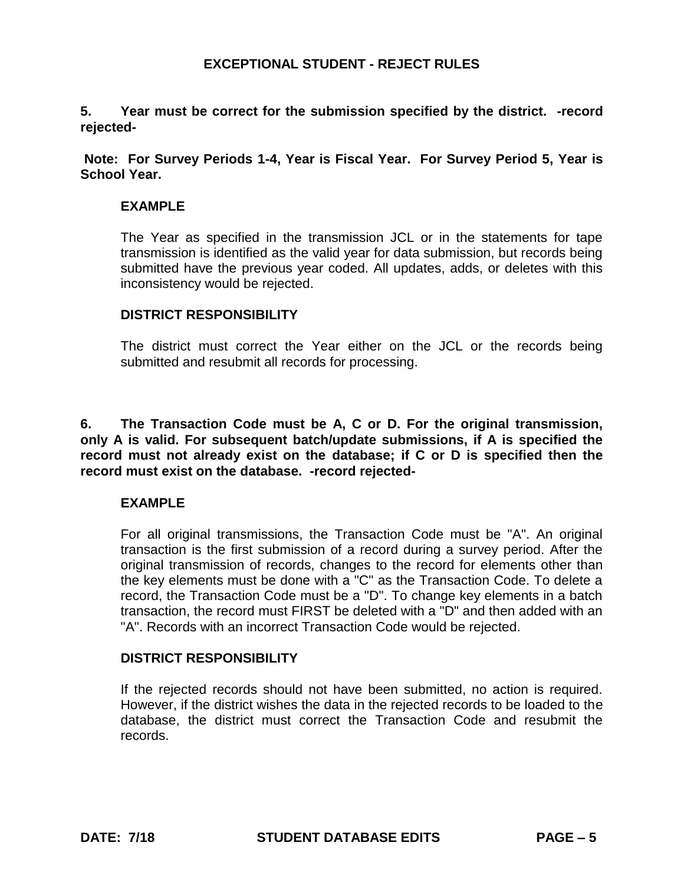**5. Year must be correct for the submission specified by the district. -record rejected-**

**Note: For Survey Periods 1-4, Year is Fiscal Year. For Survey Period 5, Year is School Year.**

**EXAMPLE**

The Year as specified in the transmission JCL or in the statements for tape transmission is identified as the valid year for data submission, but records being submitted have the previous year coded. All updates, adds, or deletes with this inconsistency would be rejected.

**DISTRICT RESPONSIBILITY**

The district must correct the Year either on the JCL or the records being submitted and resubmit all records for processing.

**6. The Transaction Code must be A, C or D. For the original transmission, only A is valid. For subsequent batch/update submissions, if A is specified the record must not already exist on the database; if C or D is specified then the record must exist on the database. -record rejected-**

**EXAMPLE**

For all original transmissions, the Transaction Code must be "A". An original transaction is the first submission of a record during a survey period. After the original transmission of records, changes to the record for elements other than the key elements must be done with a "C" as the Transaction Code. To delete a record, the Transaction Code must be a "D". To change key elements in a batch transaction, the record must FIRST be deleted with a "D" and then added with an "A". Records with an incorrect Transaction Code would be rejected.

**DISTRICT RESPONSIBILITY**

If the rejected records should not have been submitted, no action is required. However, if the district wishes the data in the rejected records to be loaded to the database, the district must correct the Transaction Code and resubmit the records.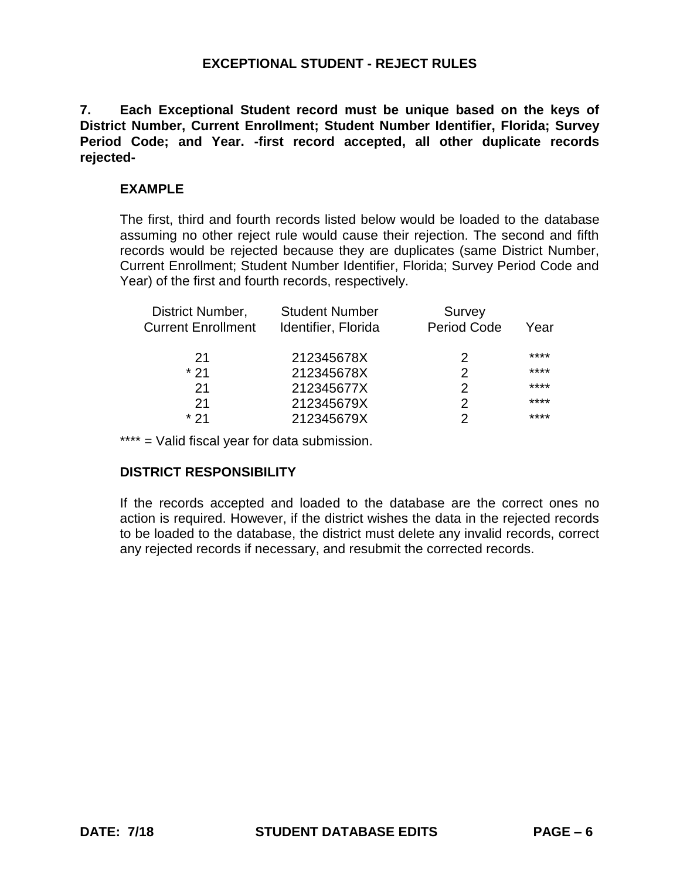## EXCEPTIONAL STUDENT - REJECT RULES

**7. Each Exceptional Student record must be unique based on the keys of District Number, Current Enrollment; Student Number Identifier, Florida; Survey Period Code; and Year. -first record accepted, all other duplicate records rejected-**

### EXAMPLE

The first, third and fourth records listed below would be loaded to the database assuming no other reject rule would cause their rejection. The second and fifth records would be rejected because they are duplicates (same District Number, Current Enrollment; Student Number Identifier, Florida; Survey Period Code and Year) of the first and fourth records, respectively.

| District Number, Current Enrollment | Student Number Identifier, Florida | Survey Period Code | Year |
|---|---|---|---|
| 21 | 212345678X | 2 | **** |
| * 21 | 212345678X | 2 | **** |
| 21 | 212345677X | 2 | **** |
| 21 | 212345679X | 2 | **** |
| * 21 | 212345679X | 2 | **** |

**** = Valid fiscal year for data submission.

### DISTRICT RESPONSIBILITY

If the records accepted and loaded to the database are the correct ones no action is required. However, if the district wishes the data in the rejected records to be loaded to the database, the district must delete any invalid records, correct any rejected records if necessary, and resubmit the corrected records.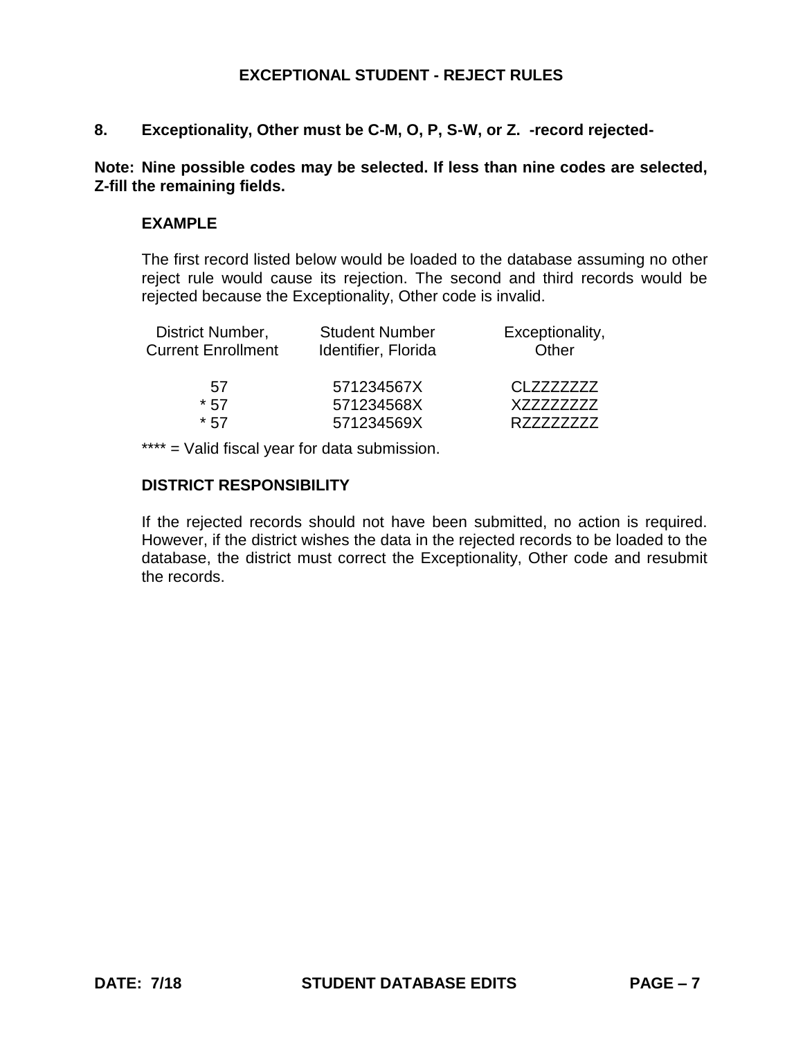# EXCEPTIONAL STUDENT - REJECT RULES

**8. Exceptionality, Other must be C-M, O, P, S-W, or Z. -record rejected-**

**Note: Nine possible codes may be selected. If less than nine codes are selected, Z-fill the remaining fields.**

### EXAMPLE

The first record listed below would be loaded to the database assuming no other reject rule would cause its rejection. The second and third records would be rejected because the Exceptionality, Other code is invalid.

| District Number, Current Enrollment | Student Number Identifier, Florida | Exceptionality, Other |
|---|---|---|
| 57 | 571234567X | CLZZZZZZZ |
| * 57 | 571234568X | XZZZZZZZZ |
| * 57 | 571234569X | RZZZZZZZZ |

**** = Valid fiscal year for data submission.

### DISTRICT RESPONSIBILITY

If the rejected records should not have been submitted, no action is required. However, if the district wishes the data in the rejected records to be loaded to the database, the district must correct the Exceptionality, Other code and resubmit the records.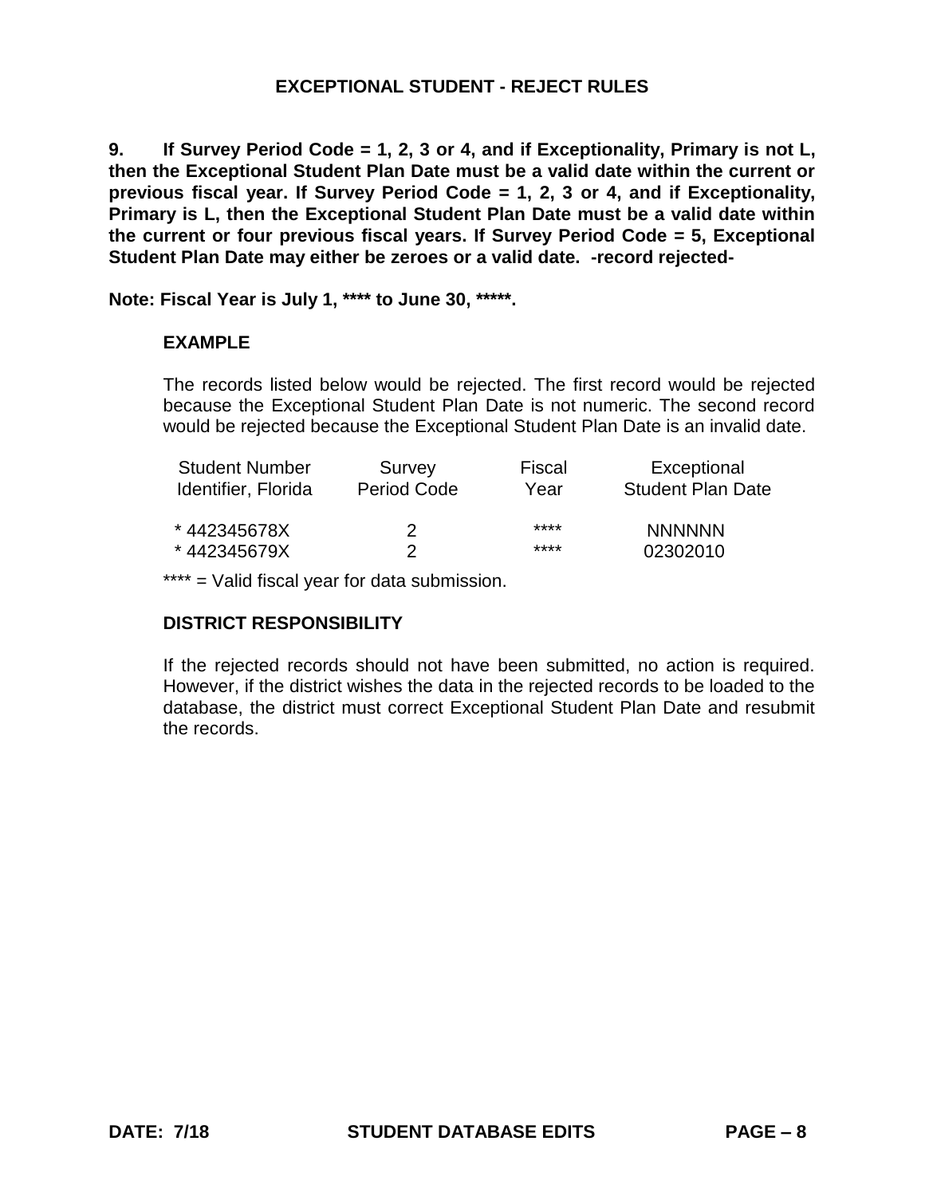## EXCEPTIONAL STUDENT - REJECT RULES

**9. If Survey Period Code = 1, 2, 3 or 4, and if Exceptionality, Primary is not L, then the Exceptional Student Plan Date must be a valid date within the current or previous fiscal year. If Survey Period Code = 1, 2, 3 or 4, and if Exceptionality, Primary is L, then the Exceptional Student Plan Date must be a valid date within the current or four previous fiscal years. If Survey Period Code = 5, Exceptional Student Plan Date may either be zeroes or a valid date. -record rejected-**

**Note: Fiscal Year is July 1, **** to June 30, *****.**

### EXAMPLE

The records listed below would be rejected. The first record would be rejected because the Exceptional Student Plan Date is not numeric. The second record would be rejected because the Exceptional Student Plan Date is an invalid date.

| Student Number Identifier, Florida | Survey Period Code | Fiscal Year | Exceptional Student Plan Date |
|---|---|---|---|
| * 442345678X | 2 | **** | NNNNNN |
| * 442345679X | 2 | **** | 02302010 |

**** = Valid fiscal year for data submission.

### DISTRICT RESPONSIBILITY

If the rejected records should not have been submitted, no action is required. However, if the district wishes the data in the rejected records to be loaded to the database, the district must correct Exceptional Student Plan Date and resubmit the records.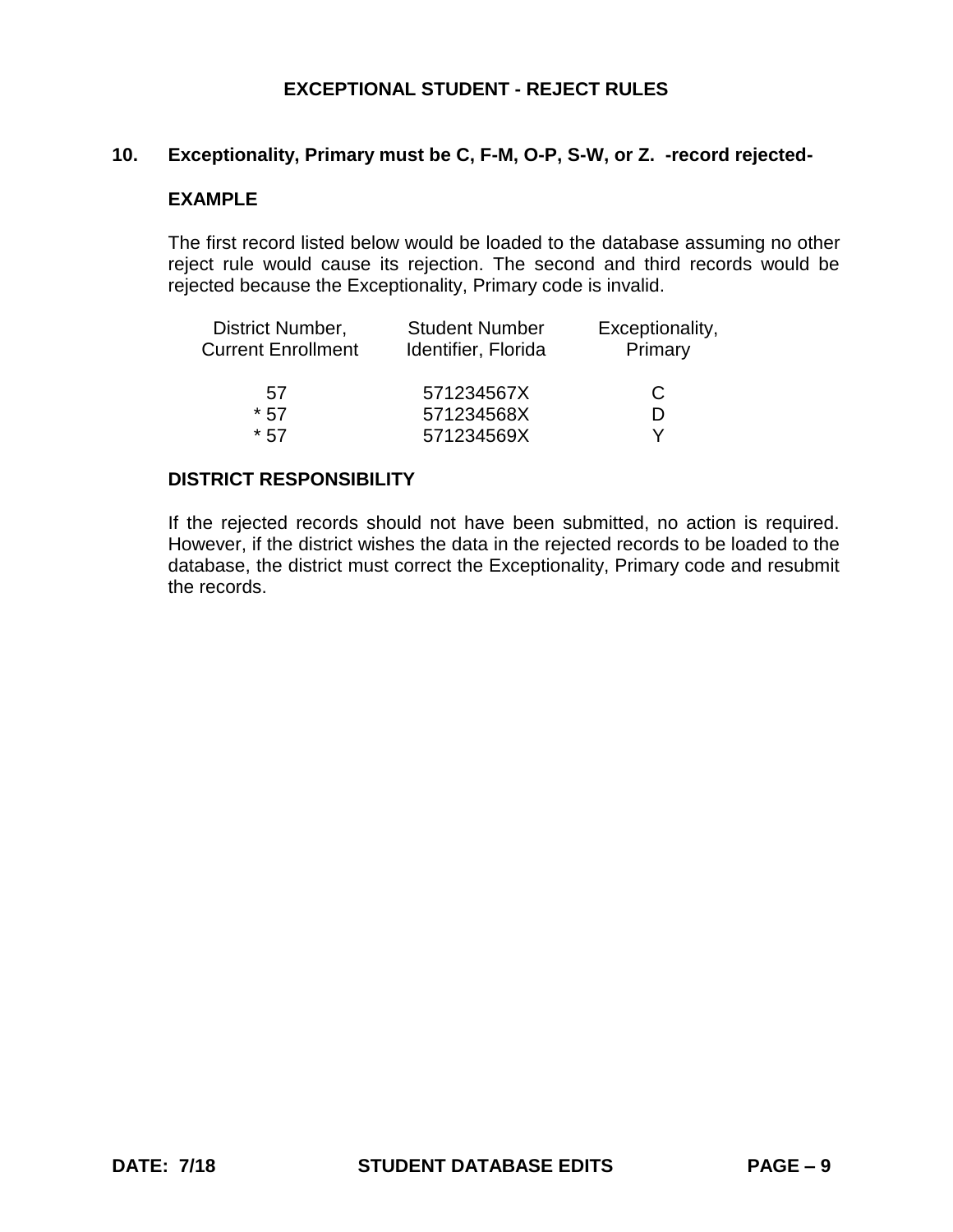## EXCEPTIONAL STUDENT - REJECT RULES

### 10. Exceptionality, Primary must be C, F-M, O-P, S-W, or Z. -record rejected-

**EXAMPLE**

The first record listed below would be loaded to the database assuming no other reject rule would cause its rejection. The second and third records would be rejected because the Exceptionality, Primary code is invalid.

| District Number, Current Enrollment | Student Number Identifier, Florida | Exceptionality, Primary |
|---|---|---|
| 57 | 571234567X | C |
| * 57 | 571234568X | D |
| * 57 | 571234569X | Y |

**DISTRICT RESPONSIBILITY**

If the rejected records should not have been submitted, no action is required. However, if the district wishes the data in the rejected records to be loaded to the database, the district must correct the Exceptionality, Primary code and resubmit the records.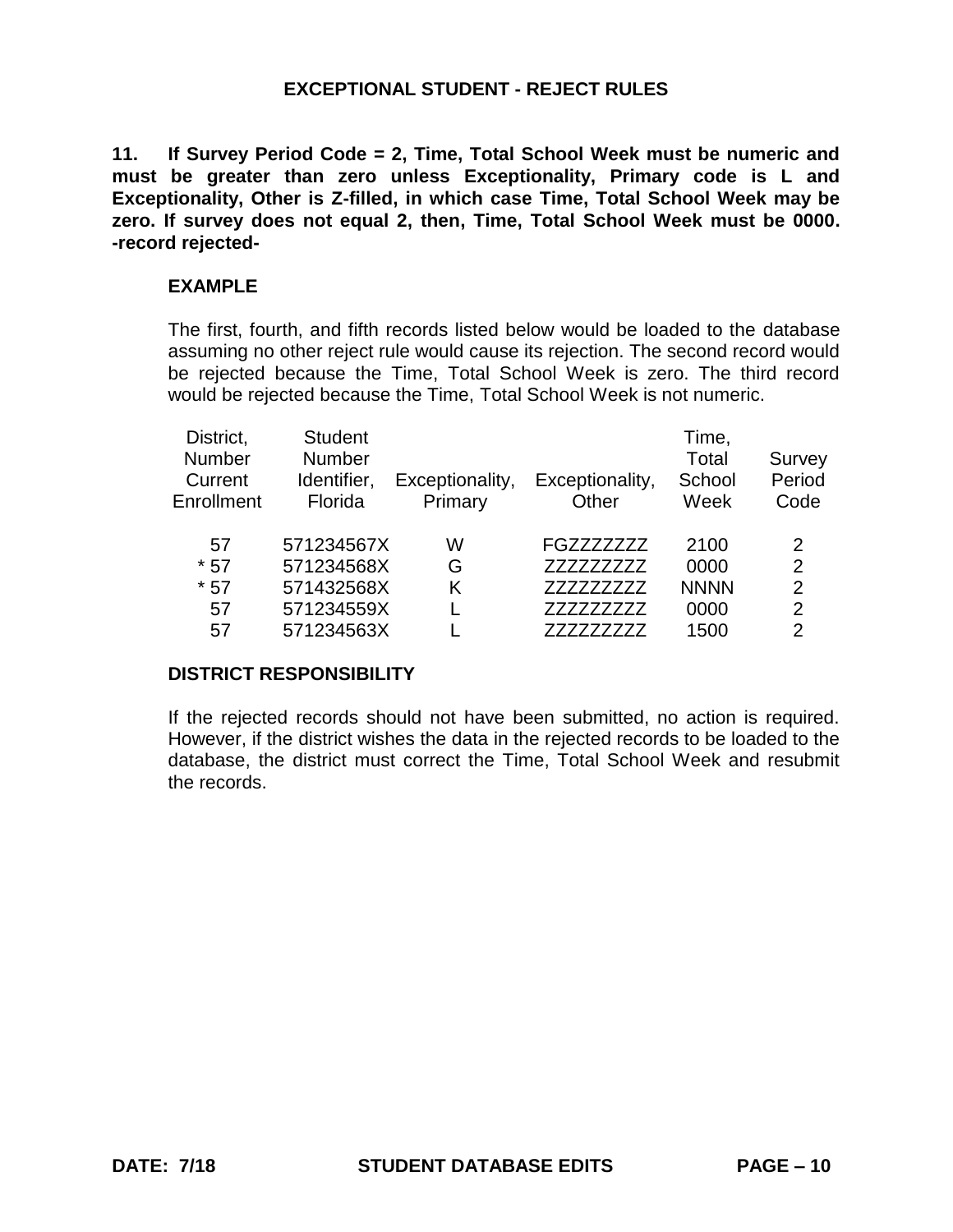# EXCEPTIONAL STUDENT - REJECT RULES

**11. If Survey Period Code = 2, Time, Total School Week must be numeric and must be greater than zero unless Exceptionality, Primary code is L and Exceptionality, Other is Z-filled, in which case Time, Total School Week may be zero. If survey does not equal 2, then, Time, Total School Week must be 0000. -record rejected-**

### EXAMPLE

The first, fourth, and fifth records listed below would be loaded to the database assuming no other reject rule would cause its rejection. The second record would be rejected because the Time, Total School Week is zero. The third record would be rejected because the Time, Total School Week is not numeric.

| District, Number Current Enrollment | Student Number Identifier, Florida | Exceptionality, Primary | Exceptionality, Other | Time, Total School Week | Survey Period Code |
|---|---|---|---|---|---|
| 57 | 571234567X | W | FGZZZZZZZ | 2100 | 2 |
| * 57 | 571234568X | G | ZZZZZZZZZ | 0000 | 2 |
| * 57 | 571432568X | K | ZZZZZZZZZ | NNNN | 2 |
| 57 | 571234559X | L | ZZZZZZZZZ | 0000 | 2 |
| 57 | 571234563X | L | ZZZZZZZZZ | 1500 | 2 |

### DISTRICT RESPONSIBILITY

If the rejected records should not have been submitted, no action is required. However, if the district wishes the data in the rejected records to be loaded to the database, the district must correct the Time, Total School Week and resubmit the records.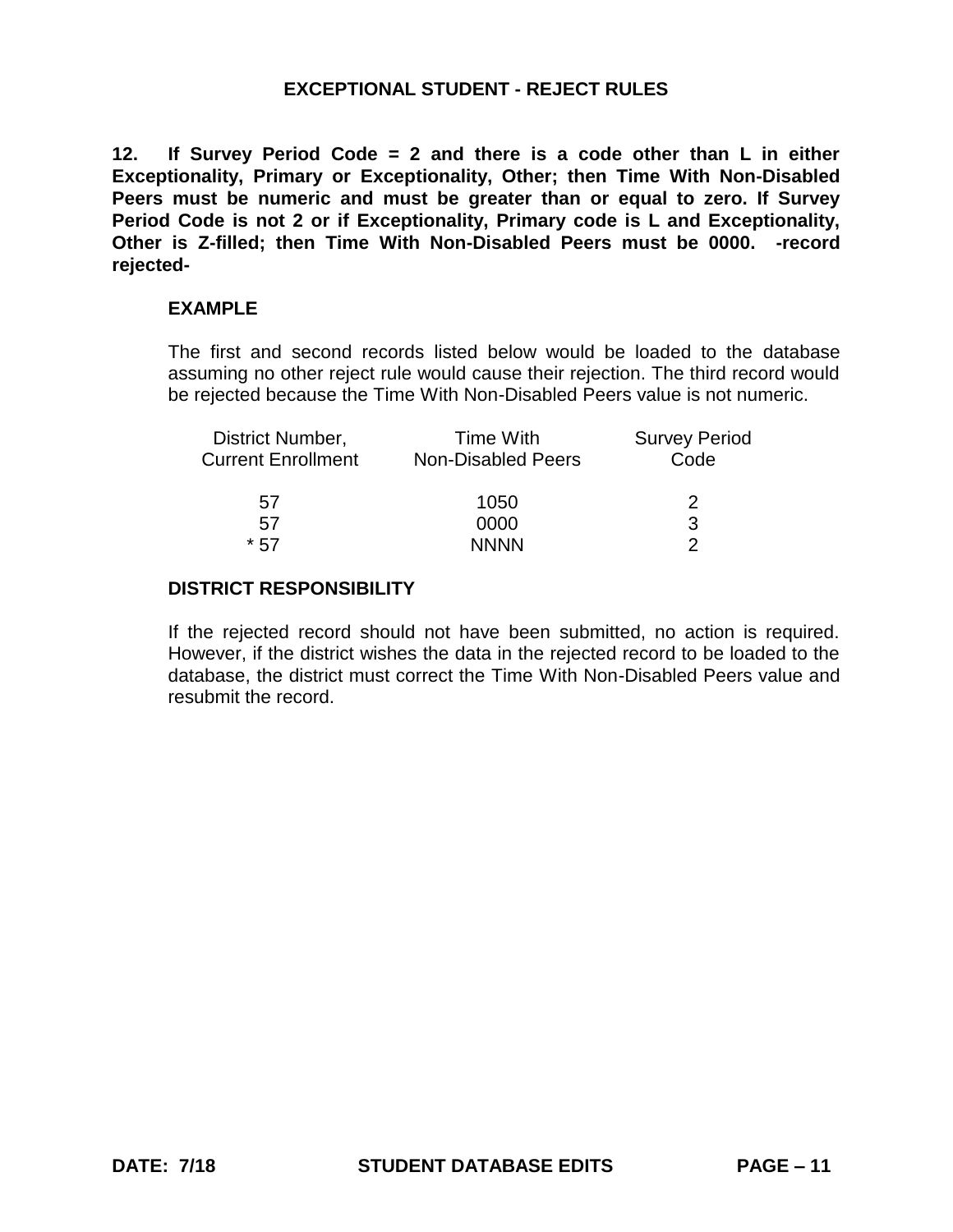# EXCEPTIONAL STUDENT - REJECT RULES

**12. If Survey Period Code = 2 and there is a code other than L in either Exceptionality, Primary or Exceptionality, Other; then Time With Non-Disabled Peers must be numeric and must be greater than or equal to zero. If Survey Period Code is not 2 or if Exceptionality, Primary code is L and Exceptionality, Other is Z-filled; then Time With Non-Disabled Peers must be 0000. -record rejected-**

**EXAMPLE**

The first and second records listed below would be loaded to the database assuming no other reject rule would cause their rejection. The third record would be rejected because the Time With Non-Disabled Peers value is not numeric.

| District Number, Current Enrollment | Time With Non-Disabled Peers | Survey Period Code |
|---|---|---|
| 57 | 1050 | 2 |
| 57 | 0000 | 3 |
| * 57 | NNNN | 2 |

**DISTRICT RESPONSIBILITY**

If the rejected record should not have been submitted, no action is required. However, if the district wishes the data in the rejected record to be loaded to the database, the district must correct the Time With Non-Disabled Peers value and resubmit the record.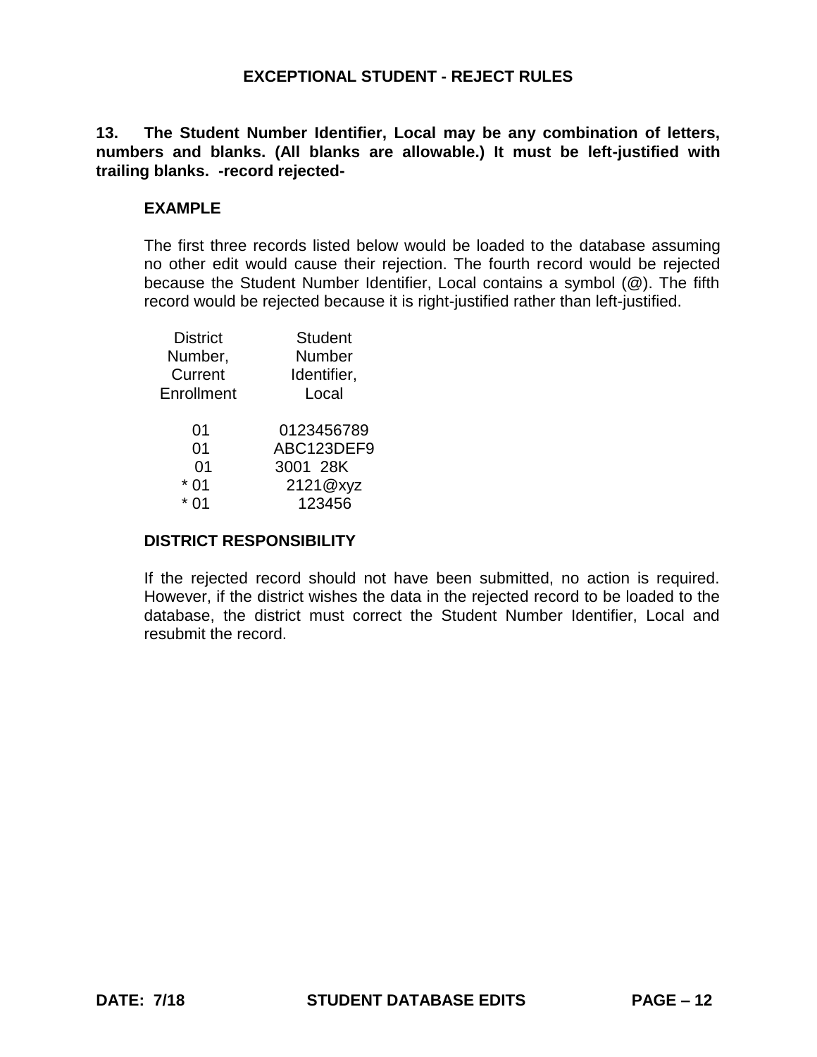## EXCEPTIONAL STUDENT - REJECT RULES

**13. The Student Number Identifier, Local may be any combination of letters, numbers and blanks. (All blanks are allowable.) It must be left-justified with trailing blanks. -record rejected-**

### EXAMPLE

The first three records listed below would be loaded to the database assuming no other edit would cause their rejection. The fourth record would be rejected because the Student Number Identifier, Local contains a symbol (@). The fifth record would be rejected because it is right-justified rather than left-justified.

| District Number, Current Enrollment | Student Number Identifier, Local |
|---|---|
| 01 | 0123456789 |
| 01 | ABC123DEF9 |
| 01 | 3001  28K |
| * 01 | 2121@xyz |
| * 01 | 123456 |

### DISTRICT RESPONSIBILITY

If the rejected record should not have been submitted, no action is required. However, if the district wishes the data in the rejected record to be loaded to the database, the district must correct the Student Number Identifier, Local and resubmit the record.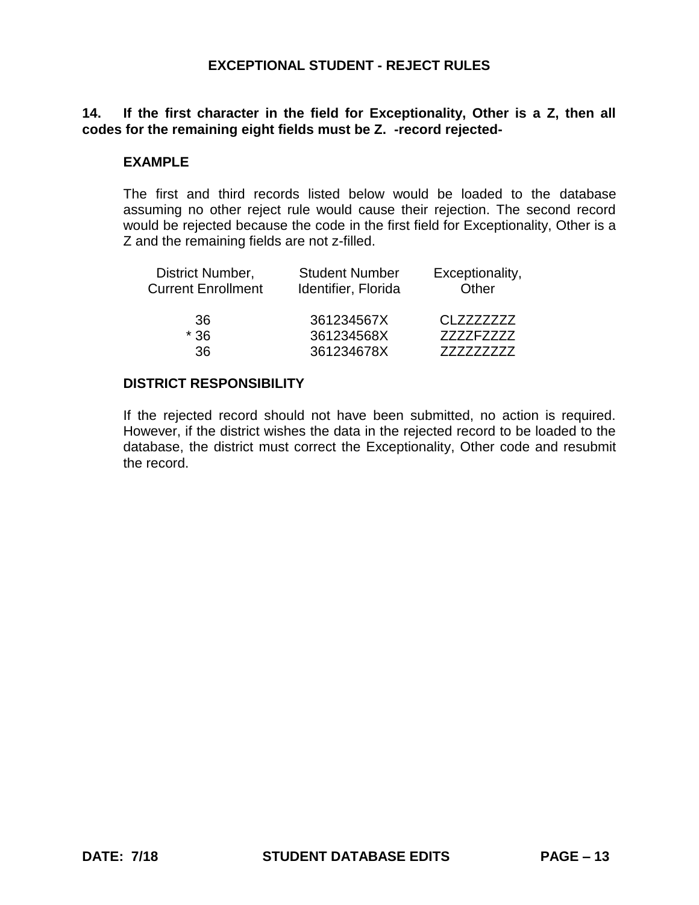## EXCEPTIONAL STUDENT - REJECT RULES

**14. If the first character in the field for Exceptionality, Other is a Z, then all codes for the remaining eight fields must be Z. -record rejected-**

### EXAMPLE

The first and third records listed below would be loaded to the database assuming no other reject rule would cause their rejection. The second record would be rejected because the code in the first field for Exceptionality, Other is a Z and the remaining fields are not z-filled.

| District Number, Current Enrollment | Student Number Identifier, Florida | Exceptionality, Other |
|---|---|---|
| 36 | 361234567X | CLZZZZZZZ |
| * 36 | 361234568X | ZZZZFZZZZ |
| 36 | 361234678X | ZZZZZZZZZ |

### DISTRICT RESPONSIBILITY

If the rejected record should not have been submitted, no action is required. However, if the district wishes the data in the rejected record to be loaded to the database, the district must correct the Exceptionality, Other code and resubmit the record.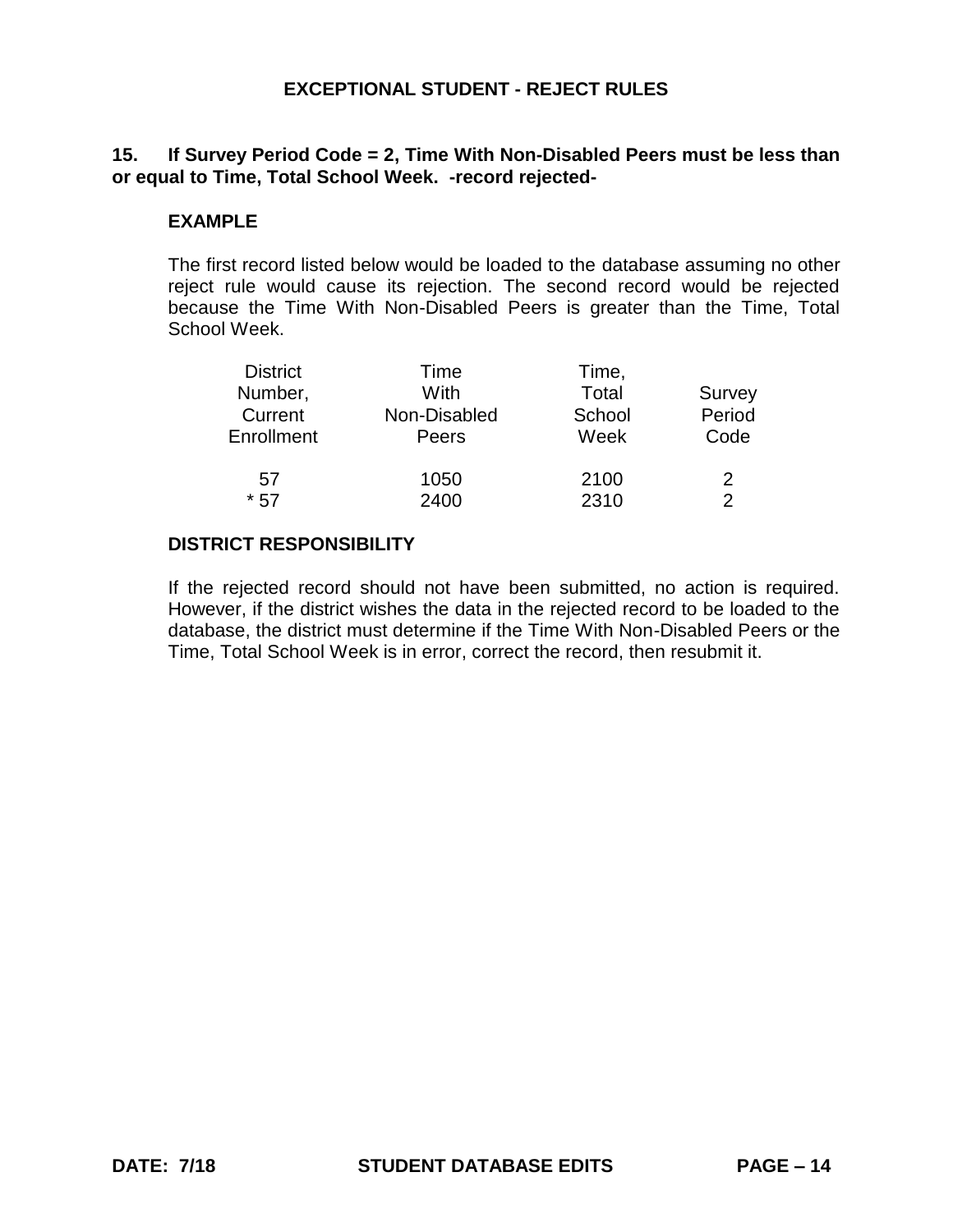# EXCEPTIONAL STUDENT - REJECT RULES

**15. If Survey Period Code = 2, Time With Non-Disabled Peers must be less than or equal to Time, Total School Week. -record rejected-**

**EXAMPLE**

The first record listed below would be loaded to the database assuming no other reject rule would cause its rejection. The second record would be rejected because the Time With Non-Disabled Peers is greater than the Time, Total School Week.

| District Number, Current Enrollment | Time With Non-Disabled Peers | Time, Total School Week | Survey Period Code |
|---|---|---|---|
| 57 | 1050 | 2100 | 2 |
| * 57 | 2400 | 2310 | 2 |

**DISTRICT RESPONSIBILITY**

If the rejected record should not have been submitted, no action is required. However, if the district wishes the data in the rejected record to be loaded to the database, the district must determine if the Time With Non-Disabled Peers or the Time, Total School Week is in error, correct the record, then resubmit it.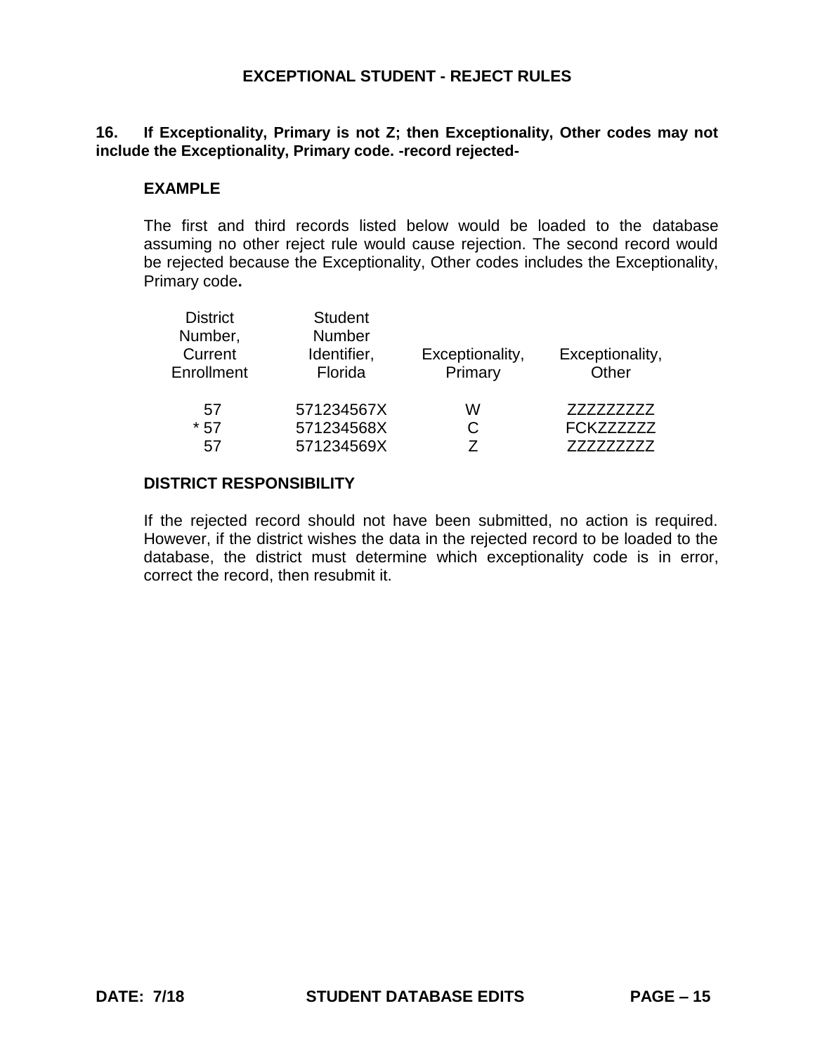# EXCEPTIONAL STUDENT - REJECT RULES

**16. If Exceptionality, Primary is not Z; then Exceptionality, Other codes may not include the Exceptionality, Primary code. -record rejected-**

### EXAMPLE

The first and third records listed below would be loaded to the database assuming no other reject rule would cause rejection. The second record would be rejected because the Exceptionality, Other codes includes the Exceptionality, Primary code**.**

| District Number, Current Enrollment | Student Number Identifier, Florida | Exceptionality, Primary | Exceptionality, Other |
|---|---|---|---|
| 57 | 571234567X | W | ZZZZZZZZZ |
| * 57 | 571234568X | C | FCKZZZZZZ |
| 57 | 571234569X | Z | ZZZZZZZZZ |

### DISTRICT RESPONSIBILITY

If the rejected record should not have been submitted, no action is required. However, if the district wishes the data in the rejected record to be loaded to the database, the district must determine which exceptionality code is in error, correct the record, then resubmit it.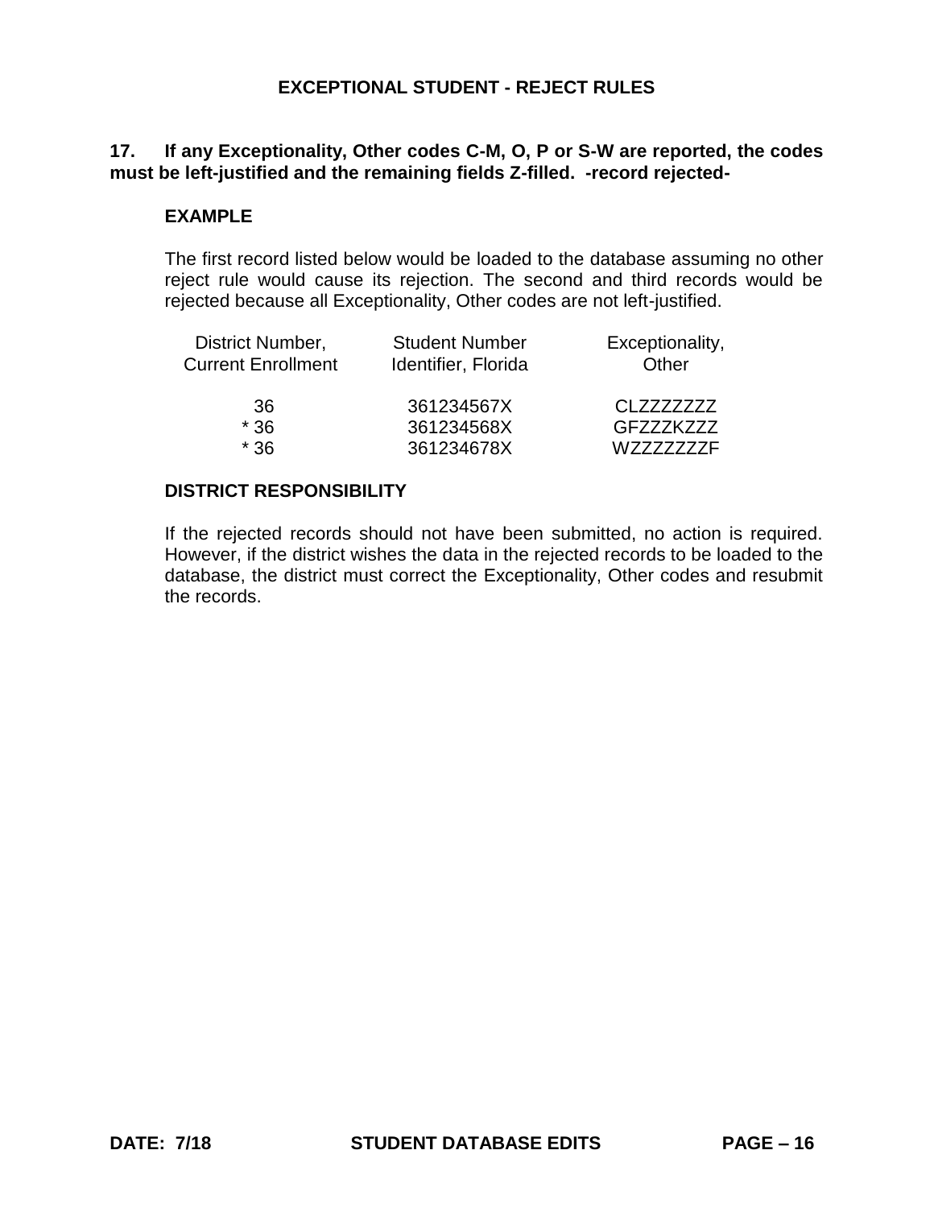# EXCEPTIONAL STUDENT - REJECT RULES

**17. If any Exceptionality, Other codes C-M, O, P or S-W are reported, the codes must be left-justified and the remaining fields Z-filled. -record rejected-**

**EXAMPLE**

The first record listed below would be loaded to the database assuming no other reject rule would cause its rejection. The second and third records would be rejected because all Exceptionality, Other codes are not left-justified.

| District Number, Current Enrollment | Student Number Identifier, Florida | Exceptionality, Other |
|---|---|---|
| 36 | 361234567X | CLZZZZZZZ |
| * 36 | 361234568X | GFZZZKZZZ |
| * 36 | 361234678X | WZZZZZZZF |

**DISTRICT RESPONSIBILITY**

If the rejected records should not have been submitted, no action is required. However, if the district wishes the data in the rejected records to be loaded to the database, the district must correct the Exceptionality, Other codes and resubmit the records.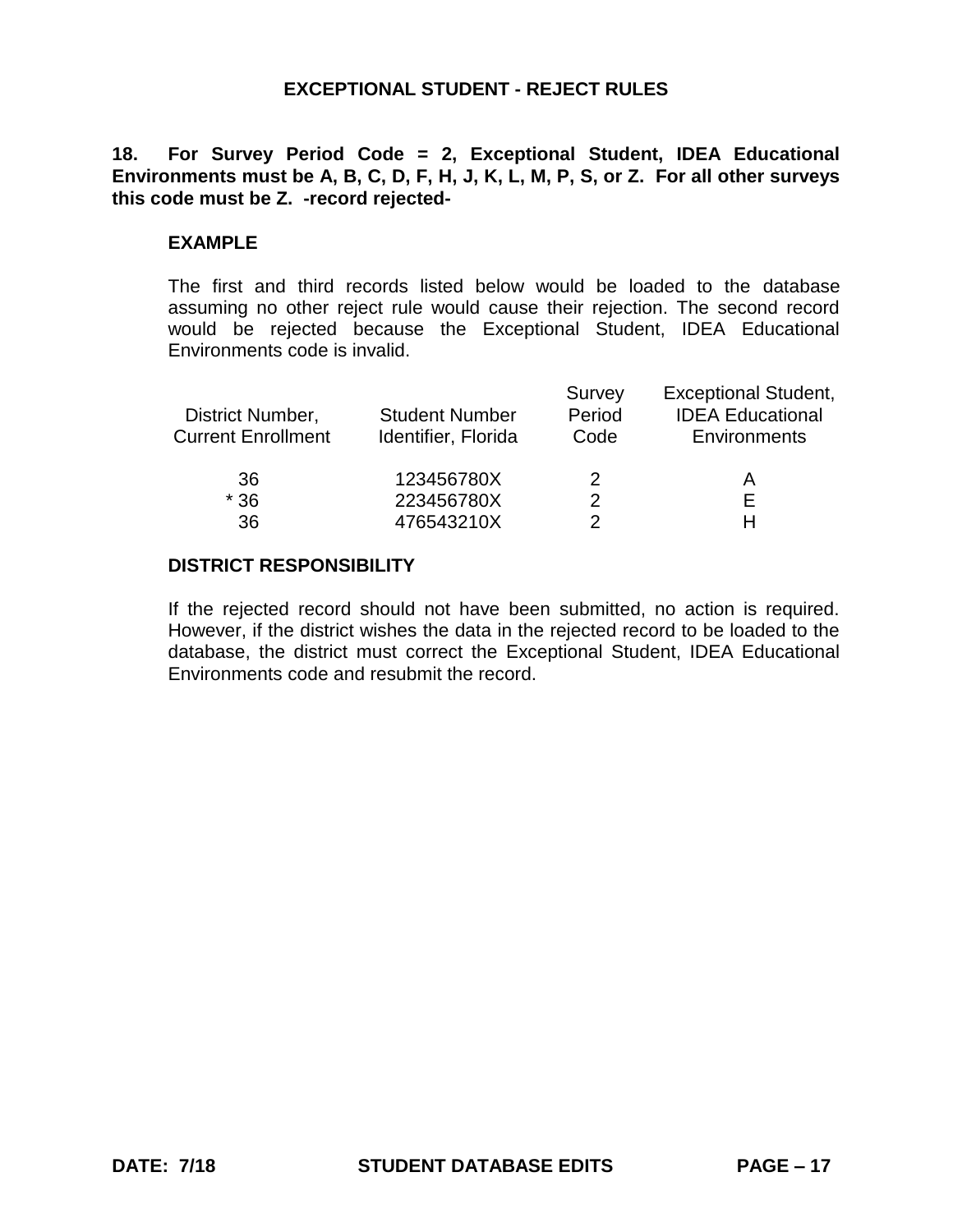# EXCEPTIONAL STUDENT - REJECT RULES

**18. For Survey Period Code = 2, Exceptional Student, IDEA Educational Environments must be A, B, C, D, F, H, J, K, L, M, P, S, or Z. For all other surveys this code must be Z. -record rejected-**

### EXAMPLE

The first and third records listed below would be loaded to the database assuming no other reject rule would cause their rejection. The second record would be rejected because the Exceptional Student, IDEA Educational Environments code is invalid.

| District Number, Current Enrollment | Student Number Identifier, Florida | Survey Period Code | Exceptional Student, IDEA Educational Environments |
|---|---|---|---|
| 36 | 123456780X | 2 | A |
| * 36 | 223456780X | 2 | E |
| 36 | 476543210X | 2 | H |

### DISTRICT RESPONSIBILITY

If the rejected record should not have been submitted, no action is required. However, if the district wishes the data in the rejected record to be loaded to the database, the district must correct the Exceptional Student, IDEA Educational Environments code and resubmit the record.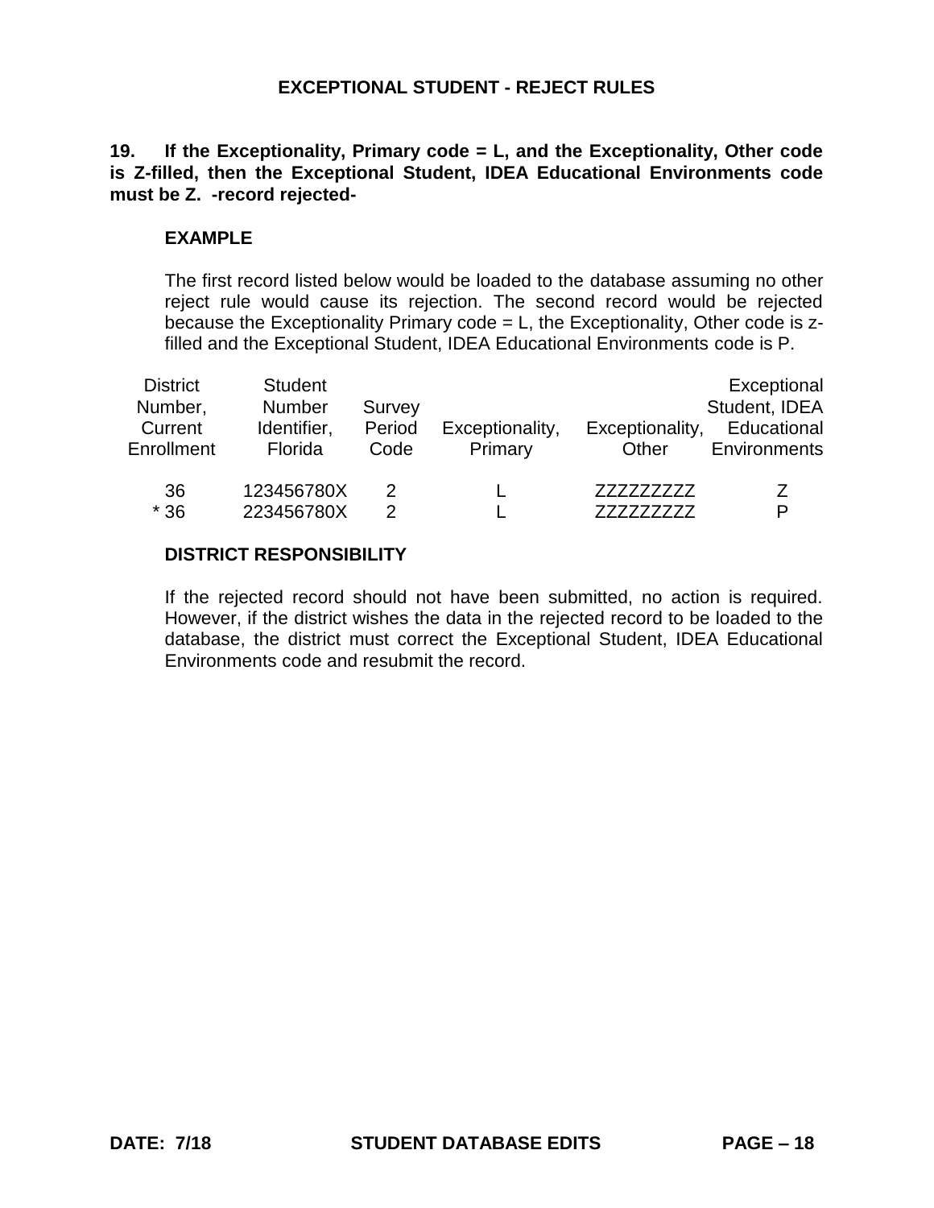# EXCEPTIONAL STUDENT - REJECT RULES

**19. If the Exceptionality, Primary code = L, and the Exceptionality, Other code is Z-filled, then the Exceptional Student, IDEA Educational Environments code must be Z. -record rejected-**

**EXAMPLE**

The first record listed below would be loaded to the database assuming no other reject rule would cause its rejection. The second record would be rejected because the Exceptionality Primary code = L, the Exceptionality, Other code is z-filled and the Exceptional Student, IDEA Educational Environments code is P.

| District Number, Current Enrollment | Student Number Identifier, Florida | Survey Period Code | Exceptionality, Primary | Exceptionality, Other | Exceptional Student, IDEA Educational Environments |
|---|---|---|---|---|---|
| 36 | 123456780X | 2 | L | ZZZZZZZZZ | Z |
| * 36 | 223456780X | 2 | L | ZZZZZZZZZ | P |

**DISTRICT RESPONSIBILITY**

If the rejected record should not have been submitted, no action is required. However, if the district wishes the data in the rejected record to be loaded to the database, the district must correct the Exceptional Student, IDEA Educational Environments code and resubmit the record.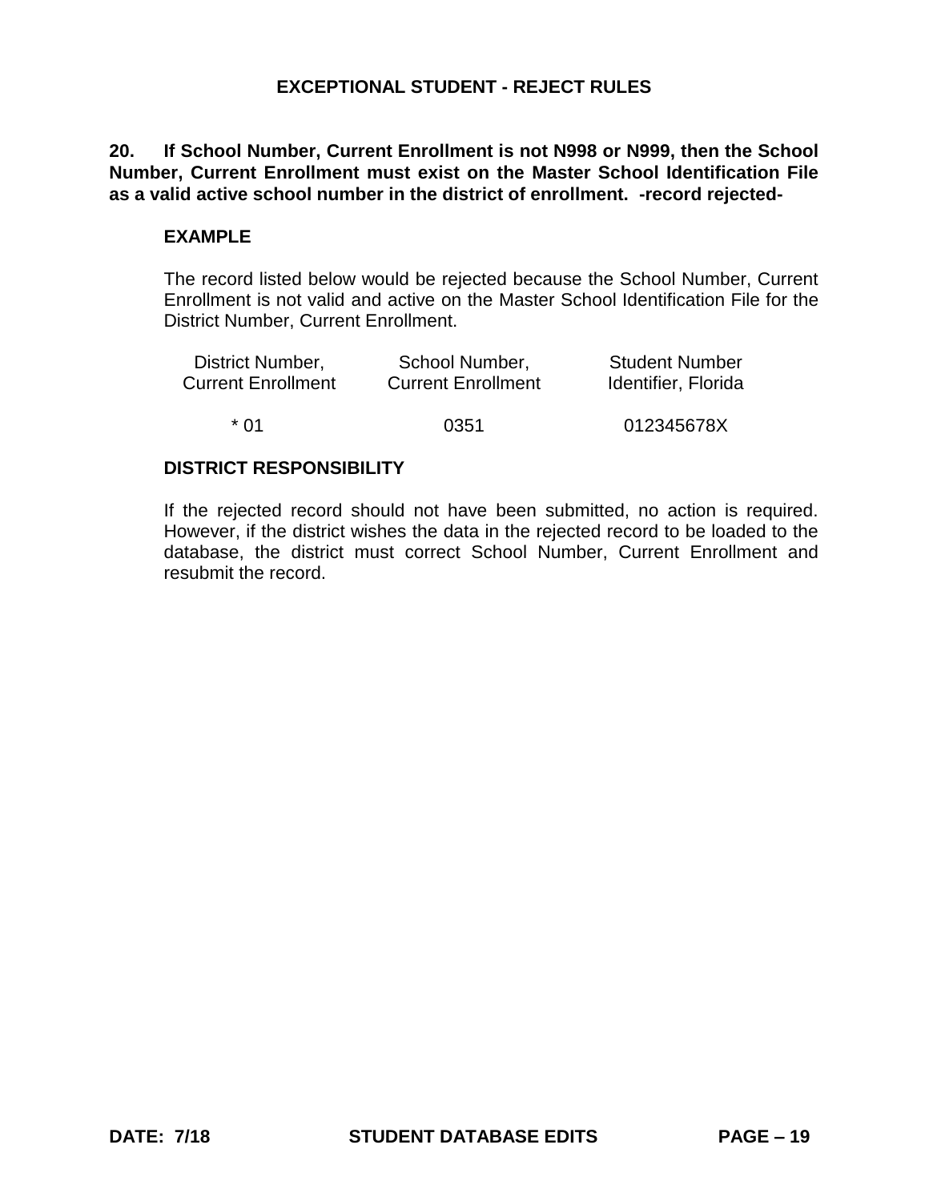# EXCEPTIONAL STUDENT - REJECT RULES

**20. If School Number, Current Enrollment is not N998 or N999, then the School Number, Current Enrollment must exist on the Master School Identification File as a valid active school number in the district of enrollment. -record rejected-**

**EXAMPLE**

The record listed below would be rejected because the School Number, Current Enrollment is not valid and active on the Master School Identification File for the District Number, Current Enrollment.

| District Number, Current Enrollment | School Number, Current Enrollment | Student Number Identifier, Florida |
|---|---|---|
| * 01 | 0351 | 012345678X |

**DISTRICT RESPONSIBILITY**

If the rejected record should not have been submitted, no action is required. However, if the district wishes the data in the rejected record to be loaded to the database, the district must correct School Number, Current Enrollment and resubmit the record.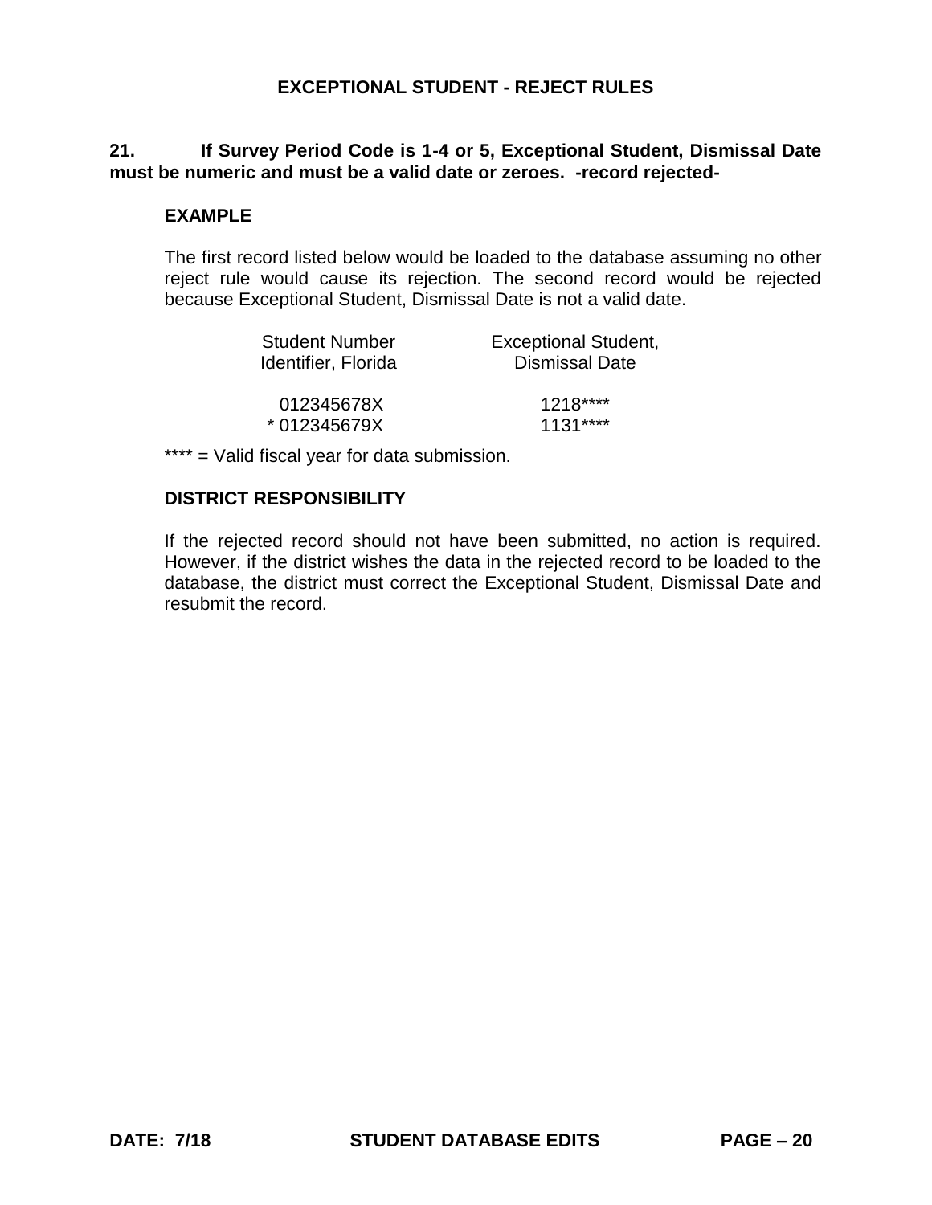**EXCEPTIONAL STUDENT - REJECT RULES**

**21. If Survey Period Code is 1-4 or 5, Exceptional Student, Dismissal Date must be numeric and must be a valid date or zeroes. -record rejected-**

**EXAMPLE**

The first record listed below would be loaded to the database assuming no other reject rule would cause its rejection. The second record would be rejected because Exceptional Student, Dismissal Date is not a valid date.

| Student Number Identifier, Florida | Exceptional Student, Dismissal Date |
| --- | --- |
| 012345678X | 1218**** |
| * 012345679X | 1131**** |

**** = Valid fiscal year for data submission.

**DISTRICT RESPONSIBILITY**

If the rejected record should not have been submitted, no action is required. However, if the district wishes the data in the rejected record to be loaded to the database, the district must correct the Exceptional Student, Dismissal Date and resubmit the record.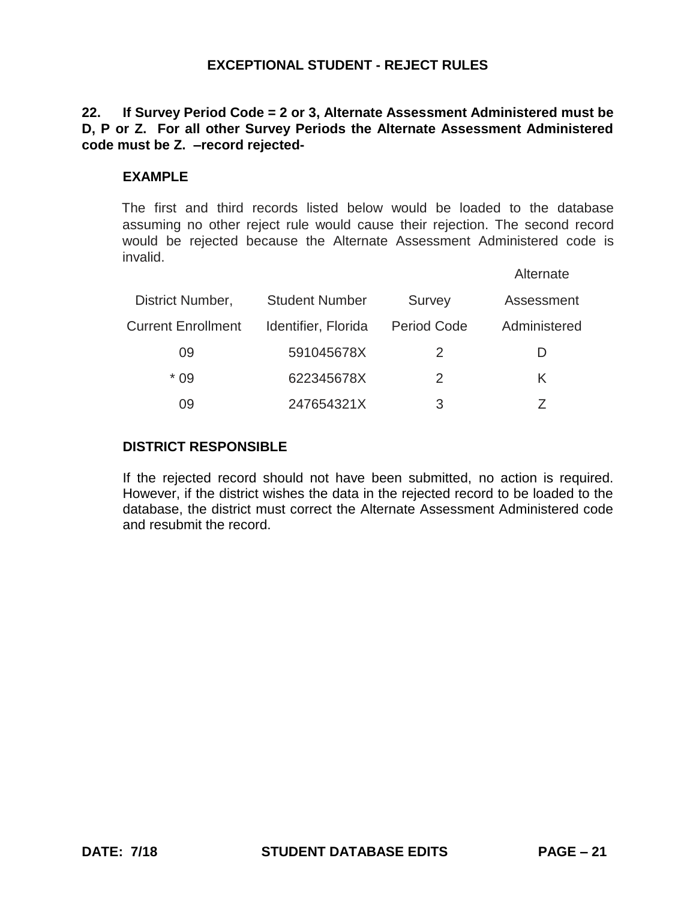## EXCEPTIONAL STUDENT - REJECT RULES

**22. If Survey Period Code = 2 or 3, Alternate Assessment Administered must be D, P or Z. For all other Survey Periods the Alternate Assessment Administered code must be Z. –record rejected-**

### EXAMPLE

The first and third records listed below would be loaded to the database assuming no other reject rule would cause their rejection. The second record would be rejected because the Alternate Assessment Administered code is invalid.

| District Number, Current Enrollment | Student Number Identifier, Florida | Survey Period Code | Alternate Assessment Administered |
|---|---|---|---|
| 09 | 591045678X | 2 | D |
| * 09 | 622345678X | 2 | K |
| 09 | 247654321X | 3 | Z |

### DISTRICT RESPONSIBLE

If the rejected record should not have been submitted, no action is required. However, if the district wishes the data in the rejected record to be loaded to the database, the district must correct the Alternate Assessment Administered code and resubmit the record.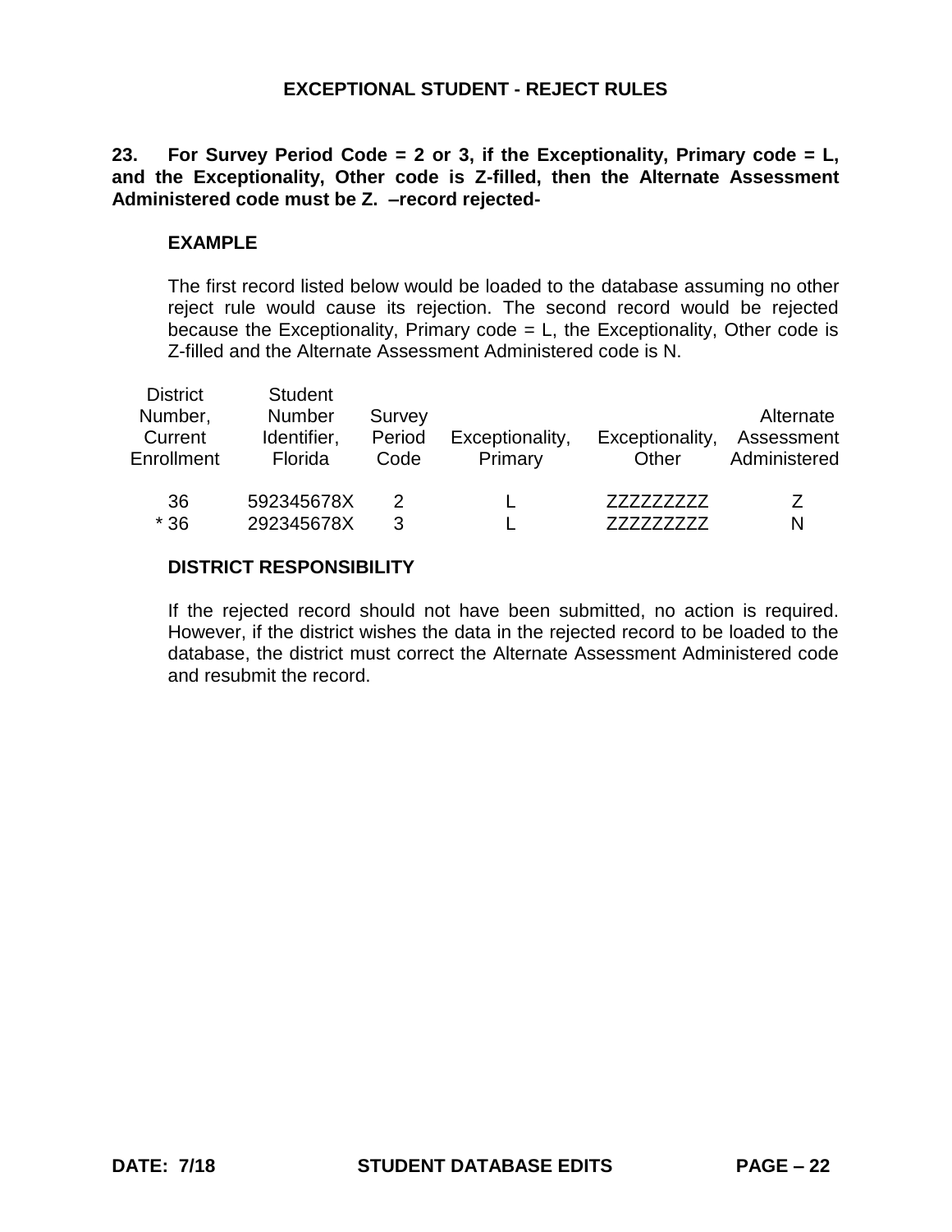## EXCEPTIONAL STUDENT - REJECT RULES

**23. For Survey Period Code = 2 or 3, if the Exceptionality, Primary code = L, and the Exceptionality, Other code is Z-filled, then the Alternate Assessment Administered code must be Z. –record rejected-**

**EXAMPLE**

The first record listed below would be loaded to the database assuming no other reject rule would cause its rejection. The second record would be rejected because the Exceptionality, Primary code = L, the Exceptionality, Other code is Z-filled and the Alternate Assessment Administered code is N.

| District Number, Current Enrollment | Student Number Identifier, Florida | Survey Period Code | Exceptionality, Primary | Exceptionality, Other | Alternate Assessment Administered |
|---|---|---|---|---|---|
| 36 | 592345678X | 2 | L | ZZZZZZZZZ | Z |
| * 36 | 292345678X | 3 | L | ZZZZZZZZZ | N |

**DISTRICT RESPONSIBILITY**

If the rejected record should not have been submitted, no action is required. However, if the district wishes the data in the rejected record to be loaded to the database, the district must correct the Alternate Assessment Administered code and resubmit the record.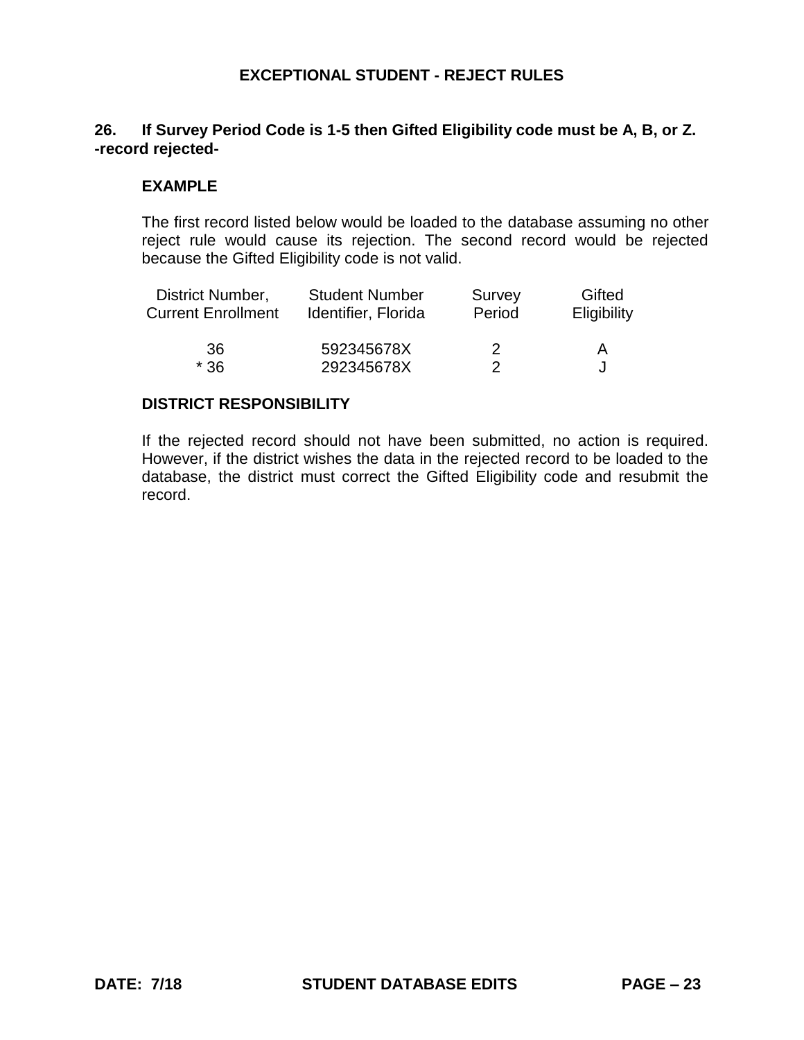## EXCEPTIONAL STUDENT - REJECT RULES

**26. If Survey Period Code is 1-5 then Gifted Eligibility code must be A, B, or Z. -record rejected-**

### EXAMPLE

The first record listed below would be loaded to the database assuming no other reject rule would cause its rejection. The second record would be rejected because the Gifted Eligibility code is not valid.

| District Number, Current Enrollment | Student Number Identifier, Florida | Survey Period | Gifted Eligibility |
|---|---|---|---|
| 36 | 592345678X | 2 | A |
| * 36 | 292345678X | 2 | J |

### DISTRICT RESPONSIBILITY

If the rejected record should not have been submitted, no action is required. However, if the district wishes the data in the rejected record to be loaded to the database, the district must correct the Gifted Eligibility code and resubmit the record.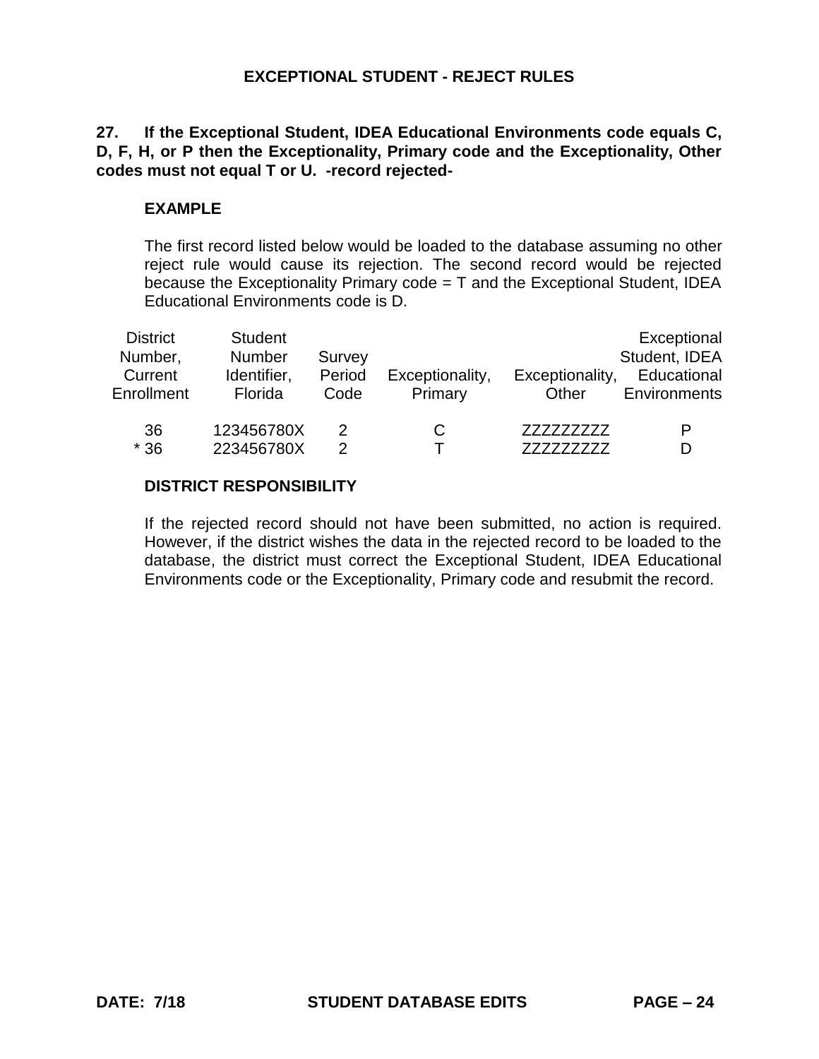## EXCEPTIONAL STUDENT - REJECT RULES

**27. If the Exceptional Student, IDEA Educational Environments code equals C, D, F, H, or P then the Exceptionality, Primary code and the Exceptionality, Other codes must not equal T or U. -record rejected-**

**EXAMPLE**

The first record listed below would be loaded to the database assuming no other reject rule would cause its rejection. The second record would be rejected because the Exceptionality Primary code = T and the Exceptional Student, IDEA Educational Environments code is D.

| District Number, Current Enrollment | Student Number Identifier, Florida | Survey Period Code | Exceptionality, Primary | Exceptionality, Other | Exceptional Student, IDEA Educational Environments |
|---|---|---|---|---|---|
| 36 | 123456780X | 2 | C | ZZZZZZZZZ | P |
| * 36 | 223456780X | 2 | T | ZZZZZZZZZ | D |

**DISTRICT RESPONSIBILITY**

If the rejected record should not have been submitted, no action is required. However, if the district wishes the data in the rejected record to be loaded to the database, the district must correct the Exceptional Student, IDEA Educational Environments code or the Exceptionality, Primary code and resubmit the record.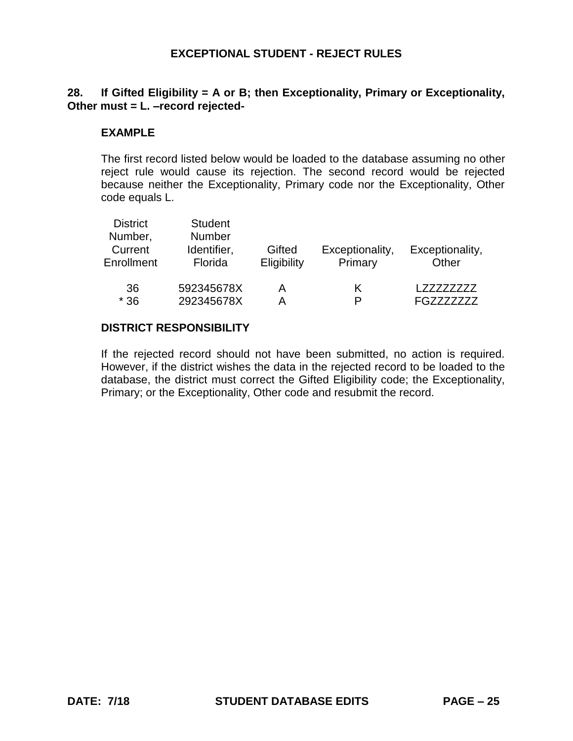# EXCEPTIONAL STUDENT - REJECT RULES

**28. If Gifted Eligibility = A or B; then Exceptionality, Primary or Exceptionality, Other must = L. –record rejected-**

**EXAMPLE**

The first record listed below would be loaded to the database assuming no other reject rule would cause its rejection. The second record would be rejected because neither the Exceptionality, Primary code nor the Exceptionality, Other code equals L.

| District Number, Current Enrollment | Student Number Identifier, Florida | Gifted Eligibility | Exceptionality, Primary | Exceptionality, Other |
|---|---|---|---|---|
| 36 | 592345678X | A | K | LZZZZZZZZ |
| * 36 | 292345678X | A | P | FGZZZZZZZ |

**DISTRICT RESPONSIBILITY**

If the rejected record should not have been submitted, no action is required. However, if the district wishes the data in the rejected record to be loaded to the database, the district must correct the Gifted Eligibility code; the Exceptionality, Primary; or the Exceptionality, Other code and resubmit the record.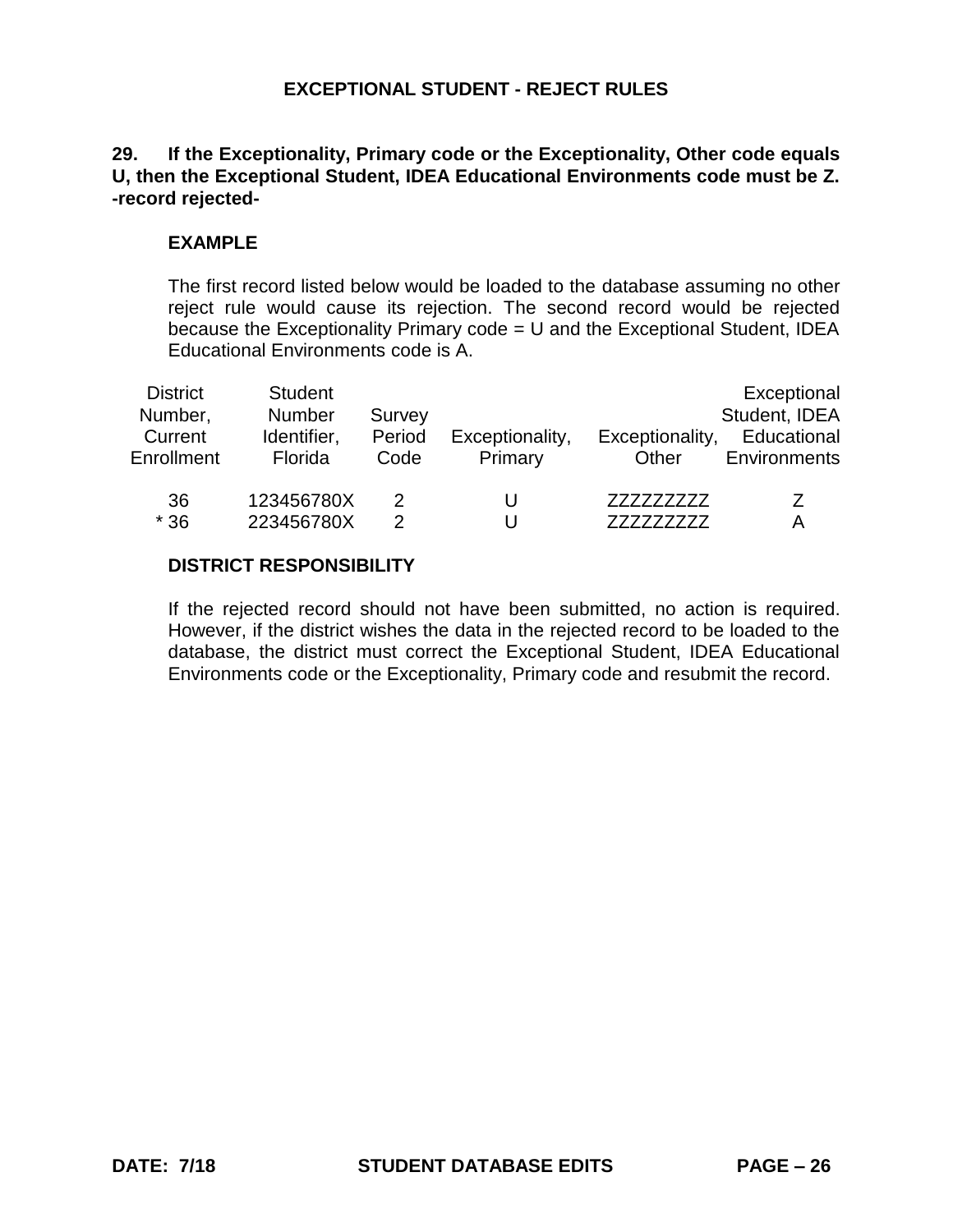## EXCEPTIONAL STUDENT - REJECT RULES

**29. If the Exceptionality, Primary code or the Exceptionality, Other code equals U, then the Exceptional Student, IDEA Educational Environments code must be Z. -record rejected-**

**EXAMPLE**

The first record listed below would be loaded to the database assuming no other reject rule would cause its rejection. The second record would be rejected because the Exceptionality Primary code = U and the Exceptional Student, IDEA Educational Environments code is A.

| District Number, Current Enrollment | Student Number Identifier, Florida | Survey Period Code | Exceptionality, Primary | Exceptionality, Other | Exceptional Student, IDEA Educational Environments |
|---|---|---|---|---|---|
| 36 | 123456780X | 2 | U | ZZZZZZZZZ | Z |
| * 36 | 223456780X | 2 | U | ZZZZZZZZZ | A |

**DISTRICT RESPONSIBILITY**

If the rejected record should not have been submitted, no action is required. However, if the district wishes the data in the rejected record to be loaded to the database, the district must correct the Exceptional Student, IDEA Educational Environments code or the Exceptionality, Primary code and resubmit the record.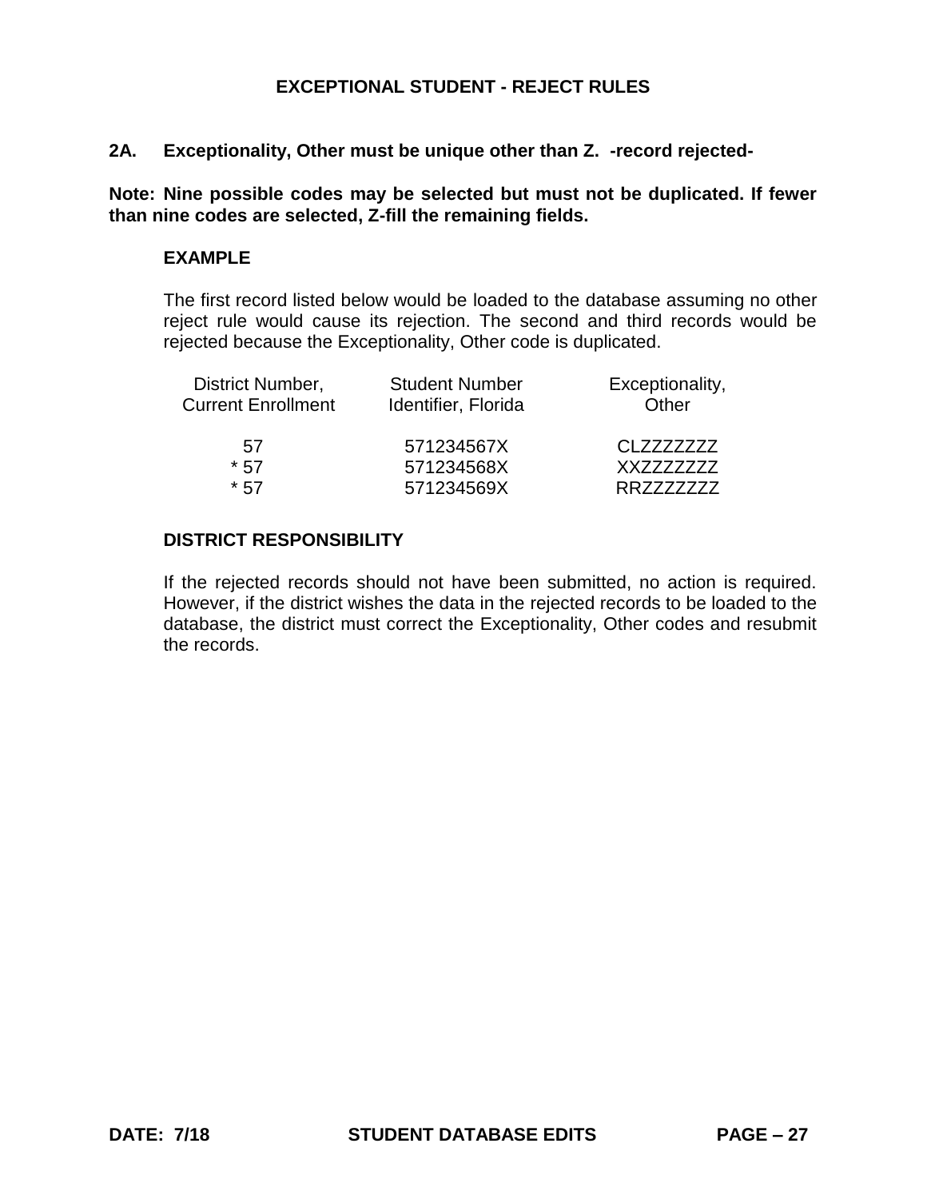# EXCEPTIONAL STUDENT - REJECT RULES

## 2A. Exceptionality, Other must be unique other than Z. -record rejected-

**Note: Nine possible codes may be selected but must not be duplicated. If fewer than nine codes are selected, Z-fill the remaining fields.**

### EXAMPLE

The first record listed below would be loaded to the database assuming no other reject rule would cause its rejection. The second and third records would be rejected because the Exceptionality, Other code is duplicated.

| District Number, Current Enrollment | Student Number Identifier, Florida | Exceptionality, Other |
|---|---|---|
| 57 | 571234567X | CLZZZZZZZ |
| * 57 | 571234568X | XXZZZZZZZ |
| * 57 | 571234569X | RRZZZZZZZ |

### DISTRICT RESPONSIBILITY

If the rejected records should not have been submitted, no action is required. However, if the district wishes the data in the rejected records to be loaded to the database, the district must correct the Exceptionality, Other codes and resubmit the records.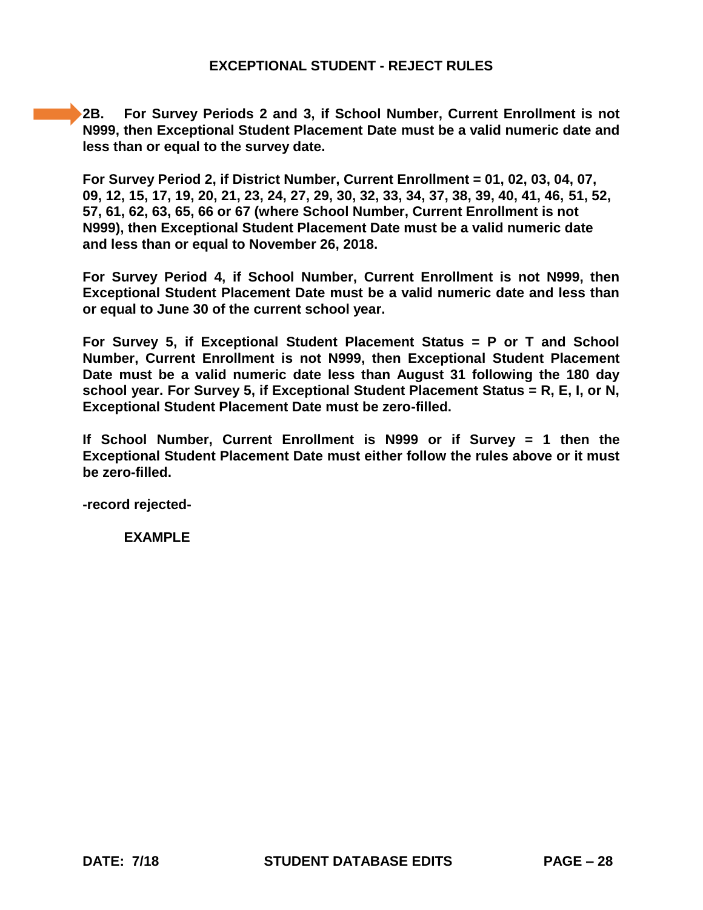## EXCEPTIONAL STUDENT - REJECT RULES

**2B. For Survey Periods 2 and 3, if School Number, Current Enrollment is not N999, then Exceptional Student Placement Date must be a valid numeric date and less than or equal to the survey date.**

**For Survey Period 2, if District Number, Current Enrollment = 01, 02, 03, 04, 07, 09, 12, 15, 17, 19, 20, 21, 23, 24, 27, 29, 30, 32, 33, 34, 37, 38, 39, 40, 41, 46, 51, 52, 57, 61, 62, 63, 65, 66 or 67 (where School Number, Current Enrollment is not N999), then Exceptional Student Placement Date must be a valid numeric date and less than or equal to November 26, 2018.**

**For Survey Period 4, if School Number, Current Enrollment is not N999, then Exceptional Student Placement Date must be a valid numeric date and less than or equal to June 30 of the current school year.**

**For Survey 5, if Exceptional Student Placement Status = P or T and School Number, Current Enrollment is not N999, then Exceptional Student Placement Date must be a valid numeric date less than August 31 following the 180 day school year. For Survey 5, if Exceptional Student Placement Status = R, E, I, or N, Exceptional Student Placement Date must be zero-filled.**

**If School Number, Current Enrollment is N999 or if Survey = 1 then the Exceptional Student Placement Date must either follow the rules above or it must be zero-filled.**

**-record rejected-**

**EXAMPLE**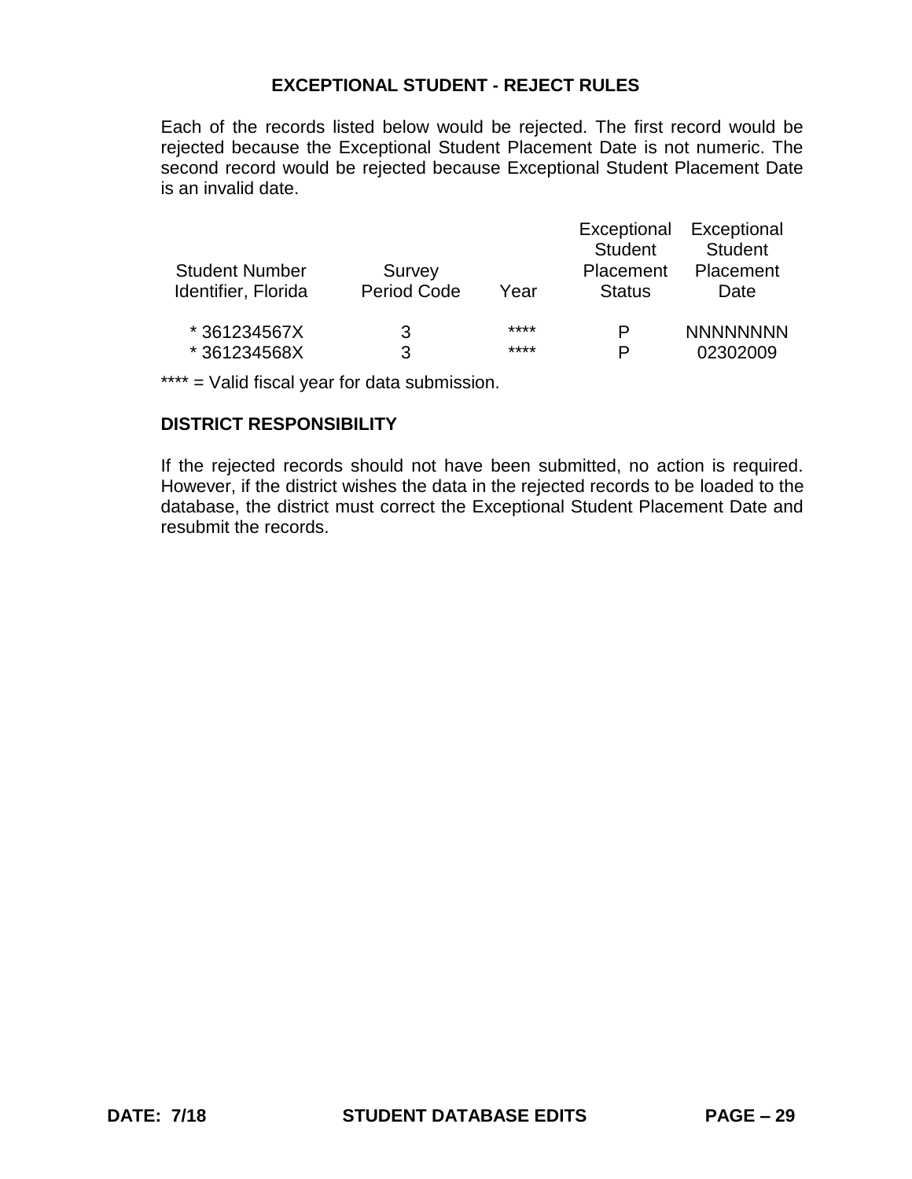## EXCEPTIONAL STUDENT - REJECT RULES

Each of the records listed below would be rejected. The first record would be rejected because the Exceptional Student Placement Date is not numeric. The second record would be rejected because Exceptional Student Placement Date is an invalid date.

| Student Number Identifier, Florida | Survey Period Code | Year | Exceptional Student Placement Status | Exceptional Student Placement Date |
|---|---|---|---|---|
| * 361234567X | 3 | **** | P | NNNNNNNN |
| * 361234568X | 3 | **** | P | 02302009 |

**** = Valid fiscal year for data submission.

### DISTRICT RESPONSIBILITY

If the rejected records should not have been submitted, no action is required. However, if the district wishes the data in the rejected records to be loaded to the database, the district must correct the Exceptional Student Placement Date and resubmit the records.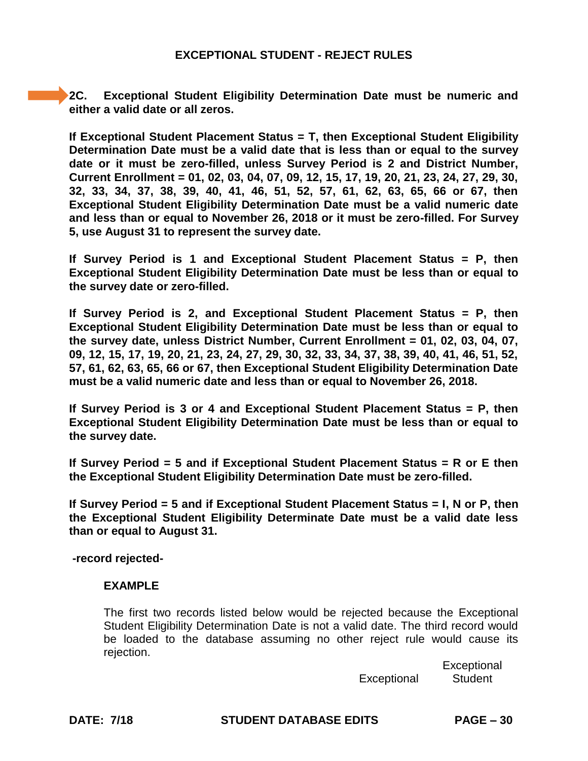## EXCEPTIONAL STUDENT - REJECT RULES

**2C. Exceptional Student Eligibility Determination Date must be numeric and either a valid date or all zeros.**

**If Exceptional Student Placement Status = T, then Exceptional Student Eligibility Determination Date must be a valid date that is less than or equal to the survey date or it must be zero-filled, unless Survey Period is 2 and District Number, Current Enrollment = 01, 02, 03, 04, 07, 09, 12, 15, 17, 19, 20, 21, 23, 24, 27, 29, 30, 32, 33, 34, 37, 38, 39, 40, 41, 46, 51, 52, 57, 61, 62, 63, 65, 66 or 67, then Exceptional Student Eligibility Determination Date must be a valid numeric date and less than or equal to November 26, 2018 or it must be zero-filled. For Survey 5, use August 31 to represent the survey date.**

**If Survey Period is 1 and Exceptional Student Placement Status = P, then Exceptional Student Eligibility Determination Date must be less than or equal to the survey date or zero-filled.**

**If Survey Period is 2, and Exceptional Student Placement Status = P, then Exceptional Student Eligibility Determination Date must be less than or equal to the survey date, unless District Number, Current Enrollment = 01, 02, 03, 04, 07, 09, 12, 15, 17, 19, 20, 21, 23, 24, 27, 29, 30, 32, 33, 34, 37, 38, 39, 40, 41, 46, 51, 52, 57, 61, 62, 63, 65, 66 or 67, then Exceptional Student Eligibility Determination Date must be a valid numeric date and less than or equal to November 26, 2018.**

**If Survey Period is 3 or 4 and Exceptional Student Placement Status = P, then Exceptional Student Eligibility Determination Date must be less than or equal to the survey date.**

**If Survey Period = 5 and if Exceptional Student Placement Status = R or E then the Exceptional Student Eligibility Determination Date must be zero-filled.**

**If Survey Period = 5 and if Exceptional Student Placement Status = I, N or P, then the Exceptional Student Eligibility Determinate Date must be a valid date less than or equal to August 31.**

**-record rejected-**

**EXAMPLE**

The first two records listed below would be rejected because the Exceptional Student Eligibility Determination Date is not a valid date. The third record would be loaded to the database assuming no other reject rule would cause its rejection.

Exceptional　　Exceptional Student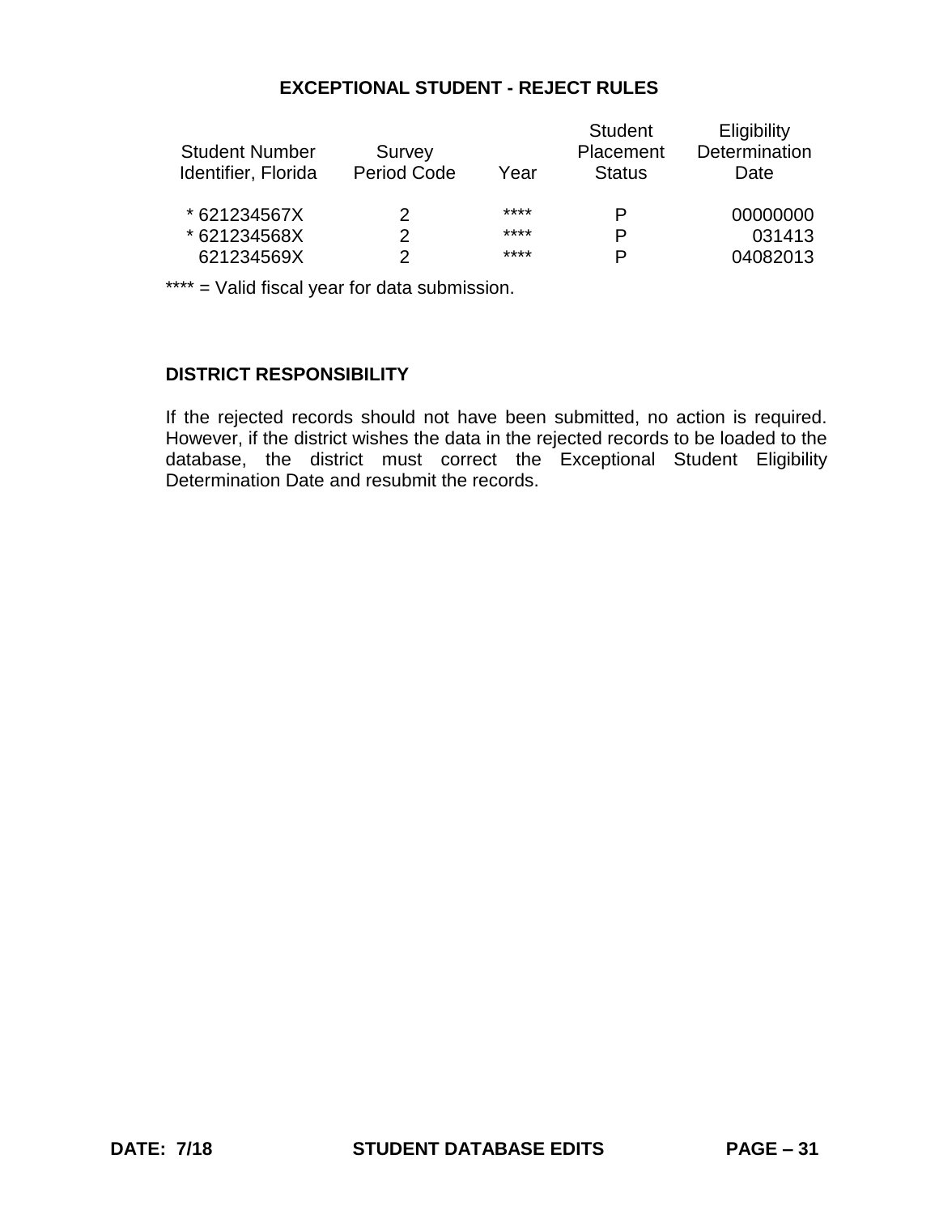### EXCEPTIONAL STUDENT - REJECT RULES

| Student Number Identifier, Florida | Survey Period Code | Year | Student Placement Status | Eligibility Determination Date |
|---|---|---|---|---|
| * 621234567X | 2 | **** | P | 00000000 |
| * 621234568X | 2 | **** | P | 031413 |
| 621234569X | 2 | **** | P | 04082013 |

**** = Valid fiscal year for data submission.

### DISTRICT RESPONSIBILITY

If the rejected records should not have been submitted, no action is required. However, if the district wishes the data in the rejected records to be loaded to the database, the district must correct the Exceptional Student Eligibility Determination Date and resubmit the records.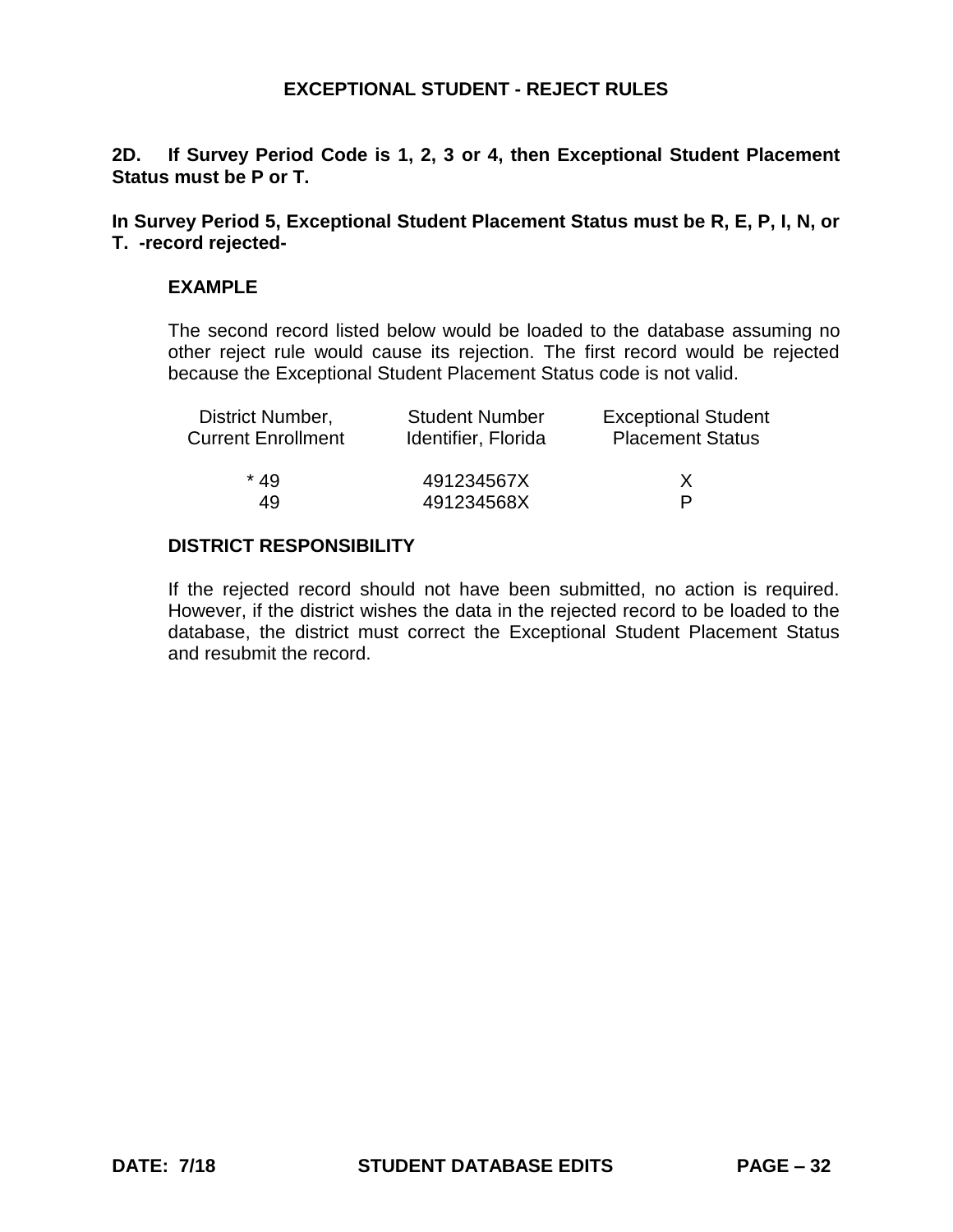# EXCEPTIONAL STUDENT - REJECT RULES

**2D. If Survey Period Code is 1, 2, 3 or 4, then Exceptional Student Placement Status must be P or T.**

**In Survey Period 5, Exceptional Student Placement Status must be R, E, P, I, N, or T. -record rejected-**

**EXAMPLE**

The second record listed below would be loaded to the database assuming no other reject rule would cause its rejection. The first record would be rejected because the Exceptional Student Placement Status code is not valid.

| District Number, Current Enrollment | Student Number Identifier, Florida | Exceptional Student Placement Status |
|---|---|---|
| * 49 | 491234567X | X |
| 49 | 491234568X | P |

**DISTRICT RESPONSIBILITY**

If the rejected record should not have been submitted, no action is required. However, if the district wishes the data in the rejected record to be loaded to the database, the district must correct the Exceptional Student Placement Status and resubmit the record.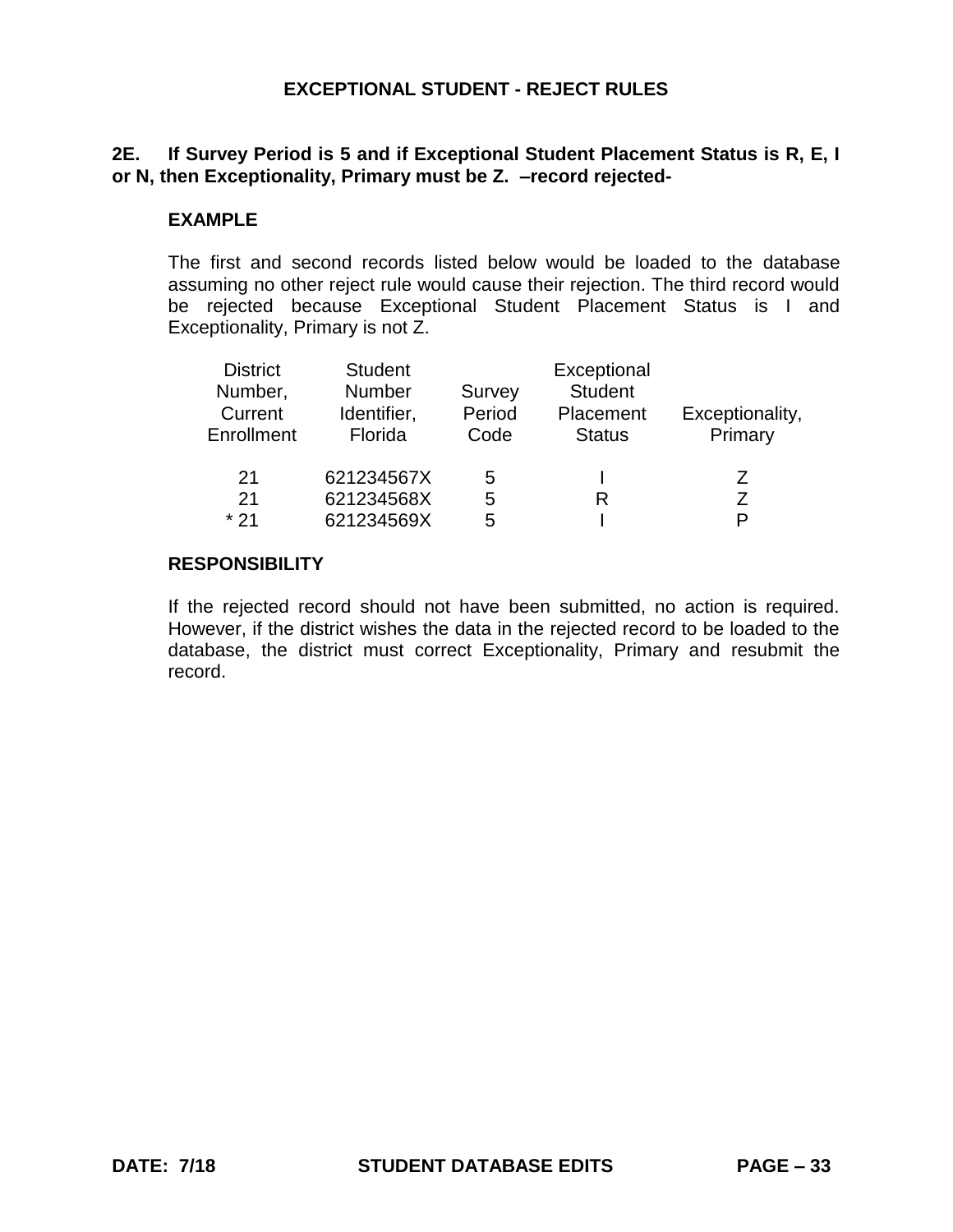## EXCEPTIONAL STUDENT - REJECT RULES

**2E. If Survey Period is 5 and if Exceptional Student Placement Status is R, E, I or N, then Exceptionality, Primary must be Z. –record rejected-**

**EXAMPLE**

The first and second records listed below would be loaded to the database assuming no other reject rule would cause their rejection. The third record would be rejected because Exceptional Student Placement Status is I and Exceptionality, Primary is not Z.

| District Number, Current Enrollment | Student Number Identifier, Florida | Survey Period Code | Exceptional Student Placement Status | Exceptionality, Primary |
|---|---|---|---|---|
| 21 | 621234567X | 5 | I | Z |
| 21 | 621234568X | 5 | R | Z |
| * 21 | 621234569X | 5 | I | P |

**RESPONSIBILITY**

If the rejected record should not have been submitted, no action is required. However, if the district wishes the data in the rejected record to be loaded to the database, the district must correct Exceptionality, Primary and resubmit the record.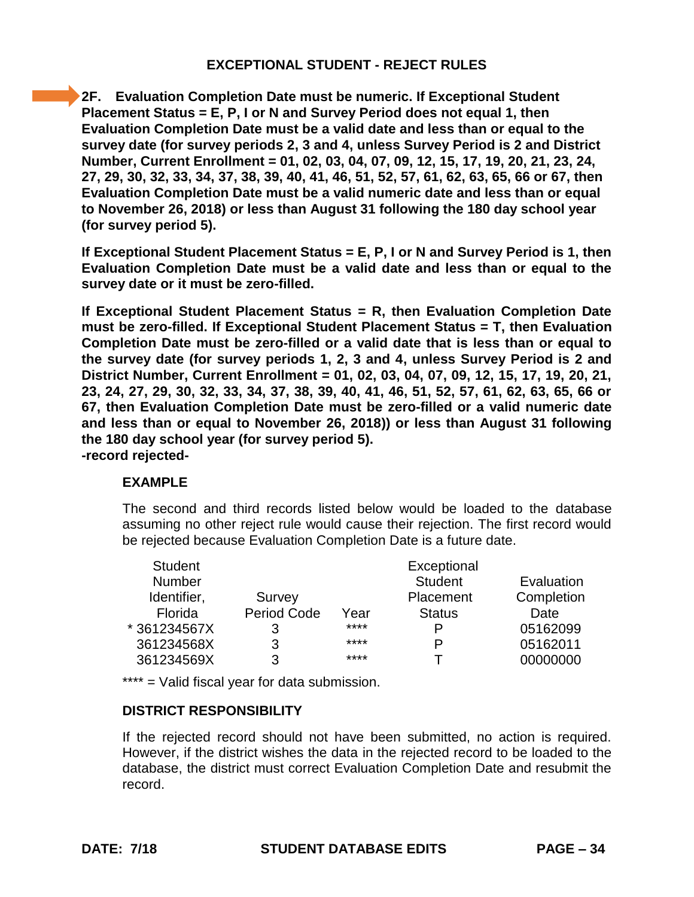## EXCEPTIONAL STUDENT - REJECT RULES

**2F. Evaluation Completion Date must be numeric. If Exceptional Student Placement Status = E, P, I or N and Survey Period does not equal 1, then Evaluation Completion Date must be a valid date and less than or equal to the survey date (for survey periods 2, 3 and 4, unless Survey Period is 2 and District Number, Current Enrollment = 01, 02, 03, 04, 07, 09, 12, 15, 17, 19, 20, 21, 23, 24, 27, 29, 30, 32, 33, 34, 37, 38, 39, 40, 41, 46, 51, 52, 57, 61, 62, 63, 65, 66 or 67, then Evaluation Completion Date must be a valid numeric date and less than or equal to November 26, 2018) or less than August 31 following the 180 day school year (for survey period 5).**

**If Exceptional Student Placement Status = E, P, I or N and Survey Period is 1, then Evaluation Completion Date must be a valid date and less than or equal to the survey date or it must be zero-filled.**

**If Exceptional Student Placement Status = R, then Evaluation Completion Date must be zero-filled. If Exceptional Student Placement Status = T, then Evaluation Completion Date must be zero-filled or a valid date that is less than or equal to the survey date (for survey periods 1, 2, 3 and 4, unless Survey Period is 2 and District Number, Current Enrollment = 01, 02, 03, 04, 07, 09, 12, 15, 17, 19, 20, 21, 23, 24, 27, 29, 30, 32, 33, 34, 37, 38, 39, 40, 41, 46, 51, 52, 57, 61, 62, 63, 65, 66 or 67, then Evaluation Completion Date must be zero-filled or a valid numeric date and less than or equal to November 26, 2018)) or less than August 31 following the 180 day school year (for survey period 5).**
**-record rejected-**

### EXAMPLE

The second and third records listed below would be loaded to the database assuming no other reject rule would cause their rejection. The first record would be rejected because Evaluation Completion Date is a future date.

| Student Number Identifier, Florida | Survey Period Code | Year | Exceptional Student Placement Status | Evaluation Completion Date |
|---|---|---|---|---|
| * 361234567X | 3 | **** | P | 05162099 |
| 361234568X | 3 | **** | P | 05162011 |
| 361234569X | 3 | **** | T | 00000000 |

**** = Valid fiscal year for data submission.

### DISTRICT RESPONSIBILITY

If the rejected record should not have been submitted, no action is required. However, if the district wishes the data in the rejected record to be loaded to the database, the district must correct Evaluation Completion Date and resubmit the record.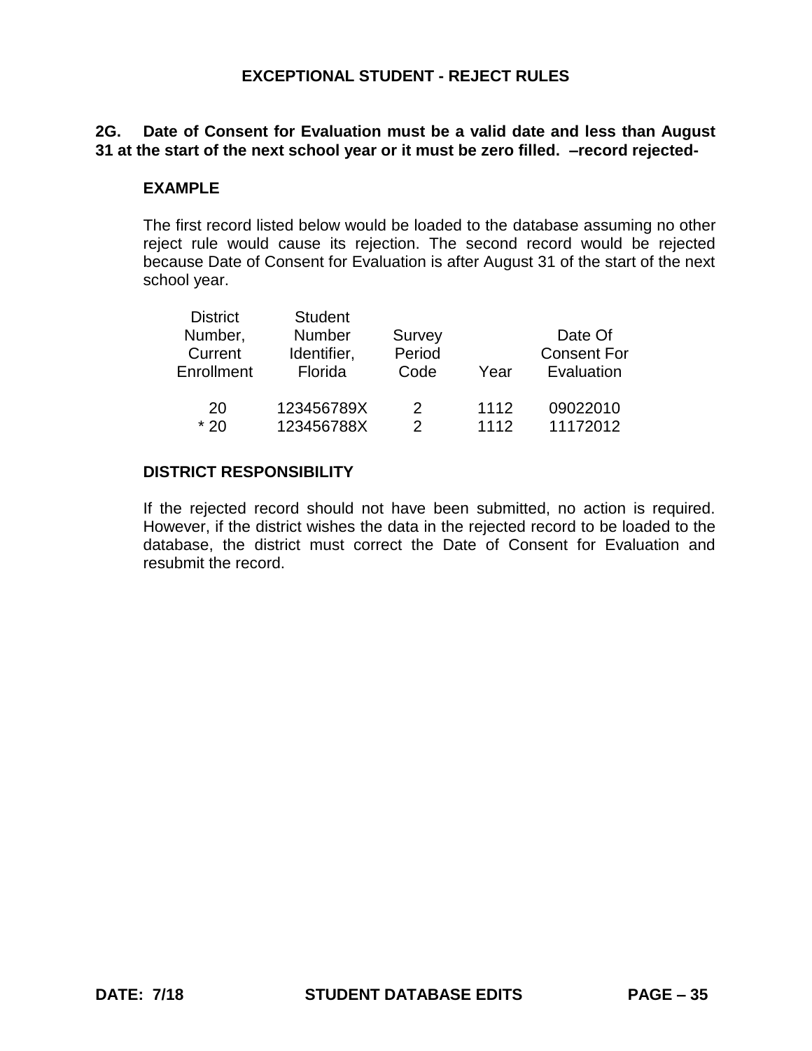# EXCEPTIONAL STUDENT - REJECT RULES

**2G. Date of Consent for Evaluation must be a valid date and less than August 31 at the start of the next school year or it must be zero filled. –record rejected-**

**EXAMPLE**

The first record listed below would be loaded to the database assuming no other reject rule would cause its rejection. The second record would be rejected because Date of Consent for Evaluation is after August 31 of the start of the next school year.

| District Number, Current Enrollment | Student Number Identifier, Florida | Survey Period Code | Year | Date Of Consent For Evaluation |
|---|---|---|---|---|
| 20 | 123456789X | 2 | 1112 | 09022010 |
| * 20 | 123456788X | 2 | 1112 | 11172012 |

**DISTRICT RESPONSIBILITY**

If the rejected record should not have been submitted, no action is required. However, if the district wishes the data in the rejected record to be loaded to the database, the district must correct the Date of Consent for Evaluation and resubmit the record.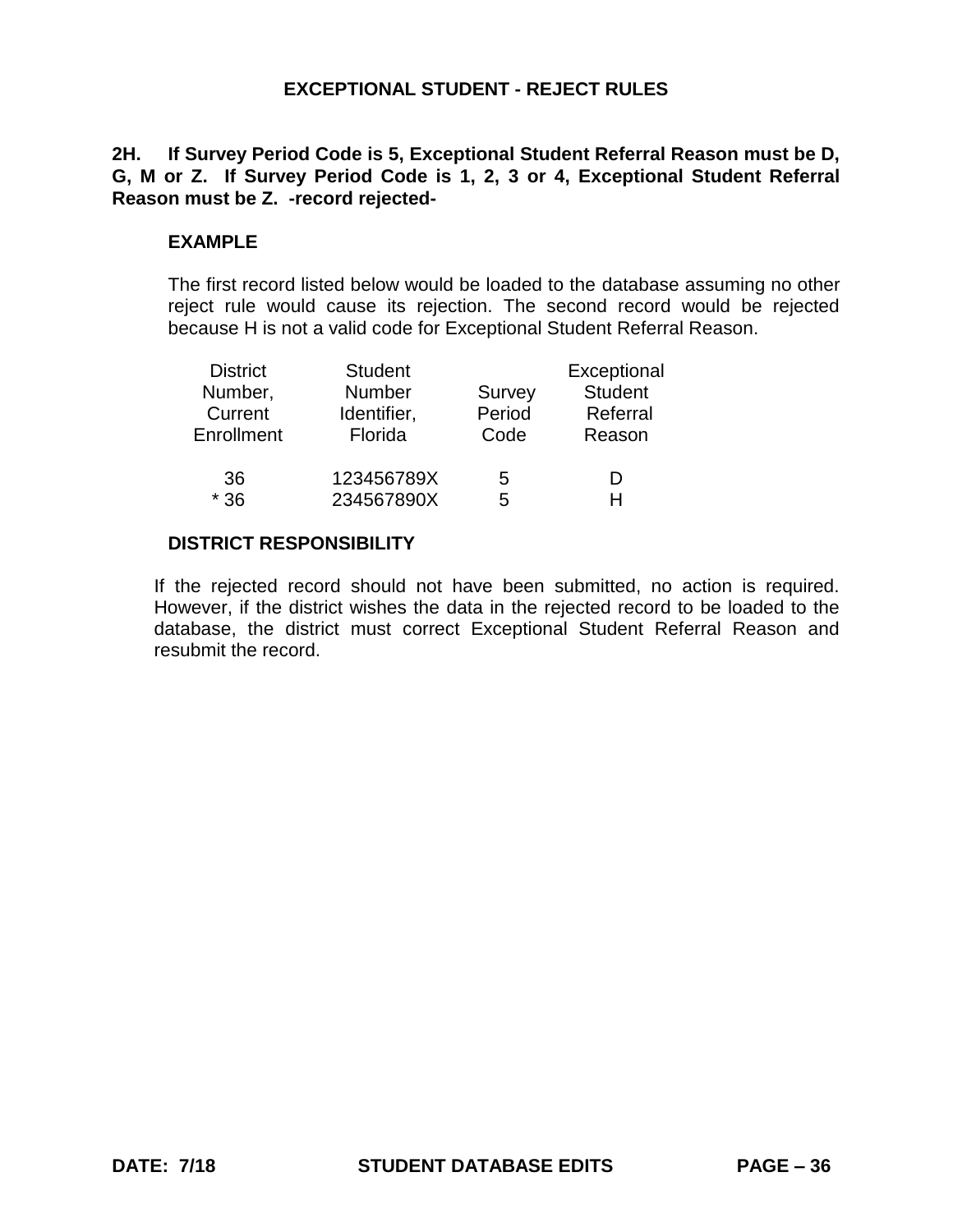# EXCEPTIONAL STUDENT - REJECT RULES

**2H. If Survey Period Code is 5, Exceptional Student Referral Reason must be D, G, M or Z. If Survey Period Code is 1, 2, 3 or 4, Exceptional Student Referral Reason must be Z. -record rejected-**

### EXAMPLE

The first record listed below would be loaded to the database assuming no other reject rule would cause its rejection. The second record would be rejected because H is not a valid code for Exceptional Student Referral Reason.

| District Number, Current Enrollment | Student Number Identifier, Florida | Survey Period Code | Exceptional Student Referral Reason |
|---|---|---|---|
| 36 | 123456789X | 5 | D |
| * 36 | 234567890X | 5 | H |

### DISTRICT RESPONSIBILITY

If the rejected record should not have been submitted, no action is required. However, if the district wishes the data in the rejected record to be loaded to the database, the district must correct Exceptional Student Referral Reason and resubmit the record.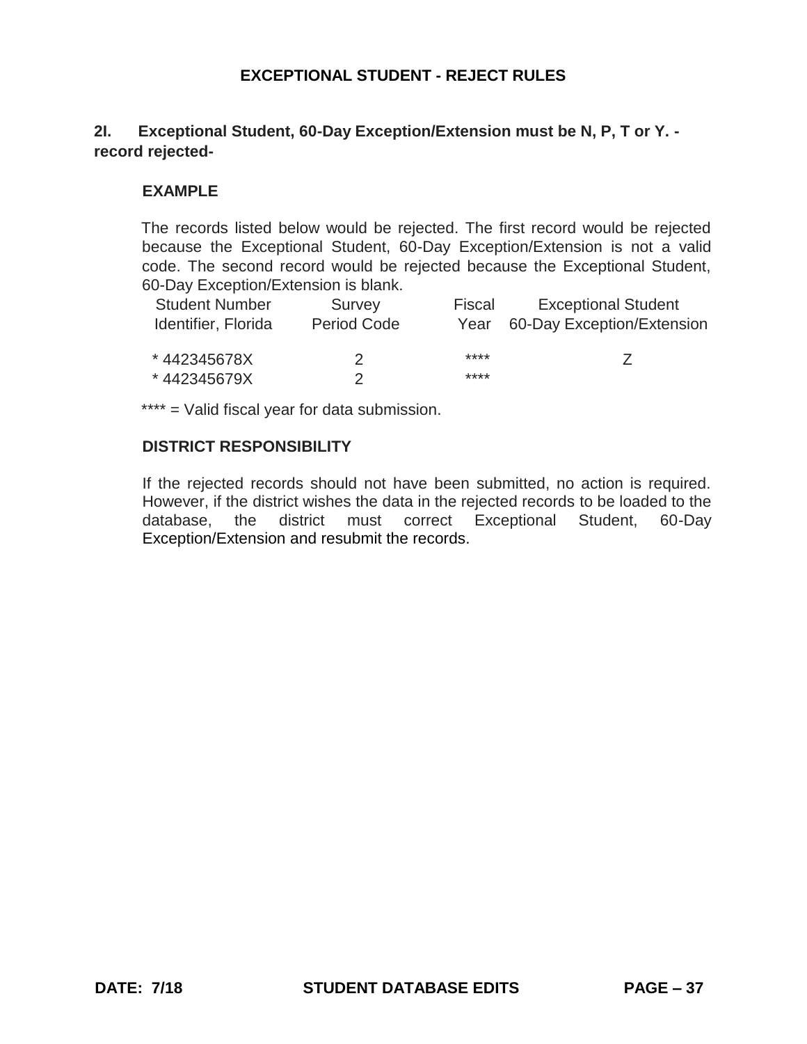# EXCEPTIONAL STUDENT - REJECT RULES

**2I. Exceptional Student, 60-Day Exception/Extension must be N, P, T or Y. - record rejected-**

**EXAMPLE**

The records listed below would be rejected. The first record would be rejected because the Exceptional Student, 60-Day Exception/Extension is not a valid code. The second record would be rejected because the Exceptional Student, 60-Day Exception/Extension is blank.

| Student Number Identifier, Florida | Survey Period Code | Fiscal Year | Exceptional Student 60-Day Exception/Extension |
|---|---|---|---|
| * 442345678X | 2 | **** | Z |
| * 442345679X | 2 | **** | |

**** = Valid fiscal year for data submission.

**DISTRICT RESPONSIBILITY**

If the rejected records should not have been submitted, no action is required. However, if the district wishes the data in the rejected records to be loaded to the database, the district must correct Exceptional Student, 60-Day Exception/Extension and resubmit the records.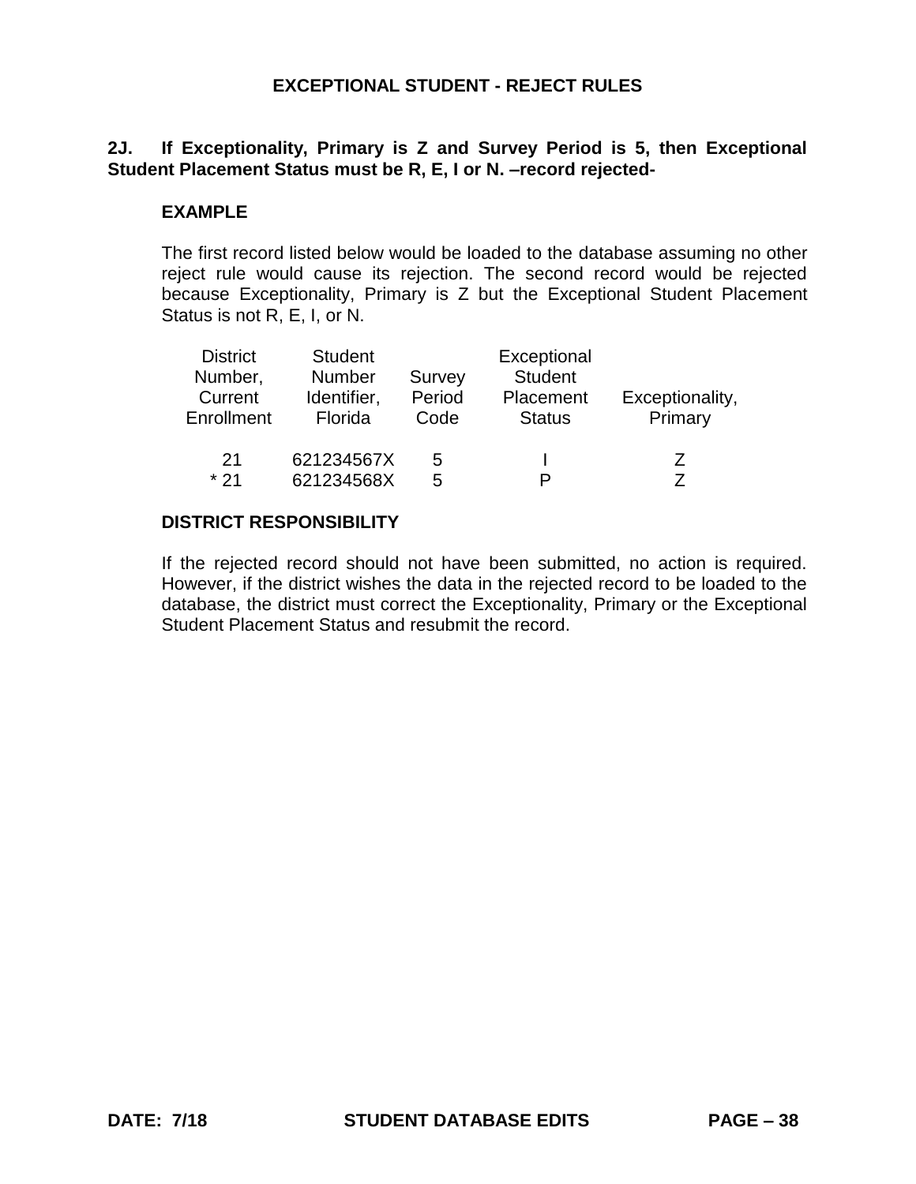## EXCEPTIONAL STUDENT - REJECT RULES

**2J. If Exceptionality, Primary is Z and Survey Period is 5, then Exceptional Student Placement Status must be R, E, I or N. –record rejected-**

**EXAMPLE**

The first record listed below would be loaded to the database assuming no other reject rule would cause its rejection. The second record would be rejected because Exceptionality, Primary is Z but the Exceptional Student Placement Status is not R, E, I, or N.

| District Number, Current Enrollment | Student Number Identifier, Florida | Survey Period Code | Exceptional Student Placement Status | Exceptionality, Primary |
|---|---|---|---|---|
| 21 | 621234567X | 5 | I | Z |
| * 21 | 621234568X | 5 | P | Z |

**DISTRICT RESPONSIBILITY**

If the rejected record should not have been submitted, no action is required. However, if the district wishes the data in the rejected record to be loaded to the database, the district must correct the Exceptionality, Primary or the Exceptional Student Placement Status and resubmit the record.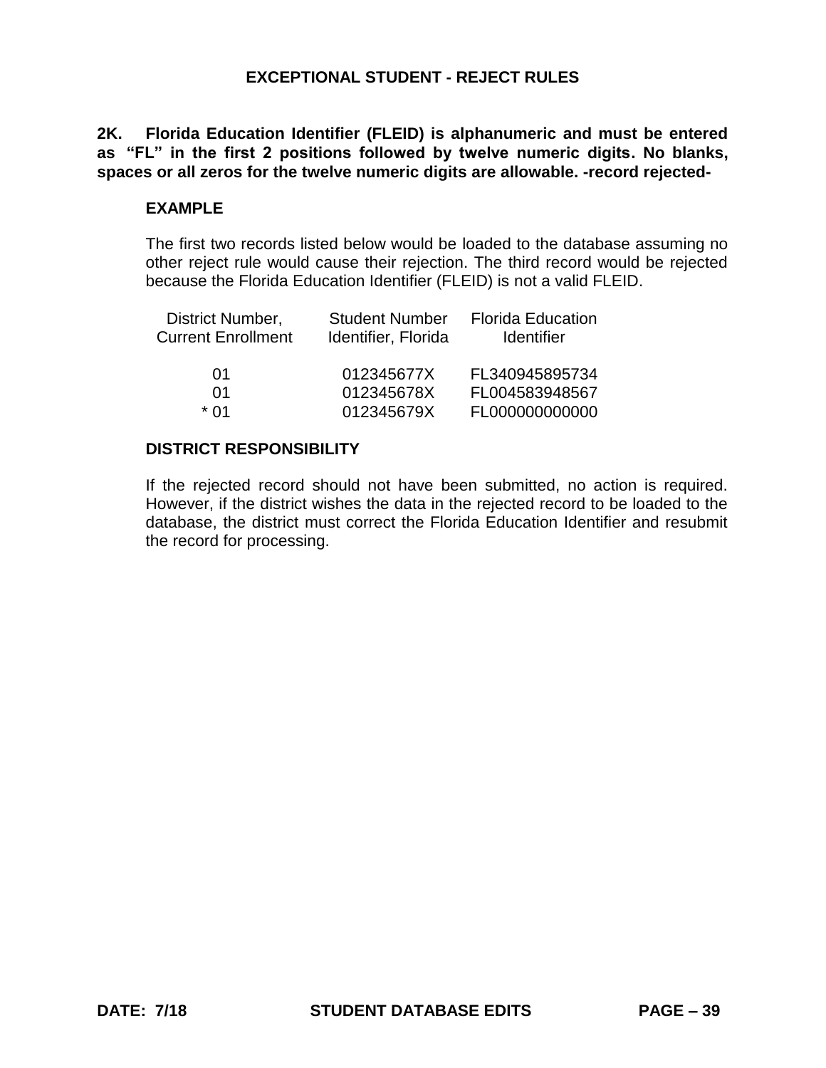## EXCEPTIONAL STUDENT - REJECT RULES

**2K. Florida Education Identifier (FLEID) is alphanumeric and must be entered as "FL" in the first 2 positions followed by twelve numeric digits. No blanks, spaces or all zeros for the twelve numeric digits are allowable. -record rejected-**

### EXAMPLE

The first two records listed below would be loaded to the database assuming no other reject rule would cause their rejection. The third record would be rejected because the Florida Education Identifier (FLEID) is not a valid FLEID.

| District Number, Current Enrollment | Student Number Identifier, Florida | Florida Education Identifier |
|---|---|---|
| 01 | 012345677X | FL340945895734 |
| 01 | 012345678X | FL004583948567 |
| * 01 | 012345679X | FL000000000000 |

### DISTRICT RESPONSIBILITY

If the rejected record should not have been submitted, no action is required. However, if the district wishes the data in the rejected record to be loaded to the database, the district must correct the Florida Education Identifier and resubmit the record for processing.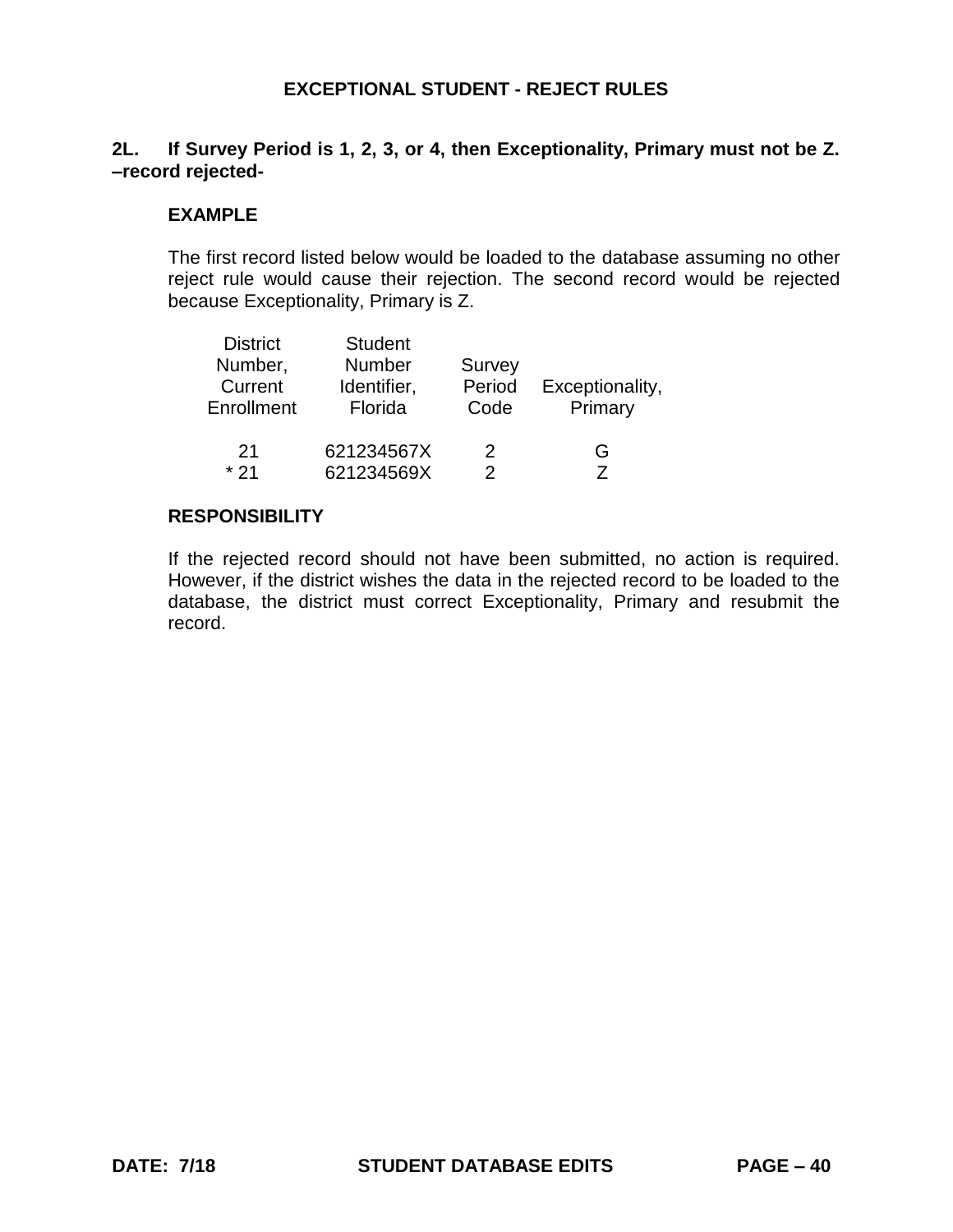# EXCEPTIONAL STUDENT - REJECT RULES

**2L. If Survey Period is 1, 2, 3, or 4, then Exceptionality, Primary must not be Z. –record rejected-**

### EXAMPLE

The first record listed below would be loaded to the database assuming no other reject rule would cause their rejection. The second record would be rejected because Exceptionality, Primary is Z.

| District Number, Current Enrollment | Student Number Identifier, Florida | Survey Period Code | Exceptionality, Primary |
|---|---|---|---|
| 21 | 621234567X | 2 | G |
| * 21 | 621234569X | 2 | Z |

### RESPONSIBILITY

If the rejected record should not have been submitted, no action is required. However, if the district wishes the data in the rejected record to be loaded to the database, the district must correct Exceptionality, Primary and resubmit the record.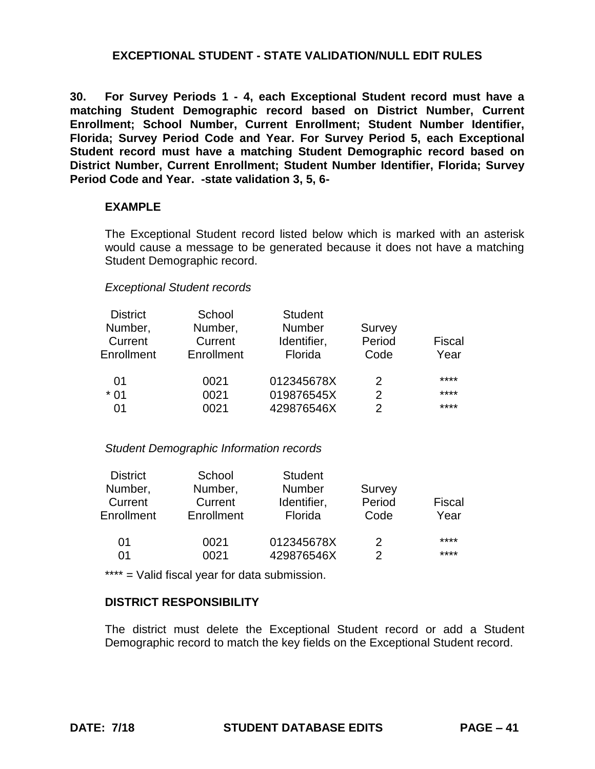# EXCEPTIONAL STUDENT - STATE VALIDATION/NULL EDIT RULES

**30. For Survey Periods 1 - 4, each Exceptional Student record must have a matching Student Demographic record based on District Number, Current Enrollment; School Number, Current Enrollment; Student Number Identifier, Florida; Survey Period Code and Year. For Survey Period 5, each Exceptional Student record must have a matching Student Demographic record based on District Number, Current Enrollment; Student Number Identifier, Florida; Survey Period Code and Year. -state validation 3, 5, 6-**

**EXAMPLE**

The Exceptional Student record listed below which is marked with an asterisk would cause a message to be generated because it does not have a matching Student Demographic record.

*Exceptional Student records*

| District Number, Current Enrollment | School Number, Current Enrollment | Student Number Identifier, Florida | Survey Period Code | Fiscal Year |
|---|---|---|---|---|
| 01 | 0021 | 012345678X | 2 | **** |
| * 01 | 0021 | 019876545X | 2 | **** |
| 01 | 0021 | 429876546X | 2 | **** |

*Student Demographic Information records*

| District Number, Current Enrollment | School Number, Current Enrollment | Student Number Identifier, Florida | Survey Period Code | Fiscal Year |
|---|---|---|---|---|
| 01 | 0021 | 012345678X | 2 | **** |
| 01 | 0021 | 429876546X | 2 | **** |

**** = Valid fiscal year for data submission.

**DISTRICT RESPONSIBILITY**

The district must delete the Exceptional Student record or add a Student Demographic record to match the key fields on the Exceptional Student record.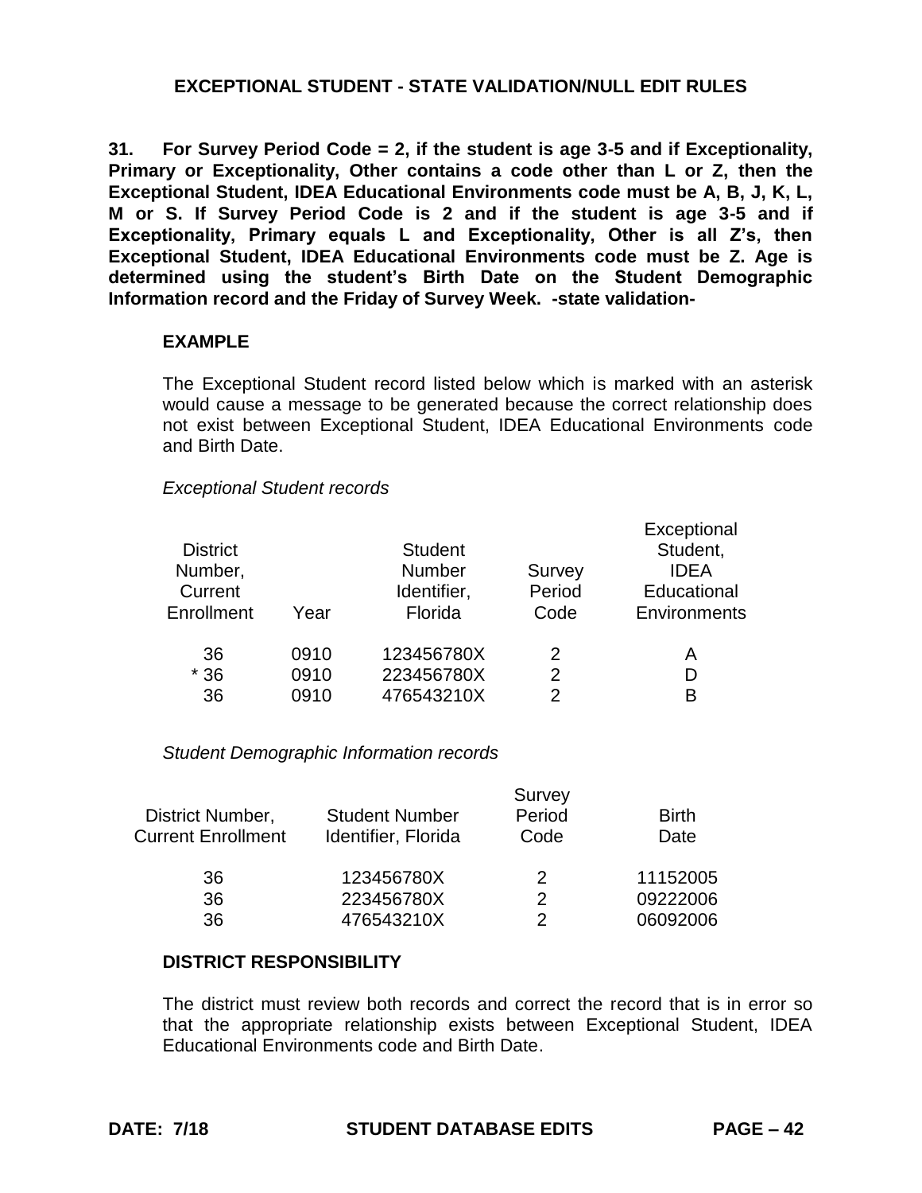## EXCEPTIONAL STUDENT - STATE VALIDATION/NULL EDIT RULES

**31. For Survey Period Code = 2, if the student is age 3-5 and if Exceptionality, Primary or Exceptionality, Other contains a code other than L or Z, then the Exceptional Student, IDEA Educational Environments code must be A, B, J, K, L, M or S. If Survey Period Code is 2 and if the student is age 3-5 and if Exceptionality, Primary equals L and Exceptionality, Other is all Z's, then Exceptional Student, IDEA Educational Environments code must be Z. Age is determined using the student's Birth Date on the Student Demographic Information record and the Friday of Survey Week. -state validation-**

### EXAMPLE

The Exceptional Student record listed below which is marked with an asterisk would cause a message to be generated because the correct relationship does not exist between Exceptional Student, IDEA Educational Environments code and Birth Date.

*Exceptional Student records*

| District Number, Current Enrollment | Year | Student Number Identifier, Florida | Survey Period Code | Exceptional Student, IDEA Educational Environments |
|---|---|---|---|---|
| 36 | 0910 | 123456780X | 2 | A |
| * 36 | 0910 | 223456780X | 2 | D |
| 36 | 0910 | 476543210X | 2 | B |

*Student Demographic Information records*

| District Number, Current Enrollment | Student Number Identifier, Florida | Survey Period Code | Birth Date |
|---|---|---|---|
| 36 | 123456780X | 2 | 11152005 |
| 36 | 223456780X | 2 | 09222006 |
| 36 | 476543210X | 2 | 06092006 |

### DISTRICT RESPONSIBILITY

The district must review both records and correct the record that is in error so that the appropriate relationship exists between Exceptional Student, IDEA Educational Environments code and Birth Date.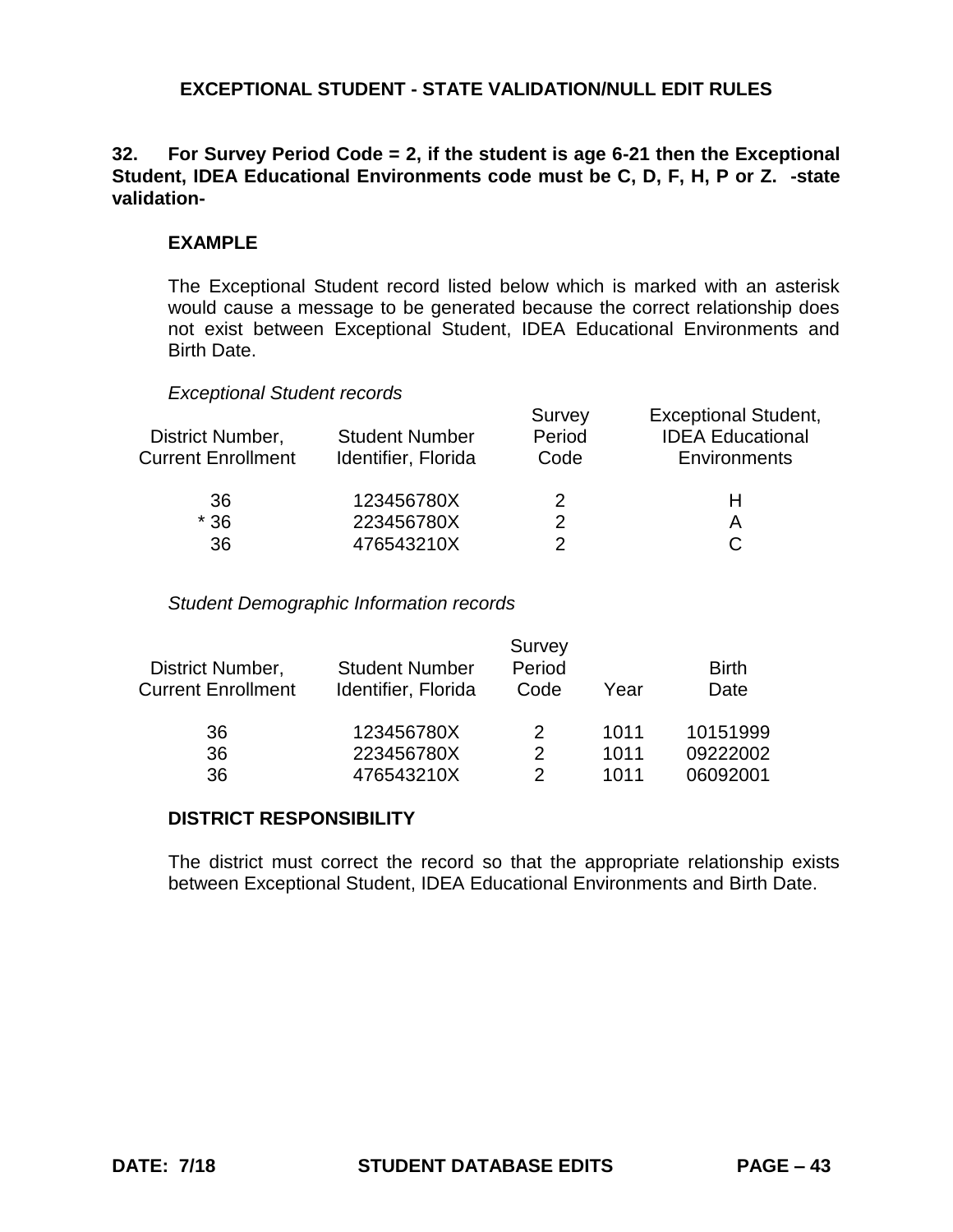# EXCEPTIONAL STUDENT - STATE VALIDATION/NULL EDIT RULES

**32. For Survey Period Code = 2, if the student is age 6-21 then the Exceptional Student, IDEA Educational Environments code must be C, D, F, H, P or Z. -state validation-**

**EXAMPLE**

The Exceptional Student record listed below which is marked with an asterisk would cause a message to be generated because the correct relationship does not exist between Exceptional Student, IDEA Educational Environments and Birth Date.

*Exceptional Student records*

| District Number, Current Enrollment | Student Number Identifier, Florida | Survey Period Code | Exceptional Student, IDEA Educational Environments |
|---|---|---|---|
| 36 | 123456780X | 2 | H |
| * 36 | 223456780X | 2 | A |
| 36 | 476543210X | 2 | C |

*Student Demographic Information records*

| District Number, Current Enrollment | Student Number Identifier, Florida | Survey Period Code | Year | Birth Date |
|---|---|---|---|---|
| 36 | 123456780X | 2 | 1011 | 10151999 |
| 36 | 223456780X | 2 | 1011 | 09222002 |
| 36 | 476543210X | 2 | 1011 | 06092001 |

**DISTRICT RESPONSIBILITY**

The district must correct the record so that the appropriate relationship exists between Exceptional Student, IDEA Educational Environments and Birth Date.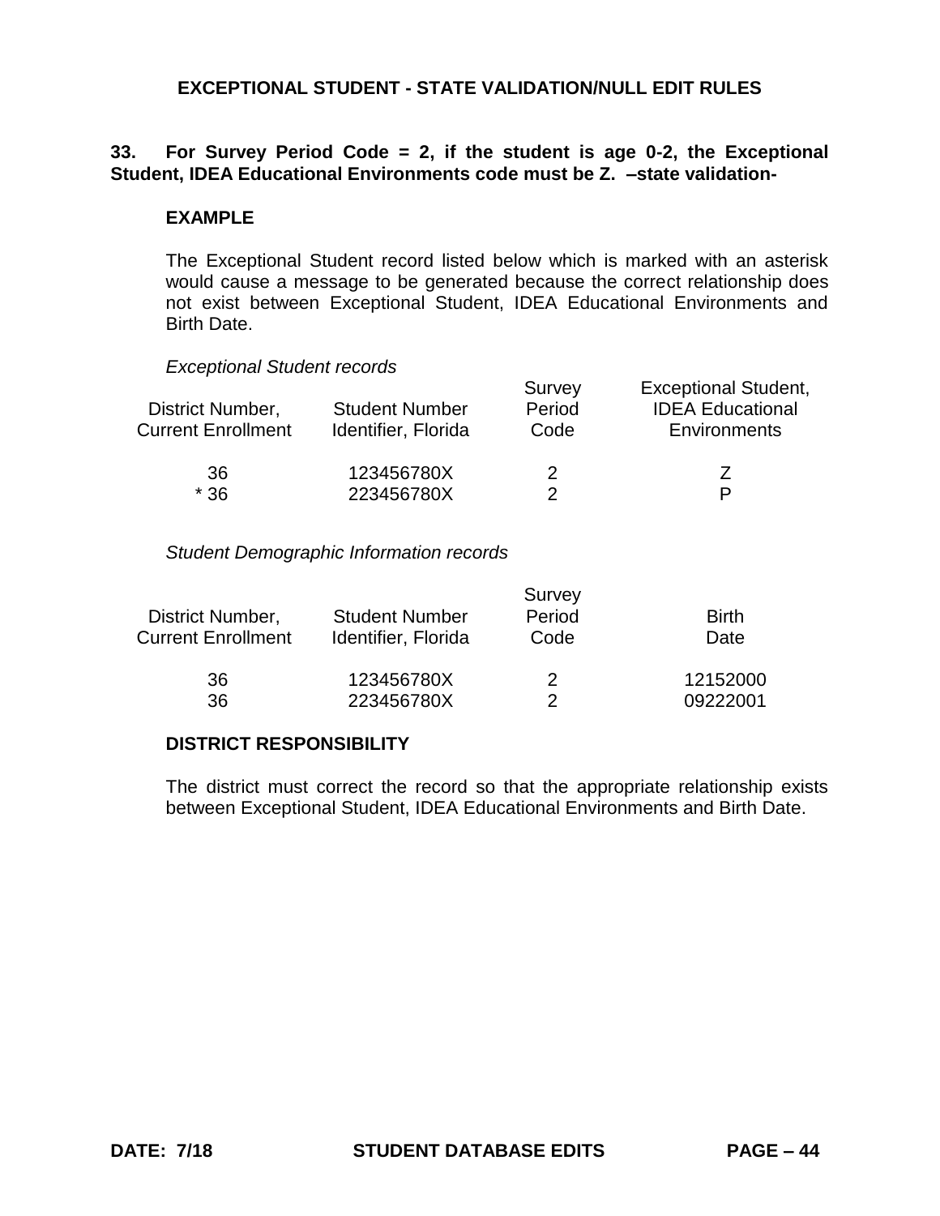## EXCEPTIONAL STUDENT - STATE VALIDATION/NULL EDIT RULES

**33. For Survey Period Code = 2, if the student is age 0-2, the Exceptional Student, IDEA Educational Environments code must be Z. –state validation-**

**EXAMPLE**

The Exceptional Student record listed below which is marked with an asterisk would cause a message to be generated because the correct relationship does not exist between Exceptional Student, IDEA Educational Environments and Birth Date.

*Exceptional Student records*

| District Number, Current Enrollment | Student Number Identifier, Florida | Survey Period Code | Exceptional Student, IDEA Educational Environments |
|---|---|---|---|
| 36 | 123456780X | 2 | Z |
| * 36 | 223456780X | 2 | P |

*Student Demographic Information records*

| District Number, Current Enrollment | Student Number Identifier, Florida | Survey Period Code | Birth Date |
|---|---|---|---|
| 36 | 123456780X | 2 | 12152000 |
| 36 | 223456780X | 2 | 09222001 |

**DISTRICT RESPONSIBILITY**

The district must correct the record so that the appropriate relationship exists between Exceptional Student, IDEA Educational Environments and Birth Date.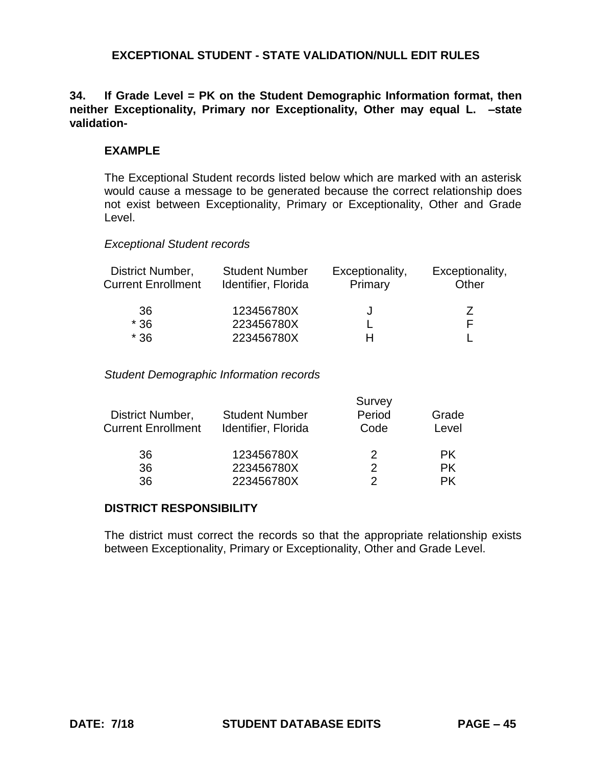## EXCEPTIONAL STUDENT - STATE VALIDATION/NULL EDIT RULES

**34. If Grade Level = PK on the Student Demographic Information format, then neither Exceptionality, Primary nor Exceptionality, Other may equal L. –state validation-**

**EXAMPLE**

The Exceptional Student records listed below which are marked with an asterisk would cause a message to be generated because the correct relationship does not exist between Exceptionality, Primary or Exceptionality, Other and Grade Level.

*Exceptional Student records*

| District Number, Current Enrollment | Student Number Identifier, Florida | Exceptionality, Primary | Exceptionality, Other |
|---|---|---|---|
| 36 | 123456780X | J | Z |
| * 36 | 223456780X | L | F |
| * 36 | 223456780X | H | L |

*Student Demographic Information records*

| District Number, Current Enrollment | Student Number Identifier, Florida | Survey Period Code | Grade Level |
|---|---|---|---|
| 36 | 123456780X | 2 | PK |
| 36 | 223456780X | 2 | PK |
| 36 | 223456780X | 2 | PK |

**DISTRICT RESPONSIBILITY**

The district must correct the records so that the appropriate relationship exists between Exceptionality, Primary or Exceptionality, Other and Grade Level.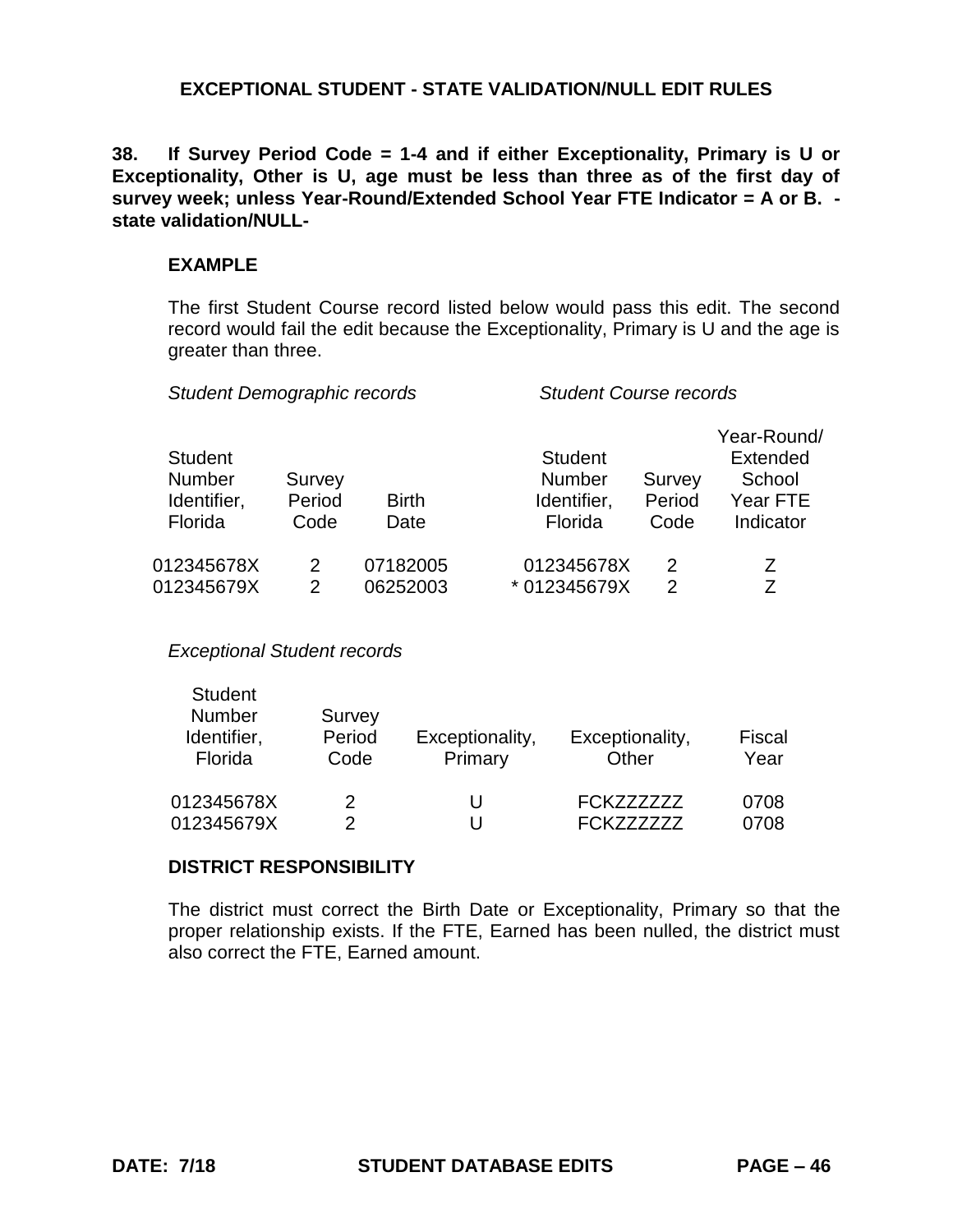## EXCEPTIONAL STUDENT - STATE VALIDATION/NULL EDIT RULES

**38. If Survey Period Code = 1-4 and if either Exceptionality, Primary is U or Exceptionality, Other is U, age must be less than three as of the first day of survey week; unless Year-Round/Extended School Year FTE Indicator = A or B. - state validation/NULL-**

### EXAMPLE

The first Student Course record listed below would pass this edit. The second record would fail the edit because the Exceptionality, Primary is U and the age is greater than three.

*Student Demographic records*

| Student Number Identifier, Florida | Survey Period Code | Birth Date |
|---|---|---|
| 012345678X | 2 | 07182005 |
| 012345679X | 2 | 06252003 |

*Student Course records*

| Student Number Identifier, Florida | Survey Period Code | Year-Round/ Extended School Year FTE Indicator |
|---|---|---|
| 012345678X | 2 | Z |
| * 012345679X | 2 | Z |

*Exceptional Student records*

| Student Number Identifier, Florida | Survey Period Code | Exceptionality, Primary | Exceptionality, Other | Fiscal Year |
|---|---|---|---|---|
| 012345678X | 2 | U | FCKZZZZZZ | 0708 |
| 012345679X | 2 | U | FCKZZZZZZ | 0708 |

### DISTRICT RESPONSIBILITY

The district must correct the Birth Date or Exceptionality, Primary so that the proper relationship exists. If the FTE, Earned has been nulled, the district must also correct the FTE, Earned amount.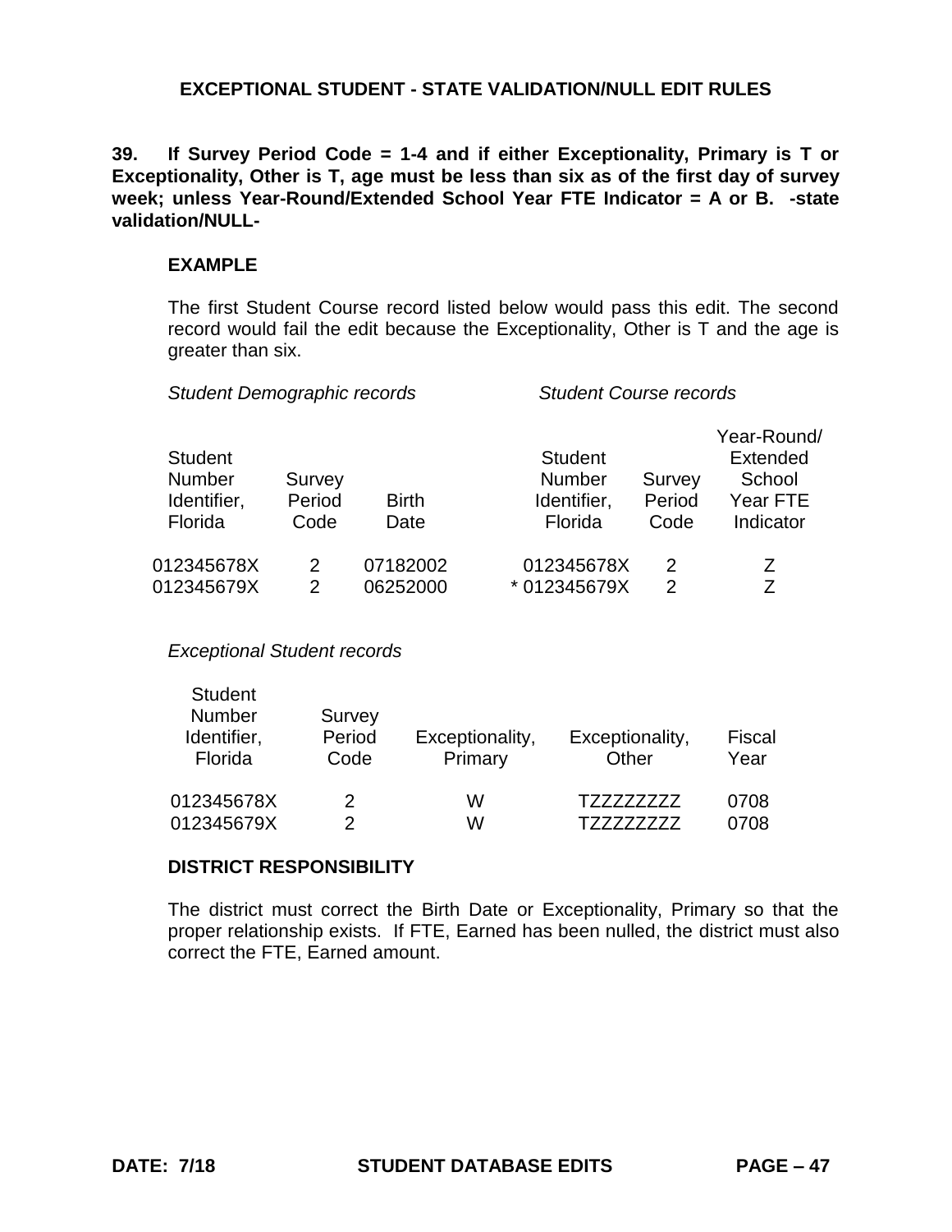**EXCEPTIONAL STUDENT - STATE VALIDATION/NULL EDIT RULES**

**39. If Survey Period Code = 1-4 and if either Exceptionality, Primary is T or Exceptionality, Other is T, age must be less than six as of the first day of survey week; unless Year-Round/Extended School Year FTE Indicator = A or B. -state validation/NULL-**

**EXAMPLE**

The first Student Course record listed below would pass this edit. The second record would fail the edit because the Exceptionality, Other is T and the age is greater than six.

*Student Demographic records*

| Student Number Identifier, Florida | Survey Period Code | Birth Date |
|---|---|---|
| 012345678X | 2 | 07182002 |
| 012345679X | 2 | 06252000 |

*Student Course records*

| Student Number Identifier, Florida | Survey Period Code | Year-Round/ Extended School Year FTE Indicator |
|---|---|---|
| 012345678X | 2 | Z |
| * 012345679X | 2 | Z |

*Exceptional Student records*

| Student Number Identifier, Florida | Survey Period Code | Exceptionality, Primary | Exceptionality, Other | Fiscal Year |
|---|---|---|---|---|
| 012345678X | 2 | W | TZZZZZZZZ | 0708 |
| 012345679X | 2 | W | TZZZZZZZZ | 0708 |

**DISTRICT RESPONSIBILITY**

The district must correct the Birth Date or Exceptionality, Primary so that the proper relationship exists. If FTE, Earned has been nulled, the district must also correct the FTE, Earned amount.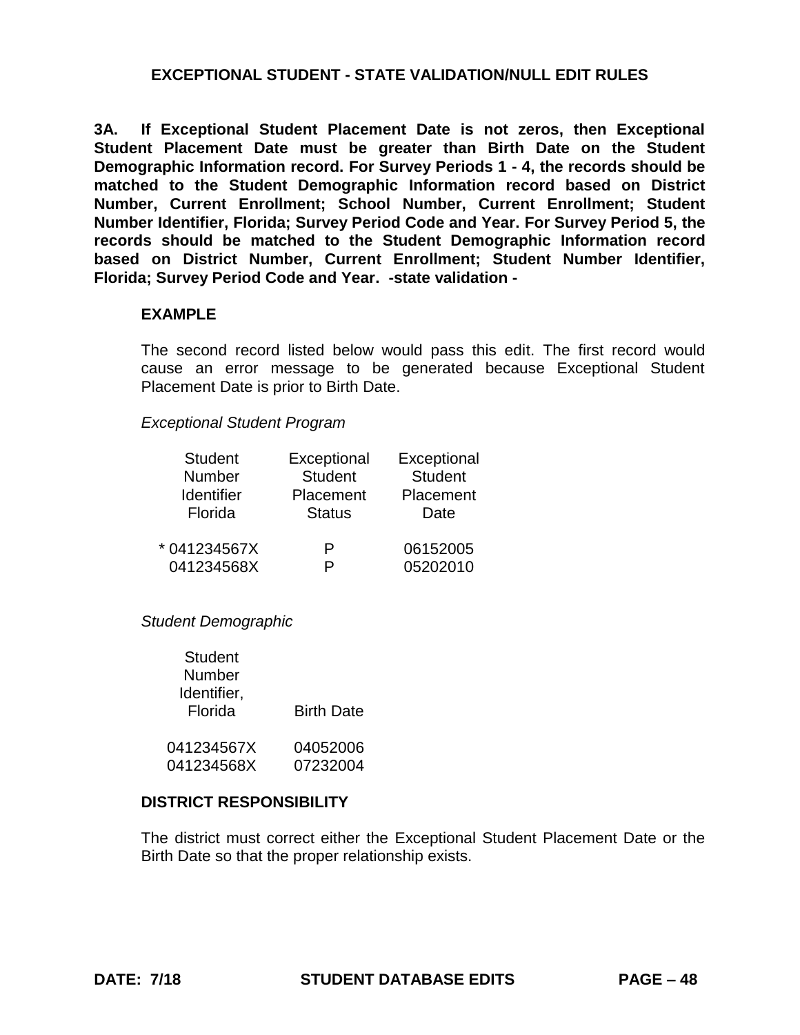## EXCEPTIONAL STUDENT - STATE VALIDATION/NULL EDIT RULES

**3A. If Exceptional Student Placement Date is not zeros, then Exceptional Student Placement Date must be greater than Birth Date on the Student Demographic Information record. For Survey Periods 1 - 4, the records should be matched to the Student Demographic Information record based on District Number, Current Enrollment; School Number, Current Enrollment; Student Number Identifier, Florida; Survey Period Code and Year. For Survey Period 5, the records should be matched to the Student Demographic Information record based on District Number, Current Enrollment; Student Number Identifier, Florida; Survey Period Code and Year. -state validation -**

**EXAMPLE**

The second record listed below would pass this edit. The first record would cause an error message to be generated because Exceptional Student Placement Date is prior to Birth Date.

*Exceptional Student Program*

| Student Number Identifier Florida | Exceptional Student Placement Status | Exceptional Student Placement Date |
|---|---|---|
| * 041234567X | P | 06152005 |
| 041234568X | P | 05202010 |

*Student Demographic*

| Student Number Identifier, Florida | Birth Date |
|---|---|
| 041234567X | 04052006 |
| 041234568X | 07232004 |

**DISTRICT RESPONSIBILITY**

The district must correct either the Exceptional Student Placement Date or the Birth Date so that the proper relationship exists.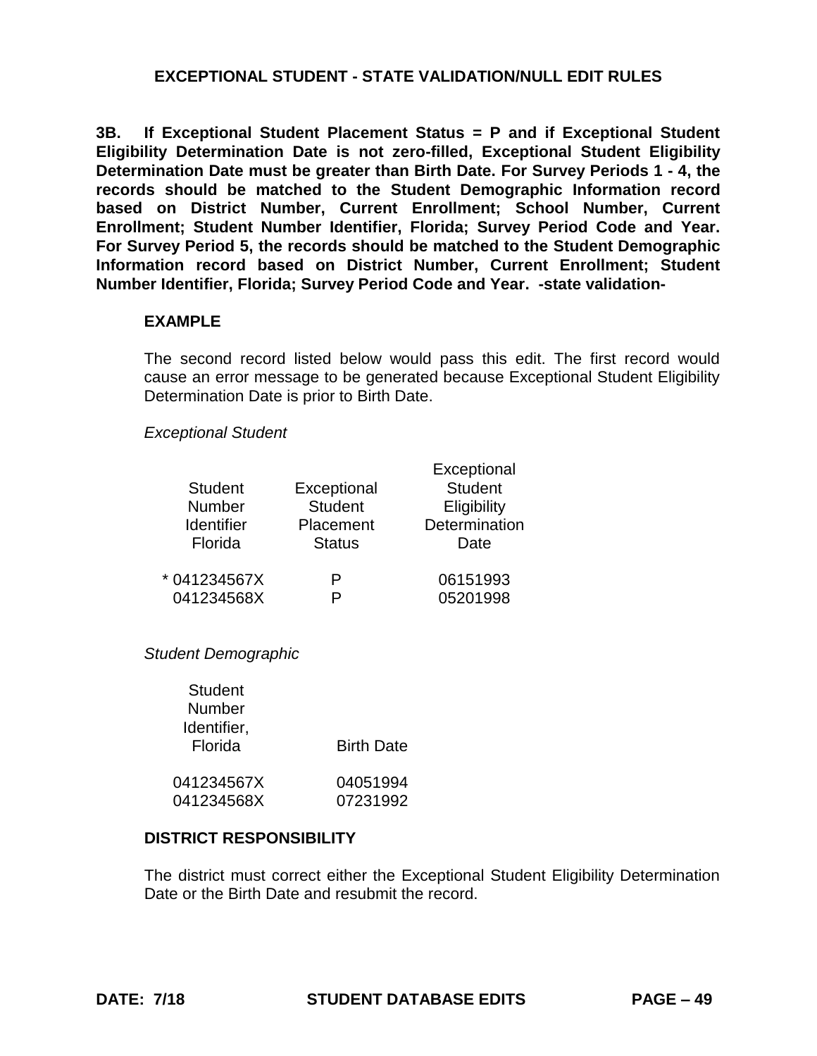## EXCEPTIONAL STUDENT - STATE VALIDATION/NULL EDIT RULES

**3B. If Exceptional Student Placement Status = P and if Exceptional Student Eligibility Determination Date is not zero-filled, Exceptional Student Eligibility Determination Date must be greater than Birth Date. For Survey Periods 1 - 4, the records should be matched to the Student Demographic Information record based on District Number, Current Enrollment; School Number, Current Enrollment; Student Number Identifier, Florida; Survey Period Code and Year. For Survey Period 5, the records should be matched to the Student Demographic Information record based on District Number, Current Enrollment; Student Number Identifier, Florida; Survey Period Code and Year. -state validation-**

### EXAMPLE

The second record listed below would pass this edit. The first record would cause an error message to be generated because Exceptional Student Eligibility Determination Date is prior to Birth Date.

*Exceptional Student*

| Student Number Identifier Florida | Exceptional Student Placement Status | Exceptional Student Eligibility Determination Date |
|---|---|---|
| * 041234567X | P | 06151993 |
| 041234568X | P | 05201998 |

*Student Demographic*

| Student Number Identifier, Florida | Birth Date |
|---|---|
| 041234567X | 04051994 |
| 041234568X | 07231992 |

### DISTRICT RESPONSIBILITY

The district must correct either the Exceptional Student Eligibility Determination Date or the Birth Date and resubmit the record.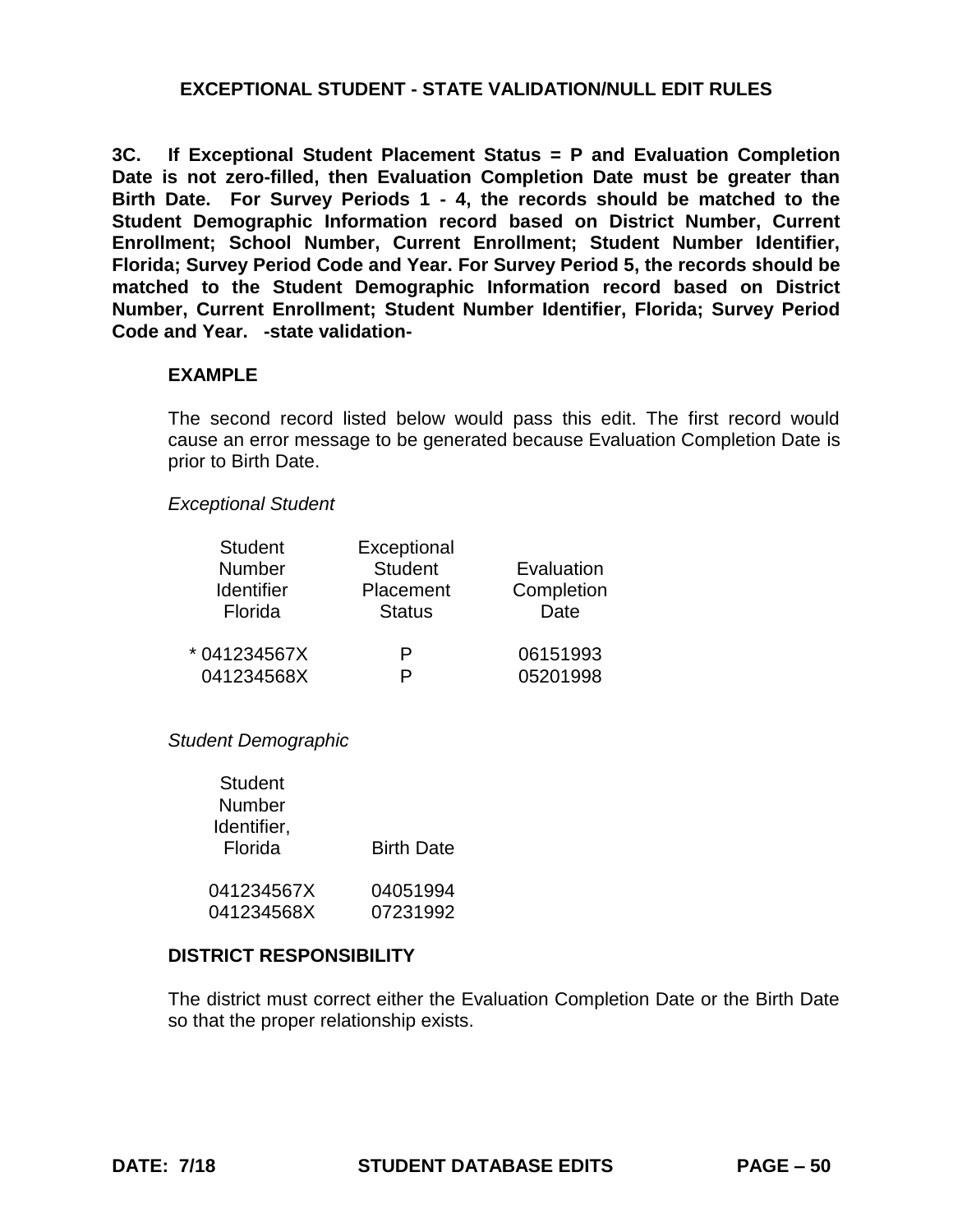# EXCEPTIONAL STUDENT - STATE VALIDATION/NULL EDIT RULES

**3C. If Exceptional Student Placement Status = P and Evaluation Completion Date is not zero-filled, then Evaluation Completion Date must be greater than Birth Date. For Survey Periods 1 - 4, the records should be matched to the Student Demographic Information record based on District Number, Current Enrollment; School Number, Current Enrollment; Student Number Identifier, Florida; Survey Period Code and Year. For Survey Period 5, the records should be matched to the Student Demographic Information record based on District Number, Current Enrollment; Student Number Identifier, Florida; Survey Period Code and Year. -state validation-**

### EXAMPLE

The second record listed below would pass this edit. The first record would cause an error message to be generated because Evaluation Completion Date is prior to Birth Date.

*Exceptional Student*

| Student Number Identifier Florida | Exceptional Student Placement Status | Evaluation Completion Date |
|---|---|---|
| * 041234567X | P | 06151993 |
| 041234568X | P | 05201998 |

*Student Demographic*

| Student Number Identifier, Florida | Birth Date |
|---|---|
| 041234567X | 04051994 |
| 041234568X | 07231992 |

### DISTRICT RESPONSIBILITY

The district must correct either the Evaluation Completion Date or the Birth Date so that the proper relationship exists.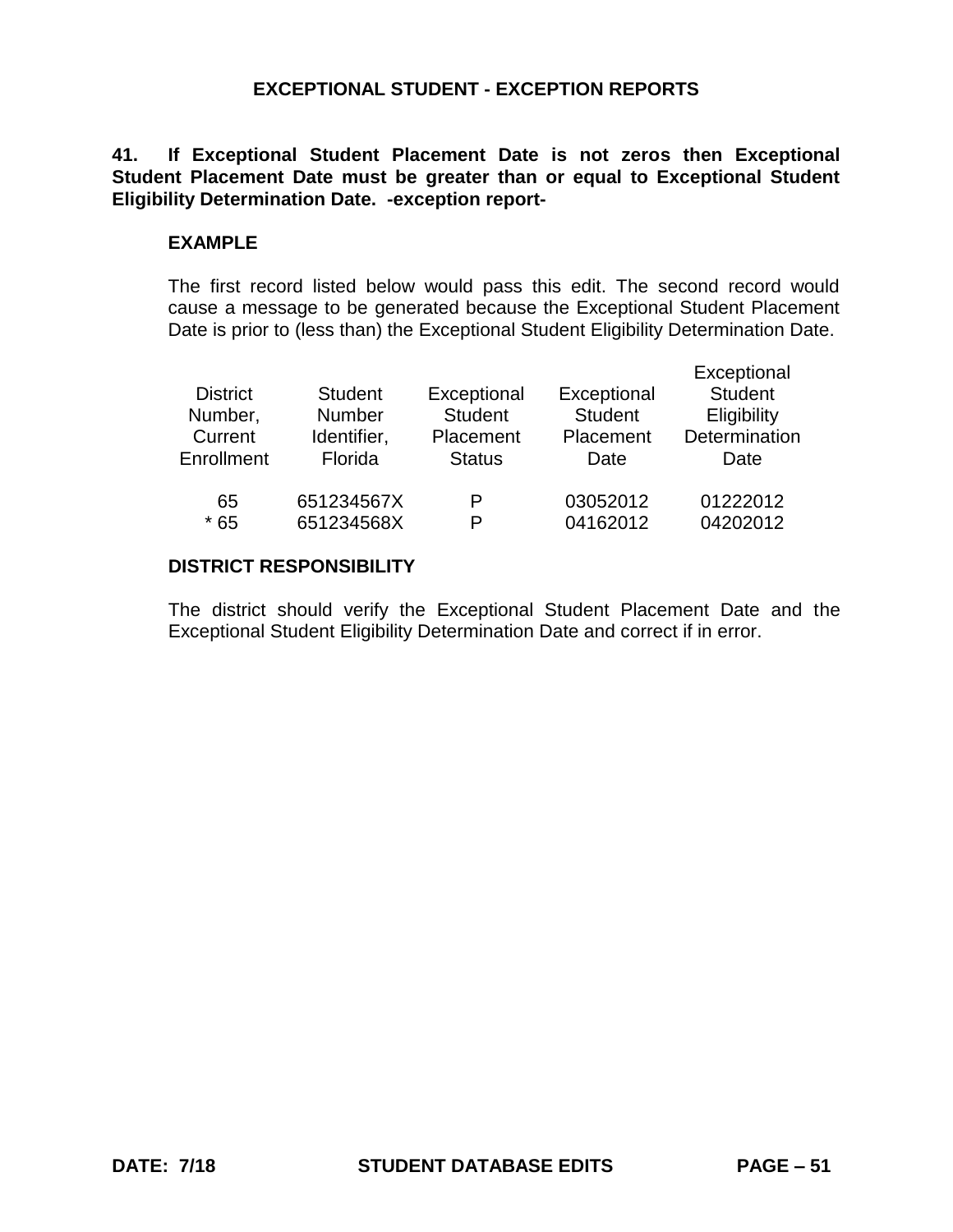## EXCEPTIONAL STUDENT - EXCEPTION REPORTS

**41. If Exceptional Student Placement Date is not zeros then Exceptional Student Placement Date must be greater than or equal to Exceptional Student Eligibility Determination Date. -exception report-**

### EXAMPLE

The first record listed below would pass this edit. The second record would cause a message to be generated because the Exceptional Student Placement Date is prior to (less than) the Exceptional Student Eligibility Determination Date.

| District Number, Current Enrollment | Student Number Identifier, Florida | Exceptional Student Placement Status | Exceptional Student Placement Date | Exceptional Student Eligibility Determination Date |
|---|---|---|---|---|
| 65 | 651234567X | P | 03052012 | 01222012 |
| * 65 | 651234568X | P | 04162012 | 04202012 |

### DISTRICT RESPONSIBILITY

The district should verify the Exceptional Student Placement Date and the Exceptional Student Eligibility Determination Date and correct if in error.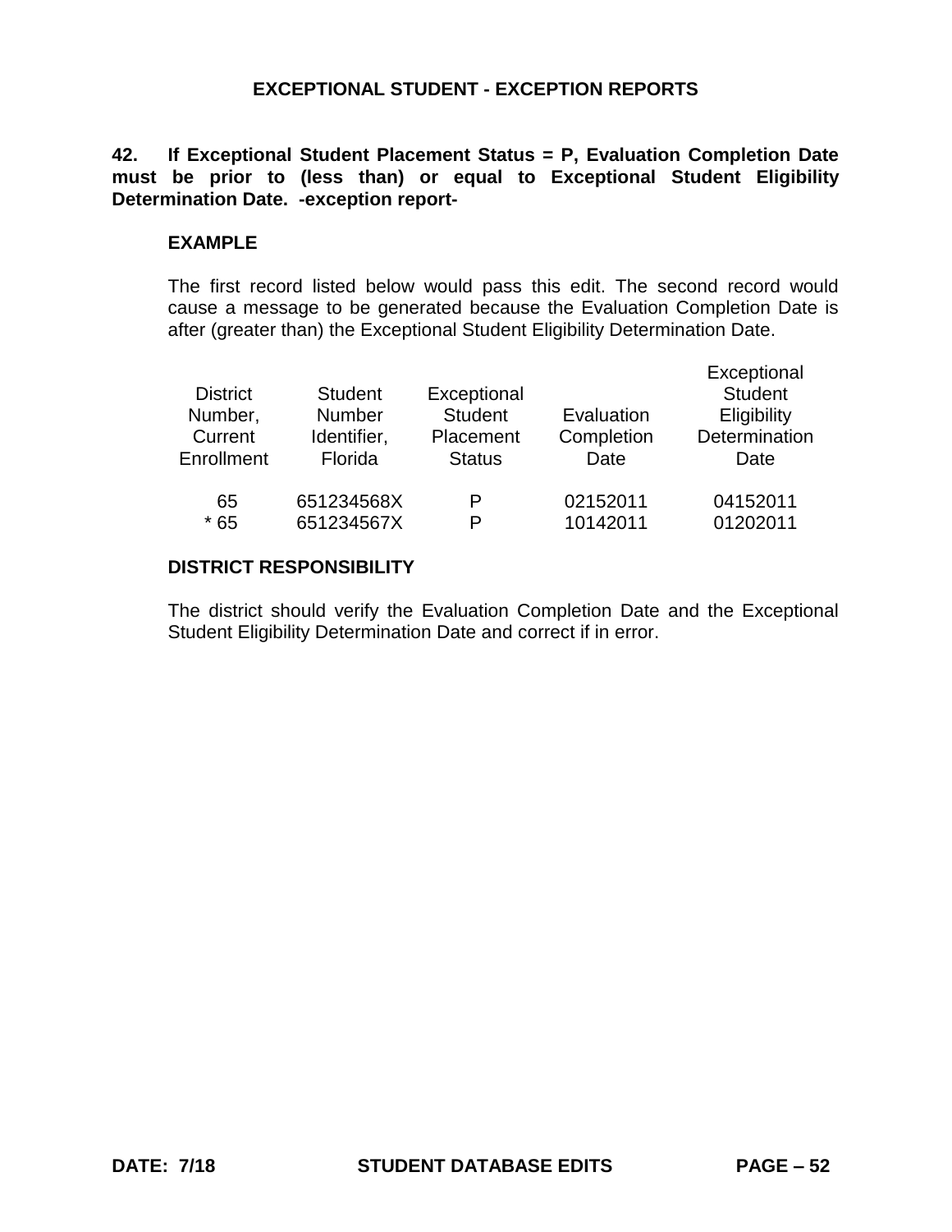# EXCEPTIONAL STUDENT - EXCEPTION REPORTS

**42. If Exceptional Student Placement Status = P, Evaluation Completion Date must be prior to (less than) or equal to Exceptional Student Eligibility Determination Date. -exception report-**

**EXAMPLE**

The first record listed below would pass this edit. The second record would cause a message to be generated because the Evaluation Completion Date is after (greater than) the Exceptional Student Eligibility Determination Date.

| District Number, Current Enrollment | Student Number Identifier, Florida | Exceptional Student Placement Status | Evaluation Completion Date | Exceptional Student Eligibility Determination Date |
|---|---|---|---|---|
| 65 | 651234568X | P | 02152011 | 04152011 |
| * 65 | 651234567X | P | 10142011 | 01202011 |

**DISTRICT RESPONSIBILITY**

The district should verify the Evaluation Completion Date and the Exceptional Student Eligibility Determination Date and correct if in error.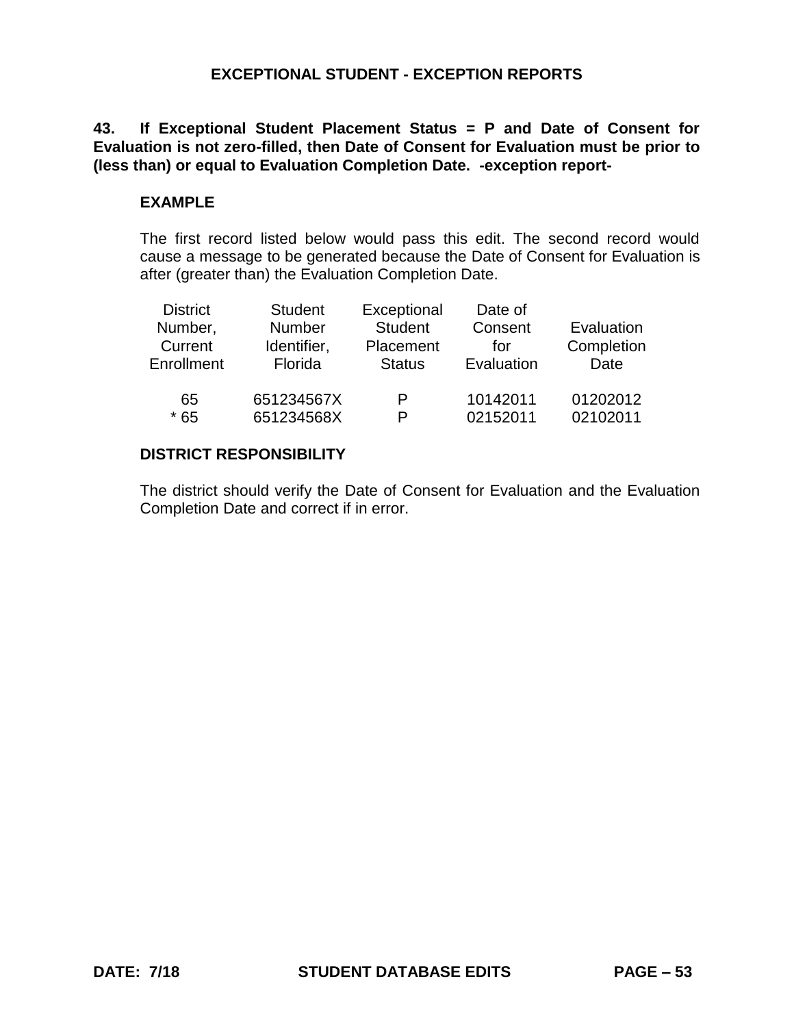## EXCEPTIONAL STUDENT - EXCEPTION REPORTS

**43. If Exceptional Student Placement Status = P and Date of Consent for Evaluation is not zero-filled, then Date of Consent for Evaluation must be prior to (less than) or equal to Evaluation Completion Date. -exception report-**

**EXAMPLE**

The first record listed below would pass this edit. The second record would cause a message to be generated because the Date of Consent for Evaluation is after (greater than) the Evaluation Completion Date.

| District Number, Current Enrollment | Student Number Identifier, Florida | Exceptional Student Placement Status | Date of Consent for Evaluation | Evaluation Completion Date |
|---|---|---|---|---|
| 65 | 651234567X | P | 10142011 | 01202012 |
| * 65 | 651234568X | P | 02152011 | 02102011 |

**DISTRICT RESPONSIBILITY**

The district should verify the Date of Consent for Evaluation and the Evaluation Completion Date and correct if in error.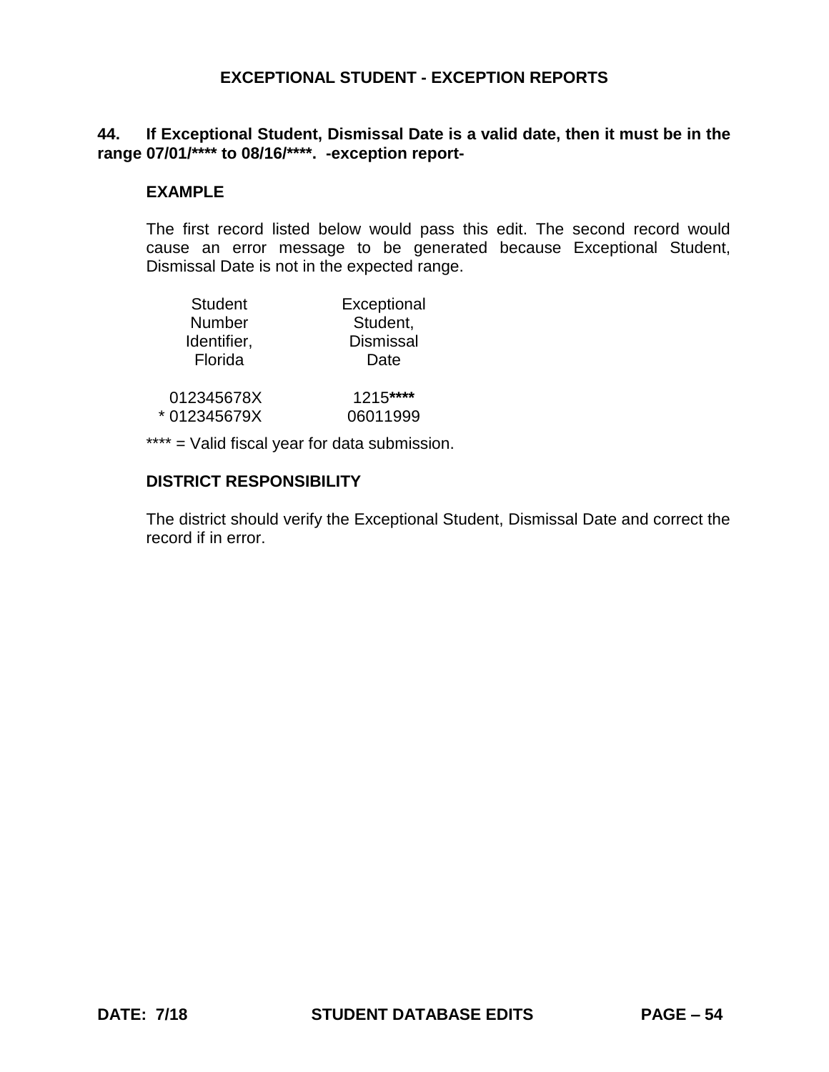## EXCEPTIONAL STUDENT - EXCEPTION REPORTS

**44. If Exceptional Student, Dismissal Date is a valid date, then it must be in the range 07/01/**** to 08/16/****. -exception report-**

**EXAMPLE**

The first record listed below would pass this edit. The second record would cause an error message to be generated because Exceptional Student, Dismissal Date is not in the expected range.

| Student Number Identifier, Florida | Exceptional Student, Dismissal Date |
|---|---|
| 012345678X | 1215**** |
| * 012345679X | 06011999 |

**** = Valid fiscal year for data submission.

**DISTRICT RESPONSIBILITY**

The district should verify the Exceptional Student, Dismissal Date and correct the record if in error.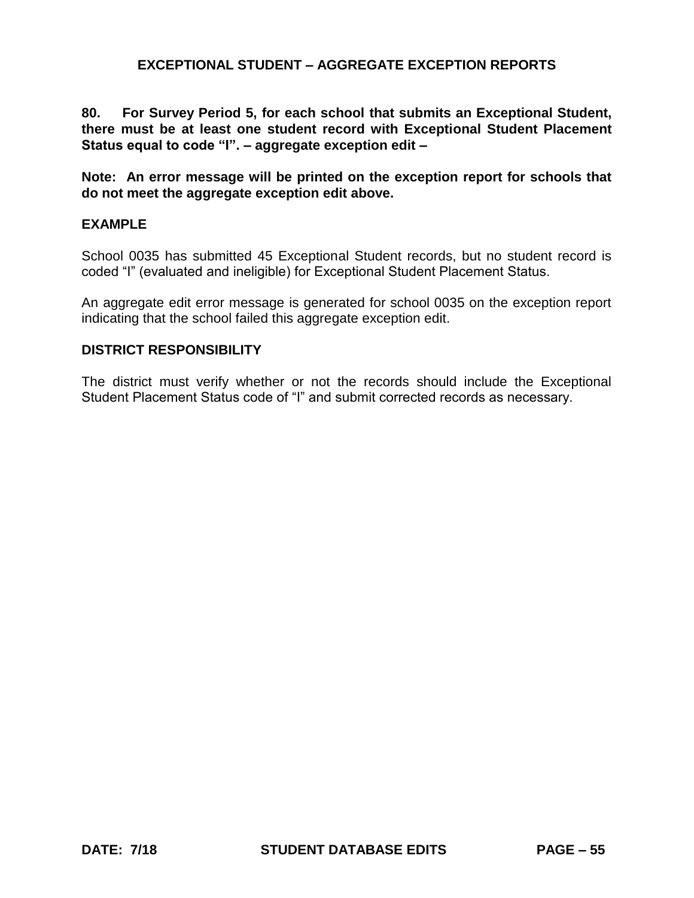## EXCEPTIONAL STUDENT – AGGREGATE EXCEPTION REPORTS

**80. For Survey Period 5, for each school that submits an Exceptional Student, there must be at least one student record with Exceptional Student Placement Status equal to code "I". – aggregate exception edit –**

**Note: An error message will be printed on the exception report for schools that do not meet the aggregate exception edit above.**

### EXAMPLE

School 0035 has submitted 45 Exceptional Student records, but no student record is coded "I" (evaluated and ineligible) for Exceptional Student Placement Status.

An aggregate edit error message is generated for school 0035 on the exception report indicating that the school failed this aggregate exception edit.

### DISTRICT RESPONSIBILITY

The district must verify whether or not the records should include the Exceptional Student Placement Status code of "I" and submit corrected records as necessary.